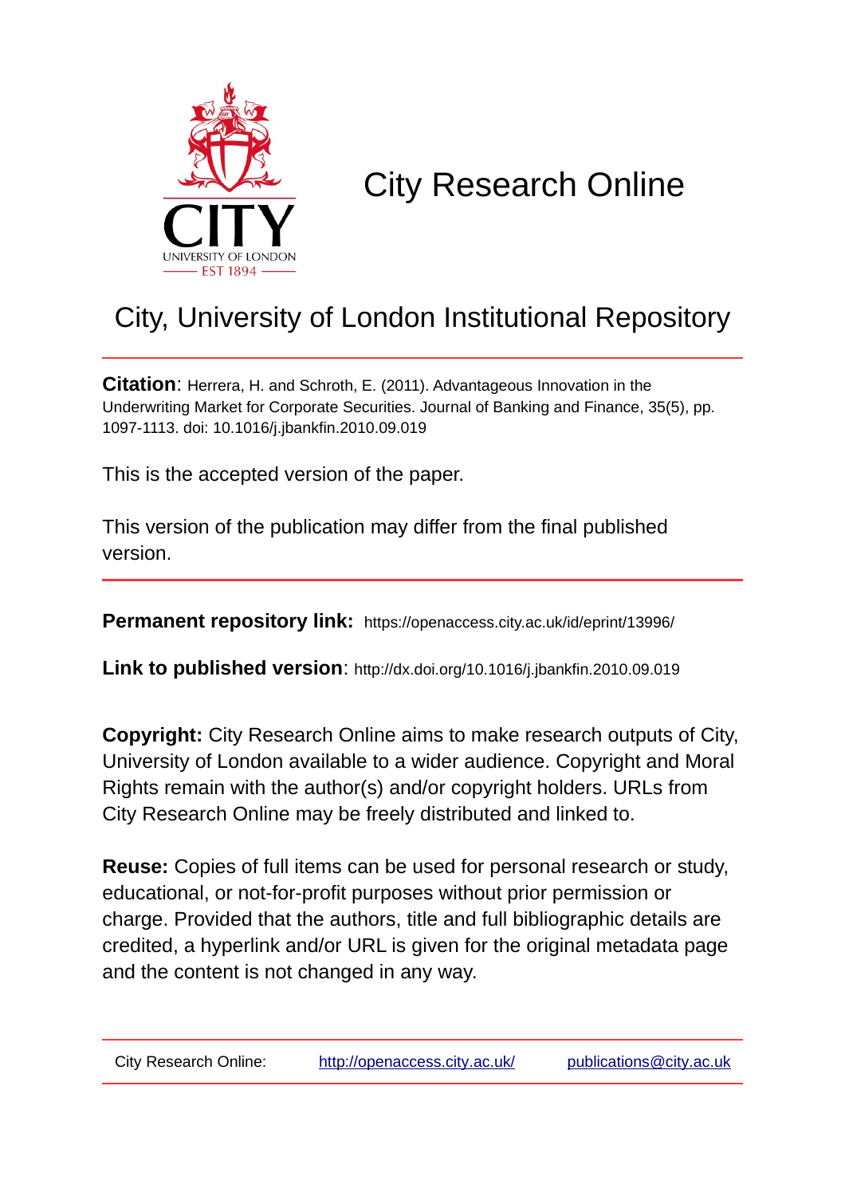# City Research Online

## City, University of London Institutional Repository

**Citation**: Herrera, H. and Schroth, E. (2011). Advantageous Innovation in the Underwriting Market for Corporate Securities. Journal of Banking and Finance, 35(5), pp. 1097-1113. doi: 10.1016/j.jbankfin.2010.09.019

This is the accepted version of the paper.

This version of the publication may differ from the final published version.

**Permanent repository link:** https://openaccess.city.ac.uk/id/eprint/13996/

**Link to published version**: http://dx.doi.org/10.1016/j.jbankfin.2010.09.019

**Copyright:** City Research Online aims to make research outputs of City, University of London available to a wider audience. Copyright and Moral Rights remain with the author(s) and/or copyright holders. URLs from City Research Online may be freely distributed and linked to.

**Reuse:** Copies of full items can be used for personal research or study, educational, or not-for-profit purposes without prior permission or charge. Provided that the authors, title and full bibliographic details are credited, a hyperlink and/or URL is given for the original metadata page and the content is not changed in any way.

City Research Online: http://openaccess.city.ac.uk/ publications@city.ac.uk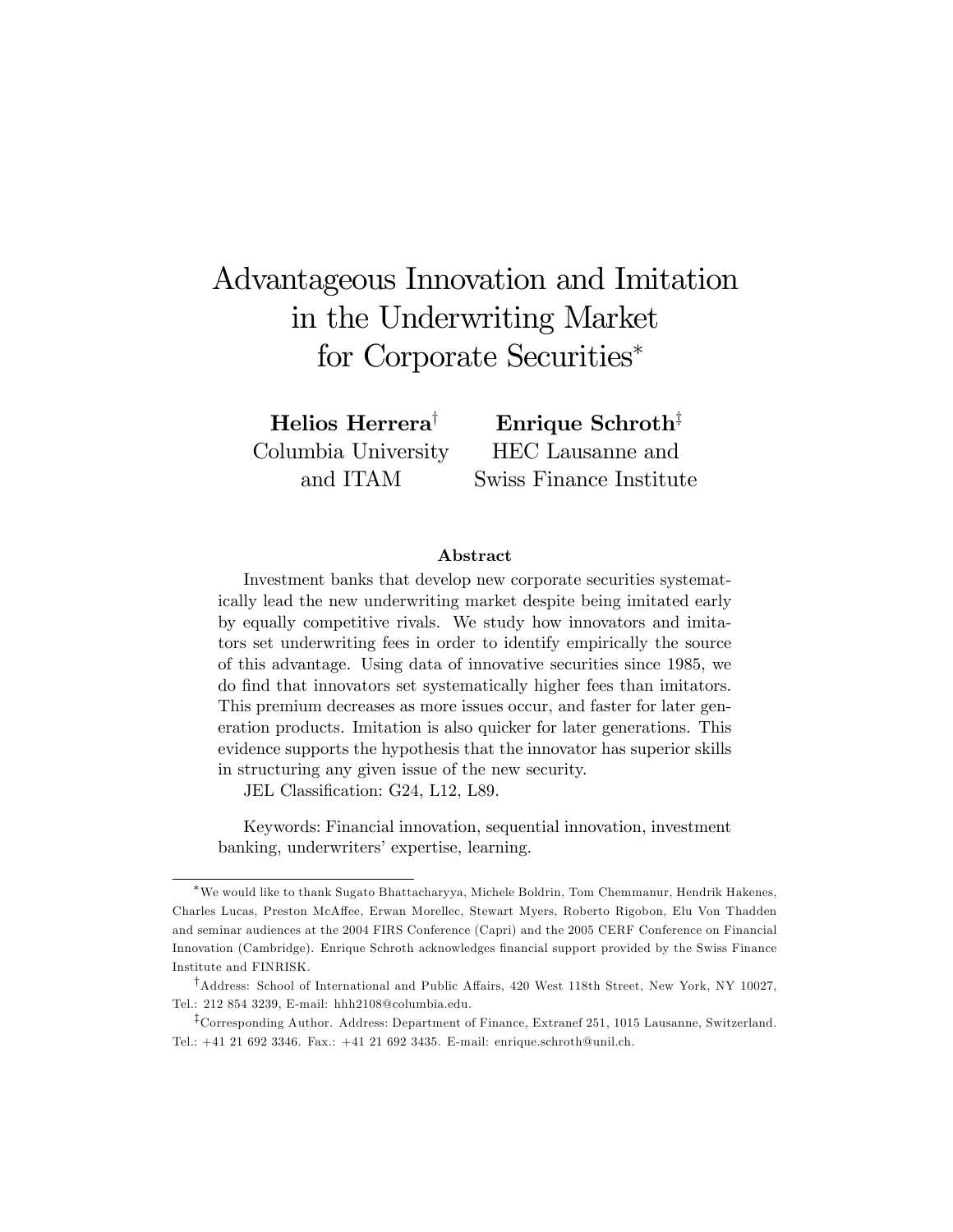# Advantageous Innovation and Imitation in the Underwriting Market for Corporate Securities*

**Helios Herrera**[†]
Columbia University and ITAM

**Enrique Schroth**[‡]
HEC Lausanne and Swiss Finance Institute

### Abstract

Investment banks that develop new corporate securities systematically lead the new underwriting market despite being imitated early by equally competitive rivals. We study how innovators and imitators set underwriting fees in order to identify empirically the source of this advantage. Using data of innovative securities since 1985, we do find that innovators set systematically higher fees than imitators. This premium decreases as more issues occur, and faster for later generation products. Imitation is also quicker for later generations. This evidence supports the hypothesis that the innovator has superior skills in structuring any given issue of the new security.

JEL Classification: G24, L12, L89.

Keywords: Financial innovation, sequential innovation, investment banking, underwriters' expertise, learning.

---

*We would like to thank Sugato Bhattacharyya, Michele Boldrin, Tom Chemmanur, Hendrik Hakenes, Charles Lucas, Preston McAfee, Erwan Morellec, Stewart Myers, Roberto Rigobon, Elu Von Thadden and seminar audiences at the 2004 FIRS Conference (Capri) and the 2005 CERF Conference on Financial Innovation (Cambridge). Enrique Schroth acknowledges financial support provided by the Swiss Finance Institute and FINRISK.

[†]Address: School of International and Public Affairs, 420 West 118th Street, New York, NY 10027, Tel.: 212 854 3239, E-mail: hhh2108@columbia.edu.

[‡]Corresponding Author. Address: Department of Finance, Extranef 251, 1015 Lausanne, Switzerland. Tel.: +41 21 692 3346. Fax.: +41 21 692 3435. E-mail: enrique.schroth@unil.ch.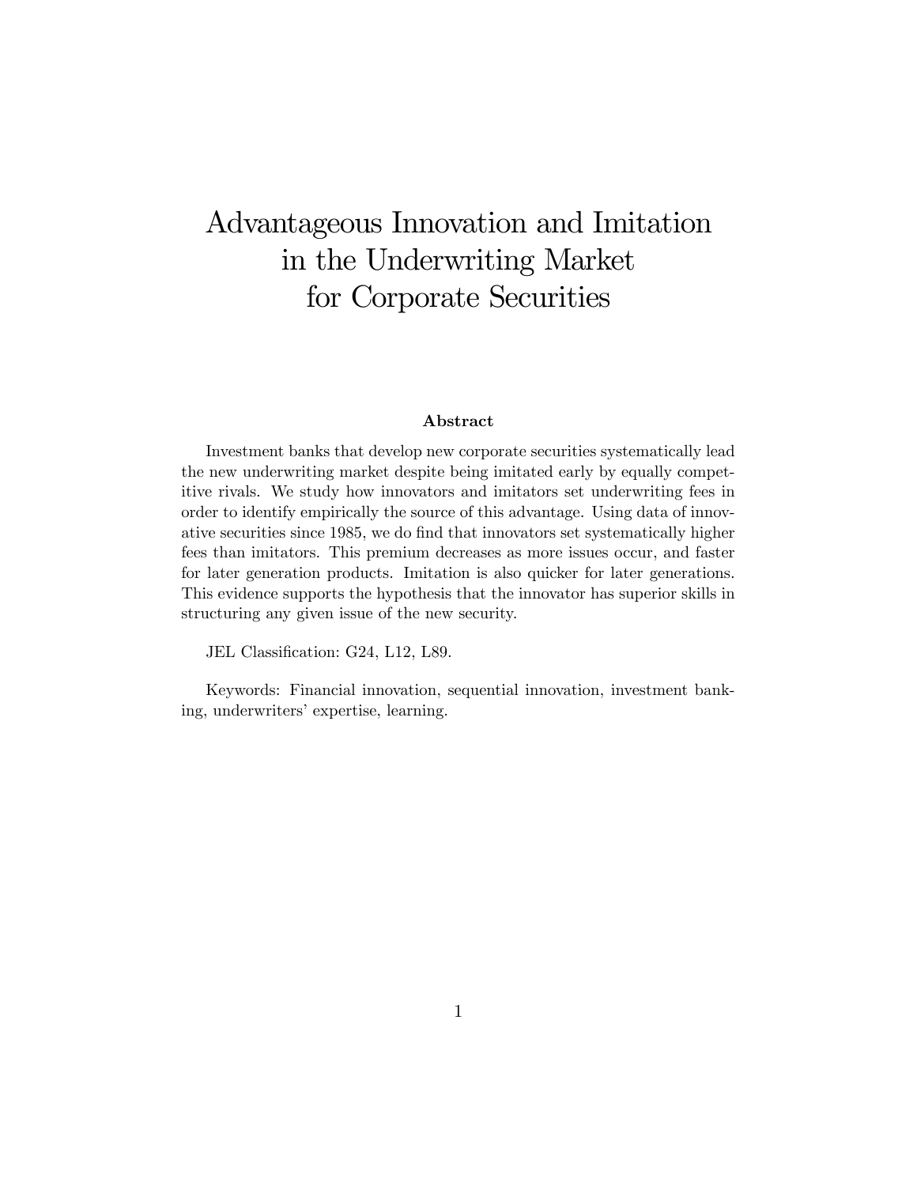# Advantageous Innovation and Imitation in the Underwriting Market for Corporate Securities

**Abstract**

Investment banks that develop new corporate securities systematically lead the new underwriting market despite being imitated early by equally competitive rivals. We study how innovators and imitators set underwriting fees in order to identify empirically the source of this advantage. Using data of innovative securities since 1985, we do find that innovators set systematically higher fees than imitators. This premium decreases as more issues occur, and faster for later generation products. Imitation is also quicker for later generations. This evidence supports the hypothesis that the innovator has superior skills in structuring any given issue of the new security.

JEL Classification: G24, L12, L89.

Keywords: Financial innovation, sequential innovation, investment banking, underwriters' expertise, learning.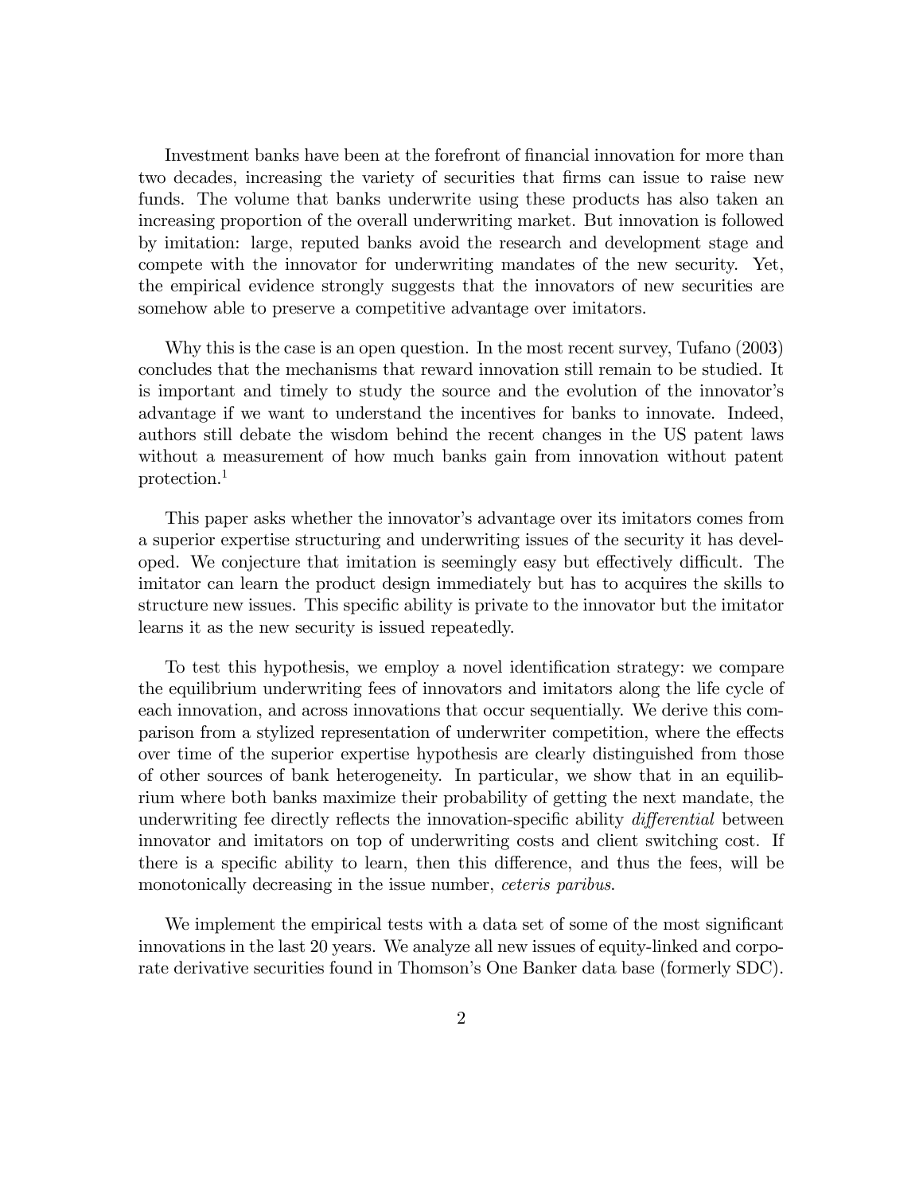Investment banks have been at the forefront of financial innovation for more than two decades, increasing the variety of securities that firms can issue to raise new funds. The volume that banks underwrite using these products has also taken an increasing proportion of the overall underwriting market. But innovation is followed by imitation: large, reputed banks avoid the research and development stage and compete with the innovator for underwriting mandates of the new security. Yet, the empirical evidence strongly suggests that the innovators of new securities are somehow able to preserve a competitive advantage over imitators.

Why this is the case is an open question. In the most recent survey, Tufano (2003) concludes that the mechanisms that reward innovation still remain to be studied. It is important and timely to study the source and the evolution of the innovator's advantage if we want to understand the incentives for banks to innovate. Indeed, authors still debate the wisdom behind the recent changes in the US patent laws without a measurement of how much banks gain from innovation without patent protection.[1]

This paper asks whether the innovator's advantage over its imitators comes from a superior expertise structuring and underwriting issues of the security it has developed. We conjecture that imitation is seemingly easy but effectively difficult. The imitator can learn the product design immediately but has to acquires the skills to structure new issues. This specific ability is private to the innovator but the imitator learns it as the new security is issued repeatedly.

To test this hypothesis, we employ a novel identification strategy: we compare the equilibrium underwriting fees of innovators and imitators along the life cycle of each innovation, and across innovations that occur sequentially. We derive this comparison from a stylized representation of underwriter competition, where the effects over time of the superior expertise hypothesis are clearly distinguished from those of other sources of bank heterogeneity. In particular, we show that in an equilibrium where both banks maximize their probability of getting the next mandate, the underwriting fee directly reflects the innovation-specific ability *differential* between innovator and imitators on top of underwriting costs and client switching cost. If there is a specific ability to learn, then this difference, and thus the fees, will be monotonically decreasing in the issue number, *ceteris paribus*.

We implement the empirical tests with a data set of some of the most significant innovations in the last 20 years. We analyze all new issues of equity-linked and corporate derivative securities found in Thomson's One Banker data base (formerly SDC).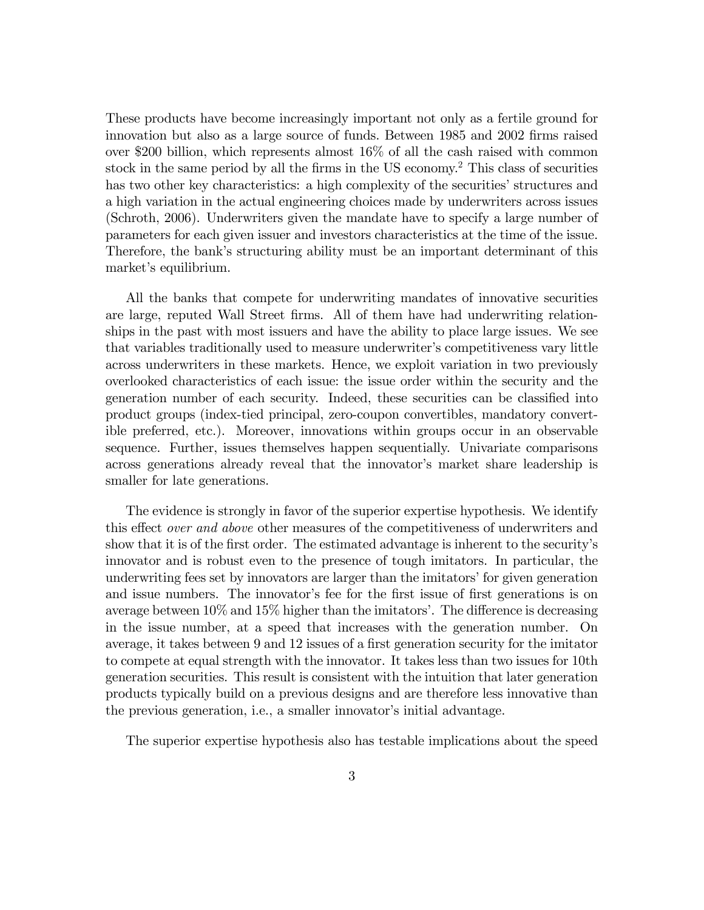These products have become increasingly important not only as a fertile ground for innovation but also as a large source of funds. Between 1985 and 2002 firms raised over $200 billion, which represents almost 16% of all the cash raised with common stock in the same period by all the firms in the US economy.[2] This class of securities has two other key characteristics: a high complexity of the securities' structures and a high variation in the actual engineering choices made by underwriters across issues (Schroth, 2006). Underwriters given the mandate have to specify a large number of parameters for each given issuer and investors characteristics at the time of the issue. Therefore, the bank's structuring ability must be an important determinant of this market's equilibrium.

All the banks that compete for underwriting mandates of innovative securities are large, reputed Wall Street firms. All of them have had underwriting relationships in the past with most issuers and have the ability to place large issues. We see that variables traditionally used to measure underwriter's competitiveness vary little across underwriters in these markets. Hence, we exploit variation in two previously overlooked characteristics of each issue: the issue order within the security and the generation number of each security. Indeed, these securities can be classified into product groups (index-tied principal, zero-coupon convertibles, mandatory convertible preferred, etc.). Moreover, innovations within groups occur in an observable sequence. Further, issues themselves happen sequentially. Univariate comparisons across generations already reveal that the innovator's market share leadership is smaller for late generations.

The evidence is strongly in favor of the superior expertise hypothesis. We identify this effect *over and above* other measures of the competitiveness of underwriters and show that it is of the first order. The estimated advantage is inherent to the security's innovator and is robust even to the presence of tough imitators. In particular, the underwriting fees set by innovators are larger than the imitators' for given generation and issue numbers. The innovator's fee for the first issue of first generations is on average between 10% and 15% higher than the imitators'. The difference is decreasing in the issue number, at a speed that increases with the generation number. On average, it takes between 9 and 12 issues of a first generation security for the imitator to compete at equal strength with the innovator. It takes less than two issues for 10th generation securities. This result is consistent with the intuition that later generation products typically build on a previous designs and are therefore less innovative than the previous generation, i.e., a smaller innovator's initial advantage.

The superior expertise hypothesis also has testable implications about the speed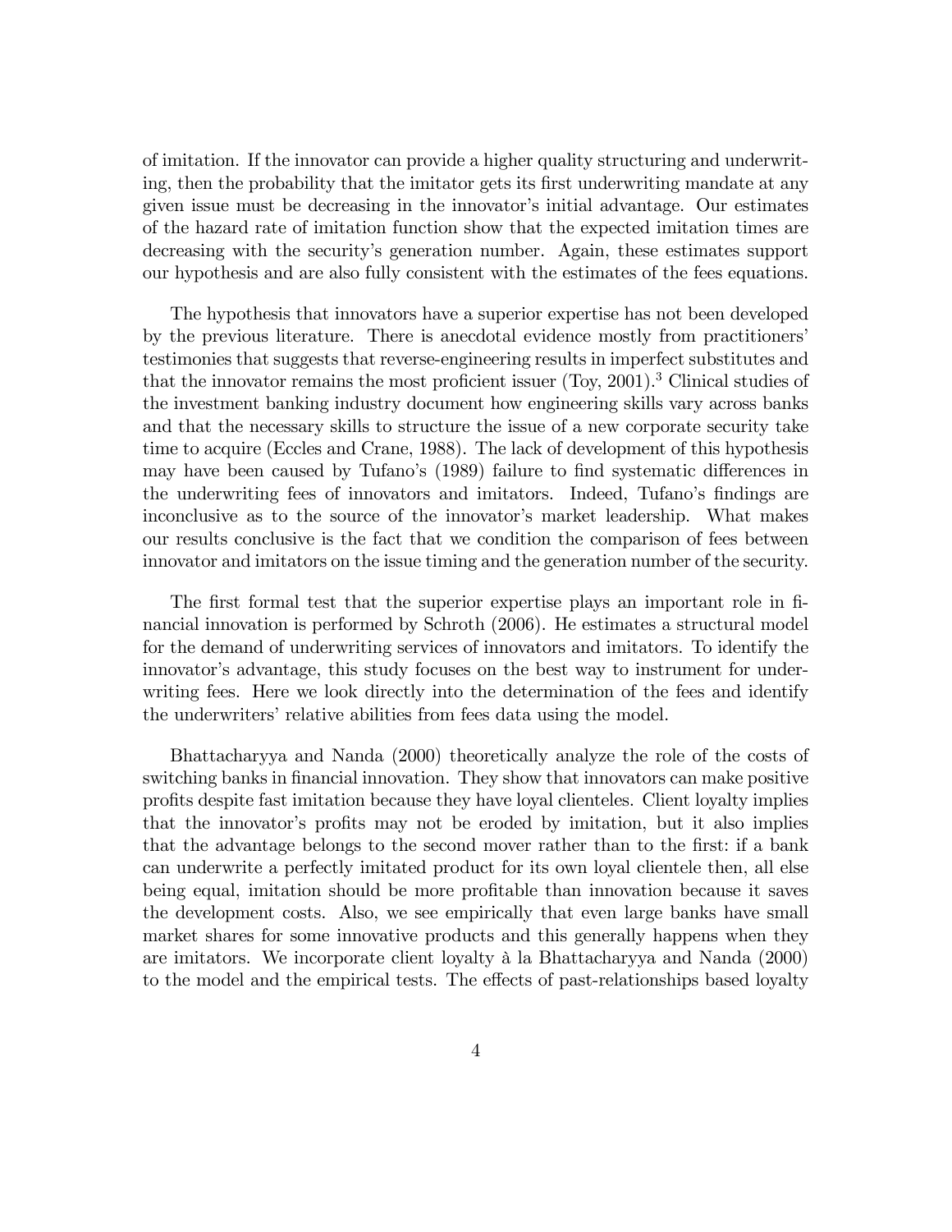of imitation. If the innovator can provide a higher quality structuring and underwriting, then the probability that the imitator gets its first underwriting mandate at any given issue must be decreasing in the innovator's initial advantage. Our estimates of the hazard rate of imitation function show that the expected imitation times are decreasing with the security's generation number. Again, these estimates support our hypothesis and are also fully consistent with the estimates of the fees equations.

The hypothesis that innovators have a superior expertise has not been developed by the previous literature. There is anecdotal evidence mostly from practitioners' testimonies that suggests that reverse-engineering results in imperfect substitutes and that the innovator remains the most proficient issuer (Toy, 2001).[3] Clinical studies of the investment banking industry document how engineering skills vary across banks and that the necessary skills to structure the issue of a new corporate security take time to acquire (Eccles and Crane, 1988). The lack of development of this hypothesis may have been caused by Tufano's (1989) failure to find systematic differences in the underwriting fees of innovators and imitators. Indeed, Tufano's findings are inconclusive as to the source of the innovator's market leadership. What makes our results conclusive is the fact that we condition the comparison of fees between innovator and imitators on the issue timing and the generation number of the security.

The first formal test that the superior expertise plays an important role in financial innovation is performed by Schroth (2006). He estimates a structural model for the demand of underwriting services of innovators and imitators. To identify the innovator's advantage, this study focuses on the best way to instrument for underwriting fees. Here we look directly into the determination of the fees and identify the underwriters' relative abilities from fees data using the model.

Bhattacharyya and Nanda (2000) theoretically analyze the role of the costs of switching banks in financial innovation. They show that innovators can make positive profits despite fast imitation because they have loyal clienteles. Client loyalty implies that the innovator's profits may not be eroded by imitation, but it also implies that the advantage belongs to the second mover rather than to the first: if a bank can underwrite a perfectly imitated product for its own loyal clientele then, all else being equal, imitation should be more profitable than innovation because it saves the development costs. Also, we see empirically that even large banks have small market shares for some innovative products and this generally happens when they are imitators. We incorporate client loyalty à la Bhattacharyya and Nanda (2000) to the model and the empirical tests. The effects of past-relationships based loyalty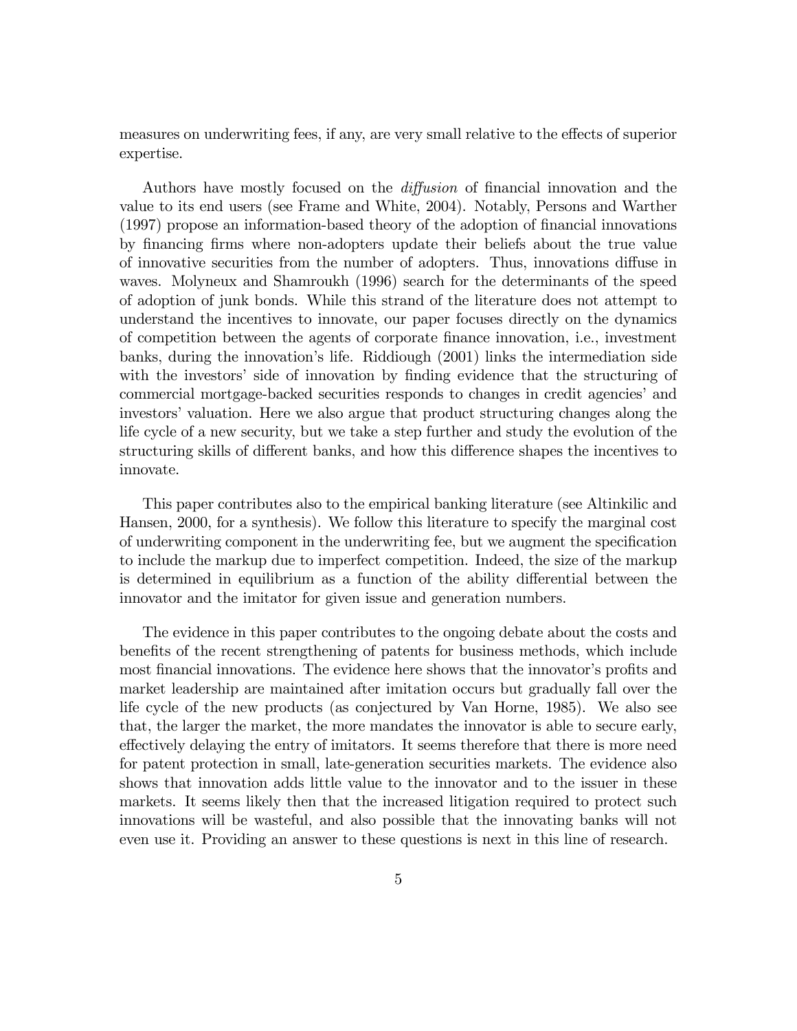measures on underwriting fees, if any, are very small relative to the effects of superior expertise.

Authors have mostly focused on the *diffusion* of financial innovation and the value to its end users (see Frame and White, 2004). Notably, Persons and Warther (1997) propose an information-based theory of the adoption of financial innovations by financing firms where non-adopters update their beliefs about the true value of innovative securities from the number of adopters. Thus, innovations diffuse in waves. Molyneux and Shamroukh (1996) search for the determinants of the speed of adoption of junk bonds. While this strand of the literature does not attempt to understand the incentives to innovate, our paper focuses directly on the dynamics of competition between the agents of corporate finance innovation, i.e., investment banks, during the innovation's life. Riddiough (2001) links the intermediation side with the investors' side of innovation by finding evidence that the structuring of commercial mortgage-backed securities responds to changes in credit agencies' and investors' valuation. Here we also argue that product structuring changes along the life cycle of a new security, but we take a step further and study the evolution of the structuring skills of different banks, and how this difference shapes the incentives to innovate.

This paper contributes also to the empirical banking literature (see Altinkilic and Hansen, 2000, for a synthesis). We follow this literature to specify the marginal cost of underwriting component in the underwriting fee, but we augment the specification to include the markup due to imperfect competition. Indeed, the size of the markup is determined in equilibrium as a function of the ability differential between the innovator and the imitator for given issue and generation numbers.

The evidence in this paper contributes to the ongoing debate about the costs and benefits of the recent strengthening of patents for business methods, which include most financial innovations. The evidence here shows that the innovator's profits and market leadership are maintained after imitation occurs but gradually fall over the life cycle of the new products (as conjectured by Van Horne, 1985). We also see that, the larger the market, the more mandates the innovator is able to secure early, effectively delaying the entry of imitators. It seems therefore that there is more need for patent protection in small, late-generation securities markets. The evidence also shows that innovation adds little value to the innovator and to the issuer in these markets. It seems likely then that the increased litigation required to protect such innovations will be wasteful, and also possible that the innovating banks will not even use it. Providing an answer to these questions is next in this line of research.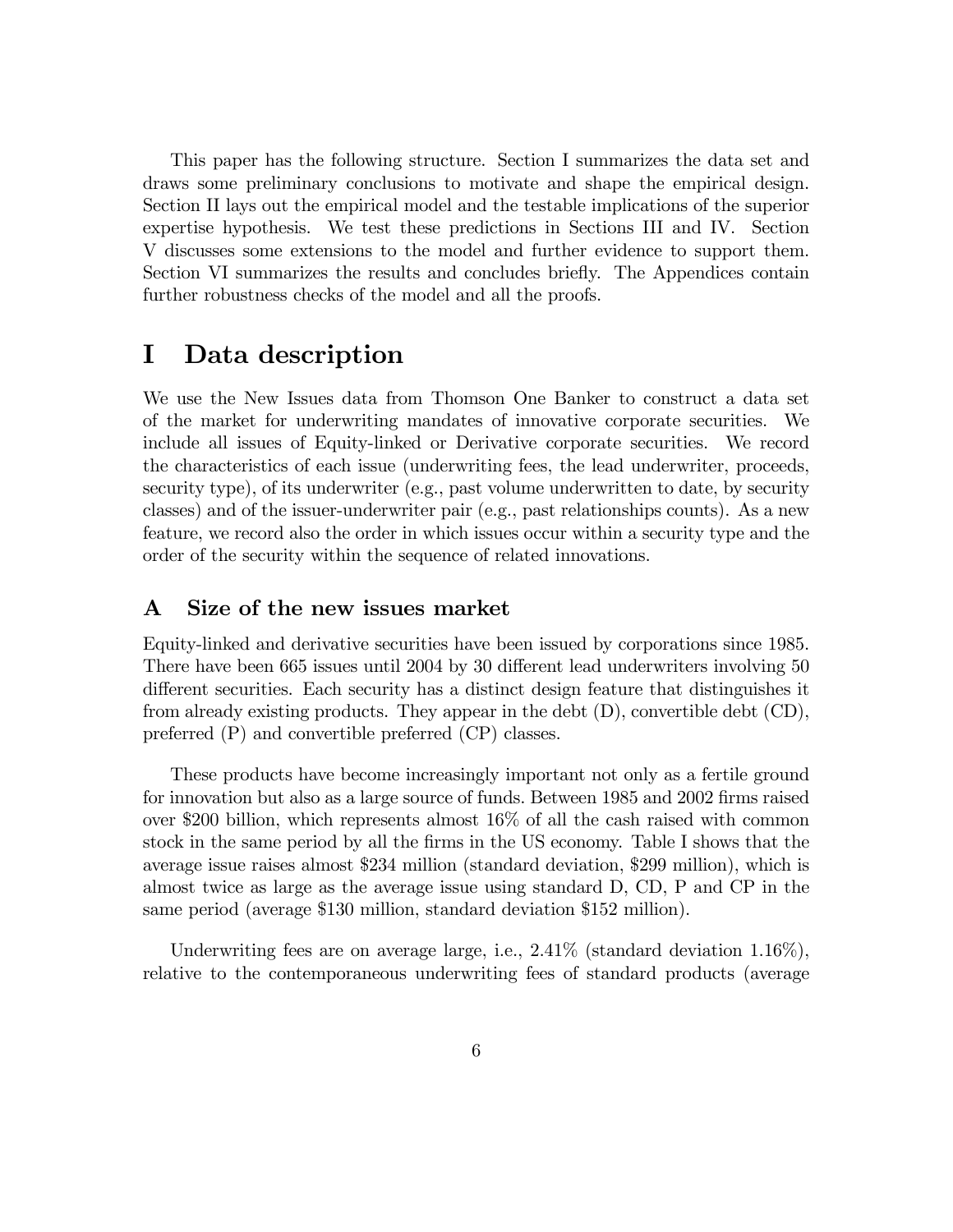This paper has the following structure. Section I summarizes the data set and draws some preliminary conclusions to motivate and shape the empirical design. Section II lays out the empirical model and the testable implications of the superior expertise hypothesis. We test these predictions in Sections III and IV. Section V discusses some extensions to the model and further evidence to support them. Section VI summarizes the results and concludes briefly. The Appendices contain further robustness checks of the model and all the proofs.

# I Data description

We use the New Issues data from Thomson One Banker to construct a data set of the market for underwriting mandates of innovative corporate securities. We include all issues of Equity-linked or Derivative corporate securities. We record the characteristics of each issue (underwriting fees, the lead underwriter, proceeds, security type), of its underwriter (e.g., past volume underwritten to date, by security classes) and of the issuer-underwriter pair (e.g., past relationships counts). As a new feature, we record also the order in which issues occur within a security type and the order of the security within the sequence of related innovations.

## A Size of the new issues market

Equity-linked and derivative securities have been issued by corporations since 1985. There have been 665 issues until 2004 by 30 different lead underwriters involving 50 different securities. Each security has a distinct design feature that distinguishes it from already existing products. They appear in the debt (D), convertible debt (CD), preferred (P) and convertible preferred (CP) classes.

These products have become increasingly important not only as a fertile ground for innovation but also as a large source of funds. Between 1985 and 2002 firms raised over \$200 billion, which represents almost 16% of all the cash raised with common stock in the same period by all the firms in the US economy. Table I shows that the average issue raises almost \$234 million (standard deviation, \$299 million), which is almost twice as large as the average issue using standard D, CD, P and CP in the same period (average \$130 million, standard deviation \$152 million).

Underwriting fees are on average large, i.e., 2.41% (standard deviation 1.16%), relative to the contemporaneous underwriting fees of standard products (average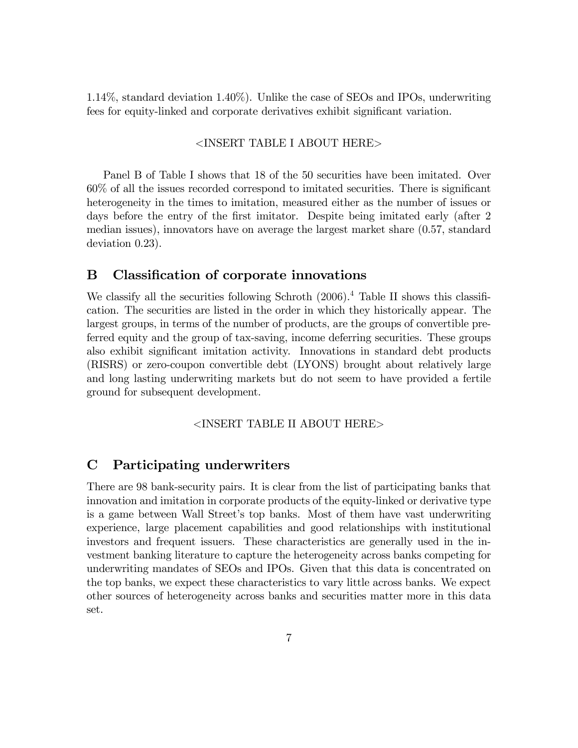1.14%, standard deviation 1.40%). Unlike the case of SEOs and IPOs, underwriting fees for equity-linked and corporate derivatives exhibit significant variation.

<INSERT TABLE I ABOUT HERE>

Panel B of Table I shows that 18 of the 50 securities have been imitated. Over 60% of all the issues recorded correspond to imitated securities. There is significant heterogeneity in the times to imitation, measured either as the number of issues or days before the entry of the first imitator. Despite being imitated early (after 2 median issues), innovators have on average the largest market share (0.57, standard deviation 0.23).

## B Classification of corporate innovations

We classify all the securities following Schroth (2006).[4] Table II shows this classification. The securities are listed in the order in which they historically appear. The largest groups, in terms of the number of products, are the groups of convertible preferred equity and the group of tax-saving, income deferring securities. These groups also exhibit significant imitation activity. Innovations in standard debt products (RISRS) or zero-coupon convertible debt (LYONS) brought about relatively large and long lasting underwriting markets but do not seem to have provided a fertile ground for subsequent development.

<INSERT TABLE II ABOUT HERE>

## C Participating underwriters

There are 98 bank-security pairs. It is clear from the list of participating banks that innovation and imitation in corporate products of the equity-linked or derivative type is a game between Wall Street's top banks. Most of them have vast underwriting experience, large placement capabilities and good relationships with institutional investors and frequent issuers. These characteristics are generally used in the investment banking literature to capture the heterogeneity across banks competing for underwriting mandates of SEOs and IPOs. Given that this data is concentrated on the top banks, we expect these characteristics to vary little across banks. We expect other sources of heterogeneity across banks and securities matter more in this data set.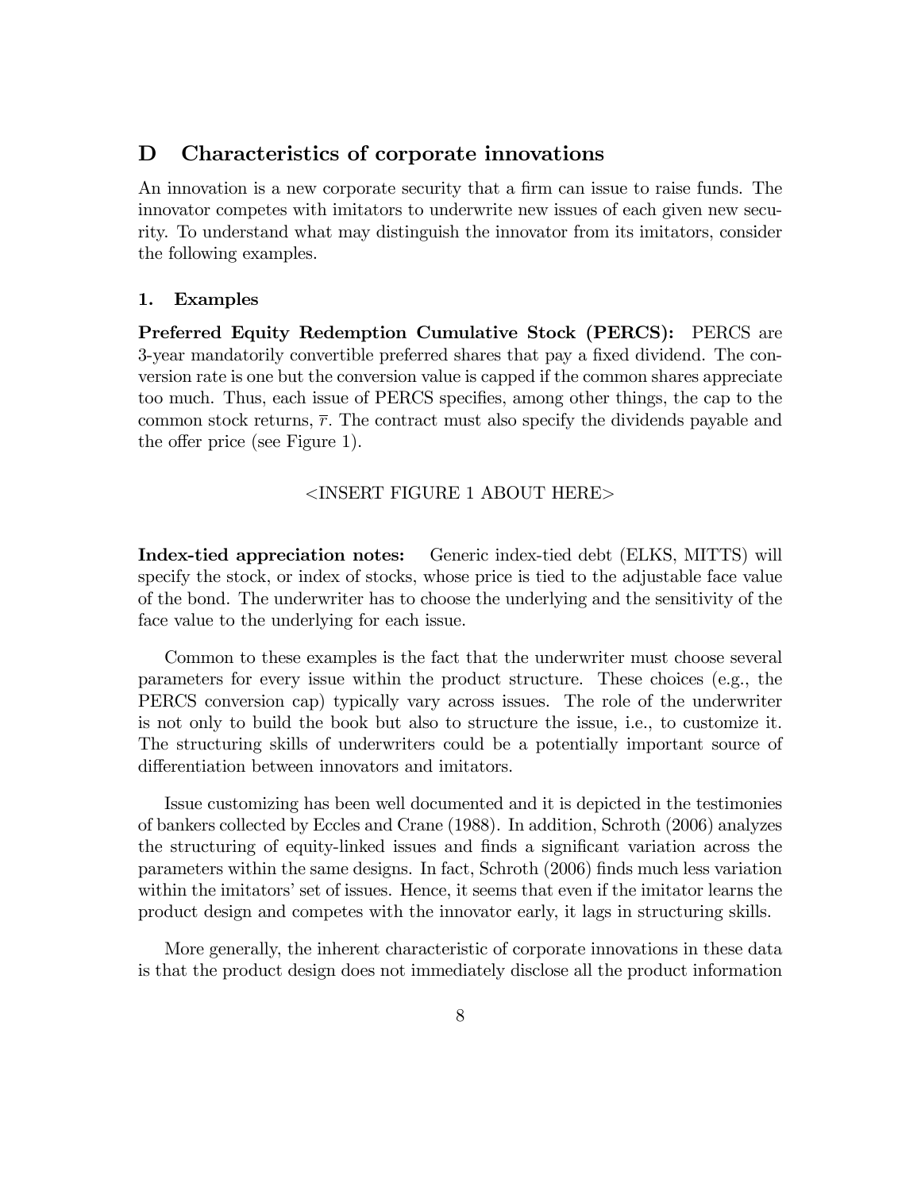## D Characteristics of corporate innovations

An innovation is a new corporate security that a firm can issue to raise funds. The innovator competes with imitators to underwrite new issues of each given new security. To understand what may distinguish the innovator from its imitators, consider the following examples.

### 1. Examples

**Preferred Equity Redemption Cumulative Stock (PERCS):** PERCS are 3-year mandatorily convertible preferred shares that pay a fixed dividend. The conversion rate is one but the conversion value is capped if the common shares appreciate too much. Thus, each issue of PERCS specifies, among other things, the cap to the common stock returns, $\bar{r}$. The contract must also specify the dividends payable and the offer price (see Figure 1).

<INSERT FIGURE 1 ABOUT HERE>

**Index-tied appreciation notes:** Generic index-tied debt (ELKS, MITTS) will specify the stock, or index of stocks, whose price is tied to the adjustable face value of the bond. The underwriter has to choose the underlying and the sensitivity of the face value to the underlying for each issue.

Common to these examples is the fact that the underwriter must choose several parameters for every issue within the product structure. These choices (e.g., the PERCS conversion cap) typically vary across issues. The role of the underwriter is not only to build the book but also to structure the issue, i.e., to customize it. The structuring skills of underwriters could be a potentially important source of differentiation between innovators and imitators.

Issue customizing has been well documented and it is depicted in the testimonies of bankers collected by Eccles and Crane (1988). In addition, Schroth (2006) analyzes the structuring of equity-linked issues and finds a significant variation across the parameters within the same designs. In fact, Schroth (2006) finds much less variation within the imitators' set of issues. Hence, it seems that even if the imitator learns the product design and competes with the innovator early, it lags in structuring skills.

More generally, the inherent characteristic of corporate innovations in these data is that the product design does not immediately disclose all the product information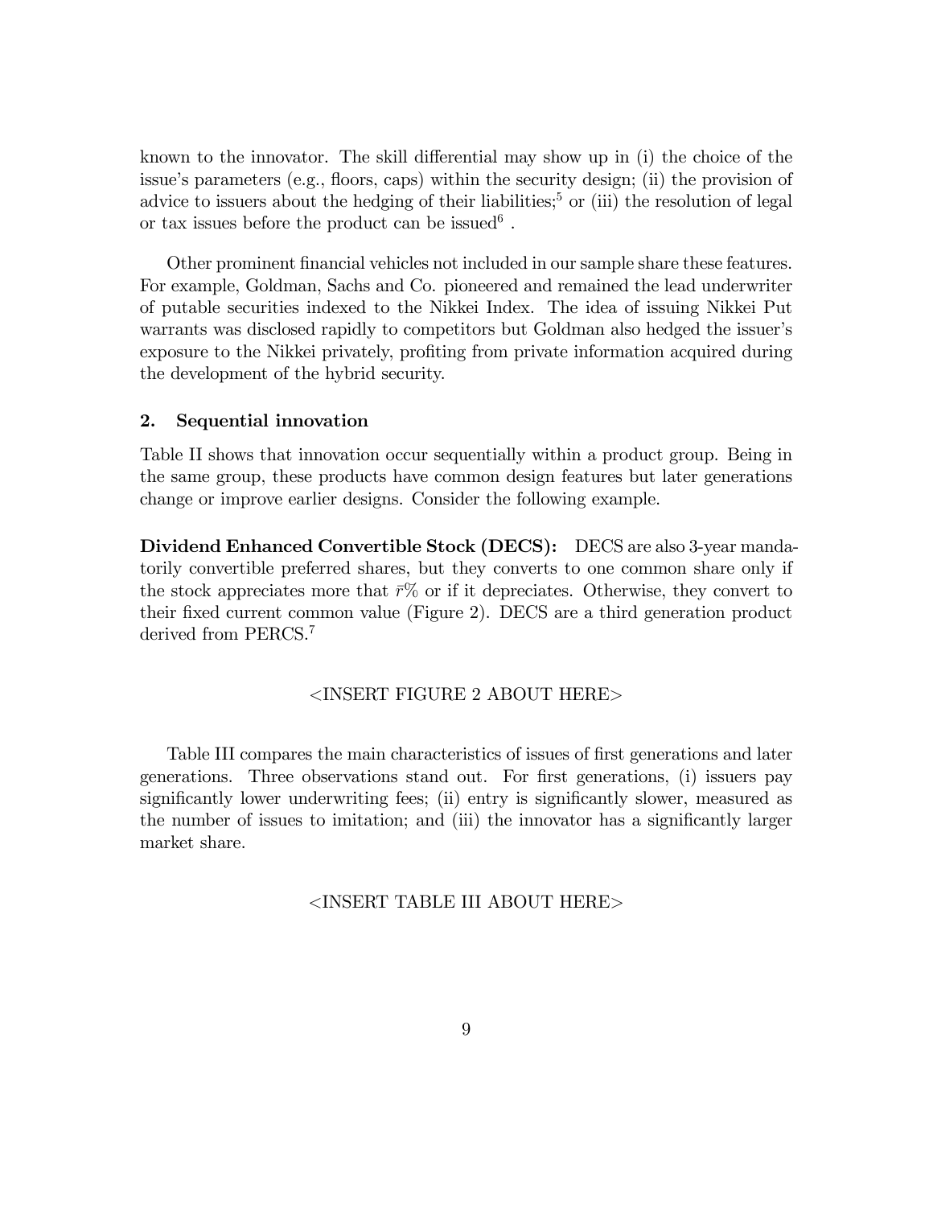known to the innovator. The skill differential may show up in (i) the choice of the issue's parameters (e.g., floors, caps) within the security design; (ii) the provision of advice to issuers about the hedging of their liabilities;[5] or (iii) the resolution of legal or tax issues before the product can be issued[6] .

Other prominent financial vehicles not included in our sample share these features. For example, Goldman, Sachs and Co. pioneered and remained the lead underwriter of putable securities indexed to the Nikkei Index. The idea of issuing Nikkei Put warrants was disclosed rapidly to competitors but Goldman also hedged the issuer's exposure to the Nikkei privately, profiting from private information acquired during the development of the hybrid security.

### 2. Sequential innovation

Table II shows that innovation occur sequentially within a product group. Being in the same group, these products have common design features but later generations change or improve earlier designs. Consider the following example.

**Dividend Enhanced Convertible Stock (DECS):** DECS are also 3-year mandatorily convertible preferred shares, but they converts to one common share only if the stock appreciates more that $\bar{r}$% or if it depreciates. Otherwise, they convert to their fixed current common value (Figure 2). DECS are a third generation product derived from PERCS.[7]

<INSERT FIGURE 2 ABOUT HERE>

Table III compares the main characteristics of issues of first generations and later generations. Three observations stand out. For first generations, (i) issuers pay significantly lower underwriting fees; (ii) entry is significantly slower, measured as the number of issues to imitation; and (iii) the innovator has a significantly larger market share.

<INSERT TABLE III ABOUT HERE>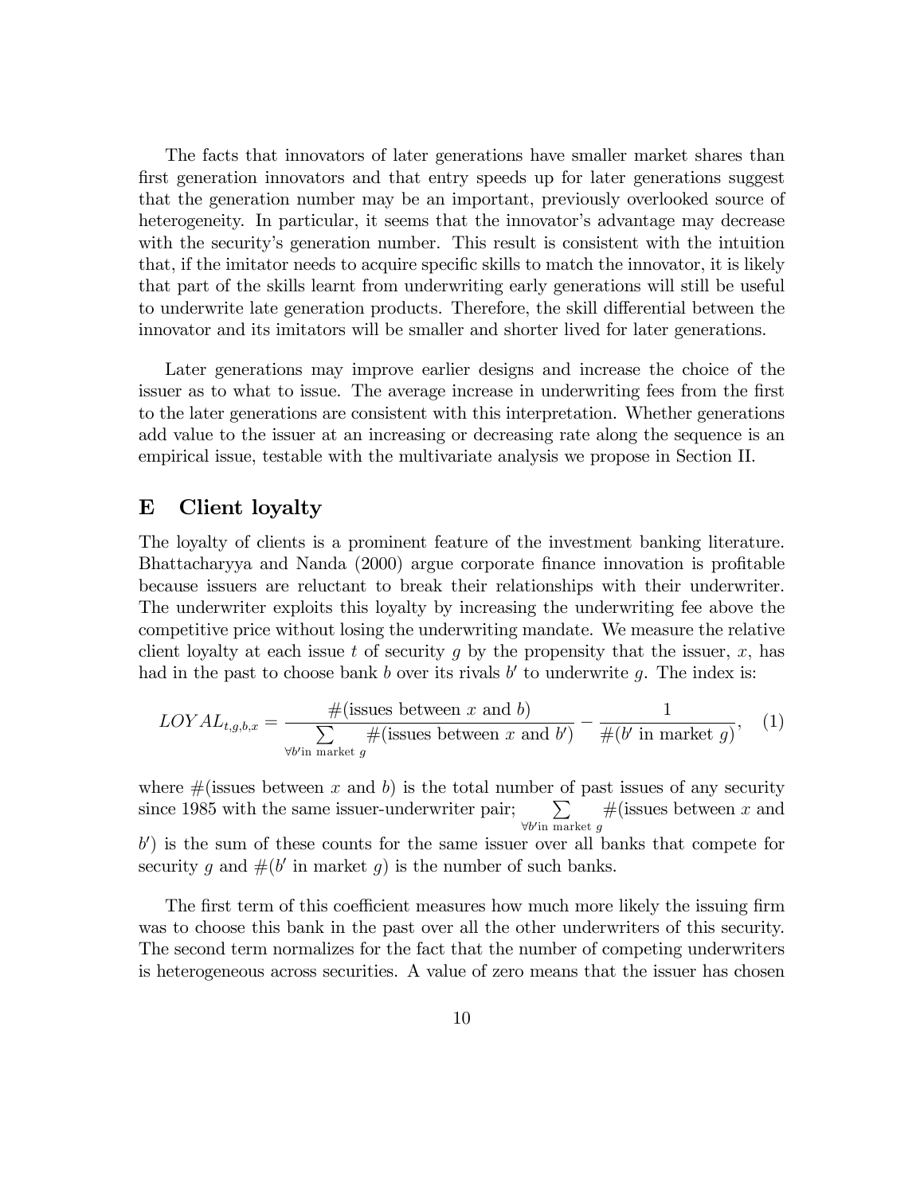The facts that innovators of later generations have smaller market shares than first generation innovators and that entry speeds up for later generations suggest that the generation number may be an important, previously overlooked source of heterogeneity. In particular, it seems that the innovator's advantage may decrease with the security's generation number. This result is consistent with the intuition that, if the imitator needs to acquire specific skills to match the innovator, it is likely that part of the skills learnt from underwriting early generations will still be useful to underwrite late generation products. Therefore, the skill differential between the innovator and its imitators will be smaller and shorter lived for later generations.

Later generations may improve earlier designs and increase the choice of the issuer as to what to issue. The average increase in underwriting fees from the first to the later generations are consistent with this interpretation. Whether generations add value to the issuer at an increasing or decreasing rate along the sequence is an empirical issue, testable with the multivariate analysis we propose in Section II.

## E Client loyalty

The loyalty of clients is a prominent feature of the investment banking literature. Bhattacharyya and Nanda (2000) argue corporate finance innovation is profitable because issuers are reluctant to break their relationships with their underwriter. The underwriter exploits this loyalty by increasing the underwriting fee above the competitive price without losing the underwriting mandate. We measure the relative client loyalty at each issue $t$ of security $g$ by the propensity that the issuer, $x$, has had in the past to choose bank $b$ over its rivals $b'$ to underwrite $g$. The index is:

$$LOYAL_{t,g,b,x} = \frac{\#(\text{issues between } x \text{ and } b)}{\sum\limits_{\forall b' \text{in market } g} \#(\text{issues between } x \text{ and } b')} - \frac{1}{\#(b' \text{ in market } g)}, \quad (1)$$

where $\#(\text{issues between } x \text{ and } b)$ is the total number of past issues of any security since 1985 with the same issuer-underwriter pair; $\sum\limits_{\forall b' \text{in market } g} \#(\text{issues between } x \text{ and } b')$ is the sum of these counts for the same issuer over all banks that compete for security $g$ and $\#(b' \text{ in market } g)$ is the number of such banks.

The first term of this coefficient measures how much more likely the issuing firm was to choose this bank in the past over all the other underwriters of this security. The second term normalizes for the fact that the number of competing underwriters is heterogeneous across securities. A value of zero means that the issuer has chosen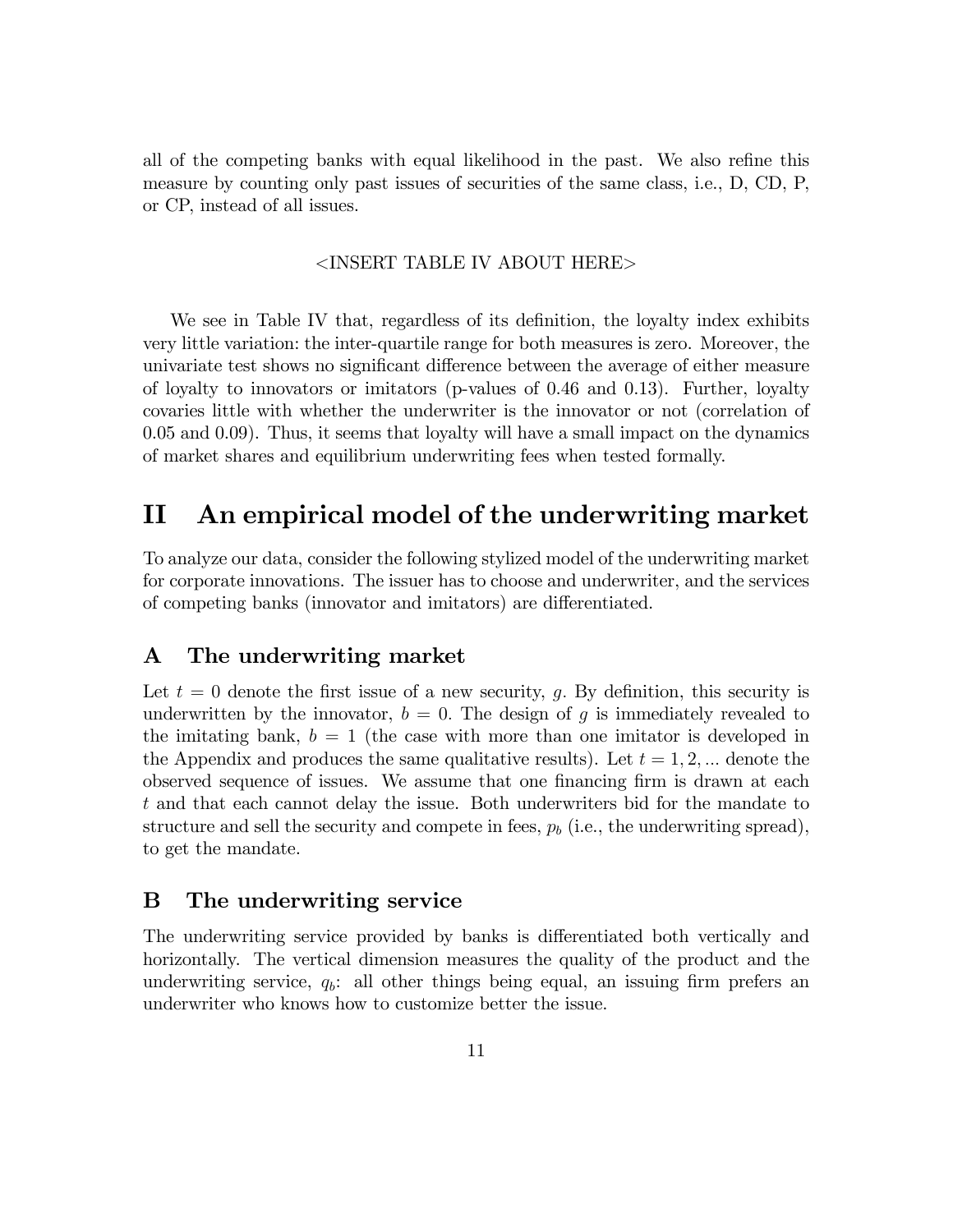all of the competing banks with equal likelihood in the past. We also refine this measure by counting only past issues of securities of the same class, i.e., D, CD, P, or CP, instead of all issues.

<INSERT TABLE IV ABOUT HERE>

We see in Table IV that, regardless of its definition, the loyalty index exhibits very little variation: the inter-quartile range for both measures is zero. Moreover, the univariate test shows no significant difference between the average of either measure of loyalty to innovators or imitators (p-values of 0.46 and 0.13). Further, loyalty covaries little with whether the underwriter is the innovator or not (correlation of 0.05 and 0.09). Thus, it seems that loyalty will have a small impact on the dynamics of market shares and equilibrium underwriting fees when tested formally.

# II An empirical model of the underwriting market

To analyze our data, consider the following stylized model of the underwriting market for corporate innovations. The issuer has to choose and underwriter, and the services of competing banks (innovator and imitators) are differentiated.

## A The underwriting market

Let $t = 0$ denote the first issue of a new security, $g$. By definition, this security is underwritten by the innovator, $b = 0$. The design of $g$ is immediately revealed to the imitating bank, $b = 1$ (the case with more than one imitator is developed in the Appendix and produces the same qualitative results). Let $t = 1, 2, ...$ denote the observed sequence of issues. We assume that one financing firm is drawn at each $t$ and that each cannot delay the issue. Both underwriters bid for the mandate to structure and sell the security and compete in fees, $p_b$ (i.e., the underwriting spread), to get the mandate.

## B The underwriting service

The underwriting service provided by banks is differentiated both vertically and horizontally. The vertical dimension measures the quality of the product and the underwriting service, $q_b$: all other things being equal, an issuing firm prefers an underwriter who knows how to customize better the issue.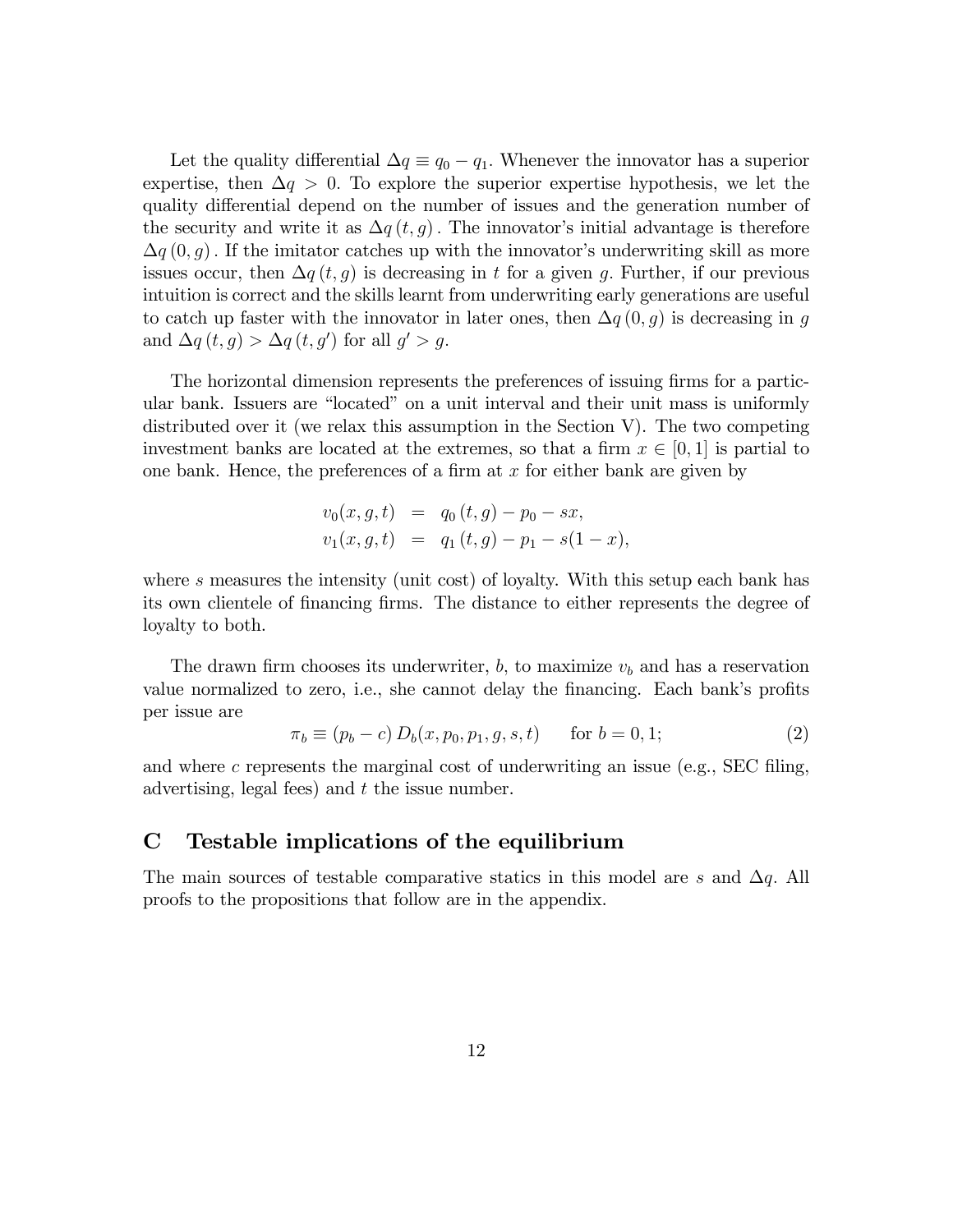Let the quality differential $\Delta q \equiv q_0 - q_1$. Whenever the innovator has a superior expertise, then $\Delta q > 0$. To explore the superior expertise hypothesis, we let the quality differential depend on the number of issues and the generation number of the security and write it as $\Delta q\,(t, g)$. The innovator's initial advantage is therefore $\Delta q\,(0, g)$. If the imitator catches up with the innovator's underwriting skill as more issues occur, then $\Delta q\,(t, g)$ is decreasing in $t$ for a given $g$. Further, if our previous intuition is correct and the skills learnt from underwriting early generations are useful to catch up faster with the innovator in later ones, then $\Delta q\,(0, g)$ is decreasing in $g$ and $\Delta q\,(t, g) > \Delta q\,(t, g')$ for all $g' > g$.

The horizontal dimension represents the preferences of issuing firms for a particular bank. Issuers are "located" on a unit interval and their unit mass is uniformly distributed over it (we relax this assumption in the Section V). The two competing investment banks are located at the extremes, so that a firm $x \in [0, 1]$ is partial to one bank. Hence, the preferences of a firm at $x$ for either bank are given by

$$
\begin{aligned}
v_0(x, g, t) &= q_0\,(t, g) - p_0 - sx, \\
v_1(x, g, t) &= q_1\,(t, g) - p_1 - s(1 - x),
\end{aligned}
$$

where $s$ measures the intensity (unit cost) of loyalty. With this setup each bank has its own clientele of financing firms. The distance to either represents the degree of loyalty to both.

The drawn firm chooses its underwriter, $b$, to maximize $v_b$ and has a reservation value normalized to zero, i.e., she cannot delay the financing. Each bank's profits per issue are

$$
\pi_b \equiv (p_b - c)\, D_b(x, p_0, p_1, g, s, t) \qquad \text{for } b = 0, 1; \tag{2}
$$

and where $c$ represents the marginal cost of underwriting an issue (e.g., SEC filing, advertising, legal fees) and $t$ the issue number.

## C Testable implications of the equilibrium

The main sources of testable comparative statics in this model are $s$ and $\Delta q$. All proofs to the propositions that follow are in the appendix.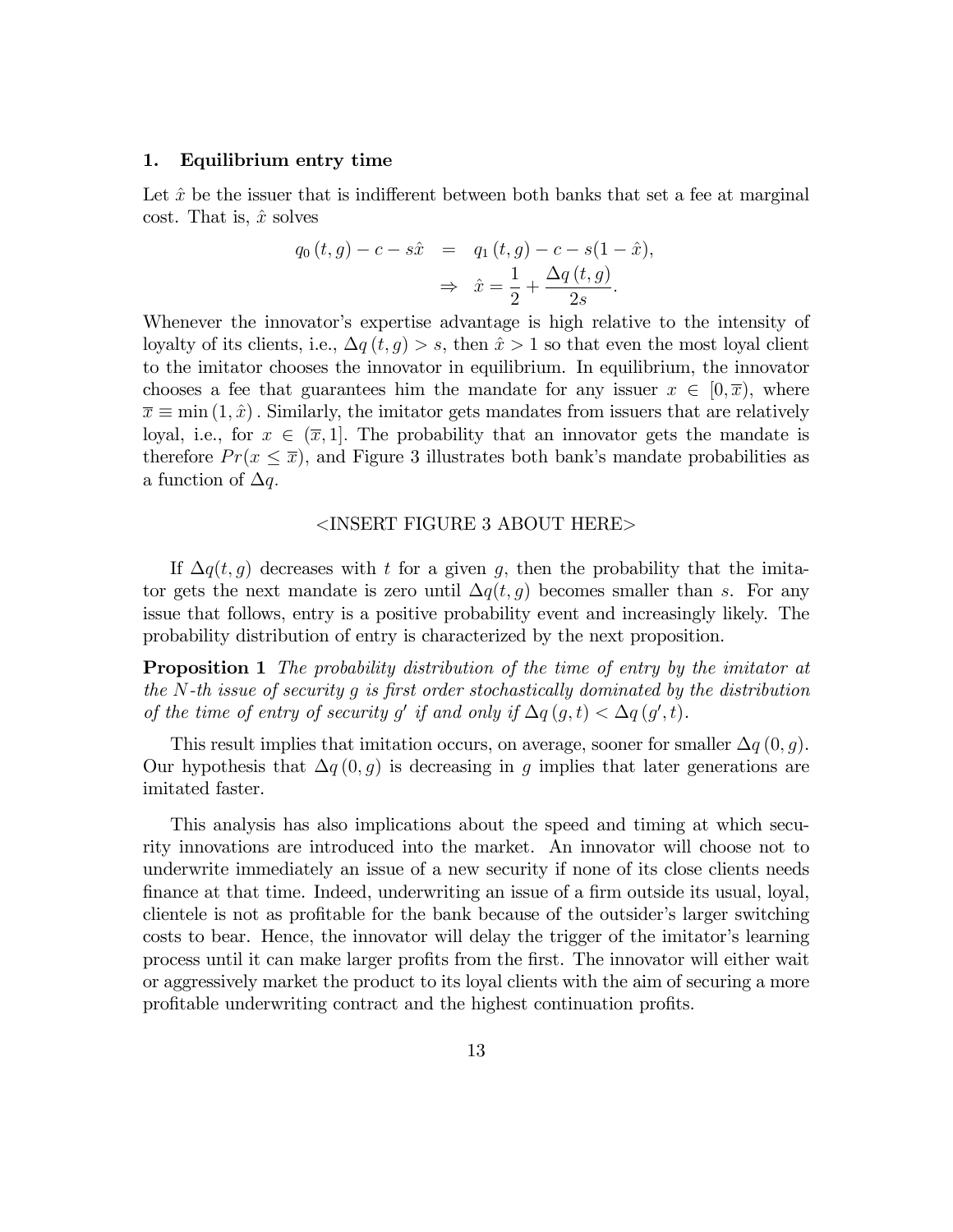### 1. Equilibrium entry time

Let $\hat{x}$ be the issuer that is indifferent between both banks that set a fee at marginal cost. That is, $\hat{x}$ solves

$$\begin{aligned} q_0(t,g) - c - s\hat{x} &= q_1(t,g) - c - s(1-\hat{x}), \\ &\Rightarrow \hat{x} = \frac{1}{2} + \frac{\Delta q(t,g)}{2s}. \end{aligned}$$

Whenever the innovator's expertise advantage is high relative to the intensity of loyalty of its clients, i.e., $\Delta q(t,g) > s$, then $\hat{x} > 1$ so that even the most loyal client to the imitator chooses the innovator in equilibrium. In equilibrium, the innovator chooses a fee that guarantees him the mandate for any issuer $x \in [0, \overline{x})$, where $\overline{x} \equiv \min(1, \hat{x})$. Similarly, the imitator gets mandates from issuers that are relatively loyal, i.e., for $x \in (\overline{x}, 1]$. The probability that an innovator gets the mandate is therefore $Pr(x \leq \overline{x})$, and Figure 3 illustrates both bank's mandate probabilities as a function of $\Delta q$.

<INSERT FIGURE 3 ABOUT HERE>

If $\Delta q(t,g)$ decreases with $t$ for a given $g$, then the probability that the imitator gets the next mandate is zero until $\Delta q(t,g)$ becomes smaller than $s$. For any issue that follows, entry is a positive probability event and increasingly likely. The probability distribution of entry is characterized by the next proposition.

**Proposition 1** *The probability distribution of the time of entry by the imitator at the $N$-th issue of security $g$ is first order stochastically dominated by the distribution of the time of entry of security $g'$ if and only if $\Delta q(g,t) < \Delta q(g',t)$.*

This result implies that imitation occurs, on average, sooner for smaller $\Delta q(0,g)$. Our hypothesis that $\Delta q(0,g)$ is decreasing in $g$ implies that later generations are imitated faster.

This analysis has also implications about the speed and timing at which security innovations are introduced into the market. An innovator will choose not to underwrite immediately an issue of a new security if none of its close clients needs finance at that time. Indeed, underwriting an issue of a firm outside its usual, loyal, clientele is not as profitable for the bank because of the outsider's larger switching costs to bear. Hence, the innovator will delay the trigger of the imitator's learning process until it can make larger profits from the first. The innovator will either wait or aggressively market the product to its loyal clients with the aim of securing a more profitable underwriting contract and the highest continuation profits.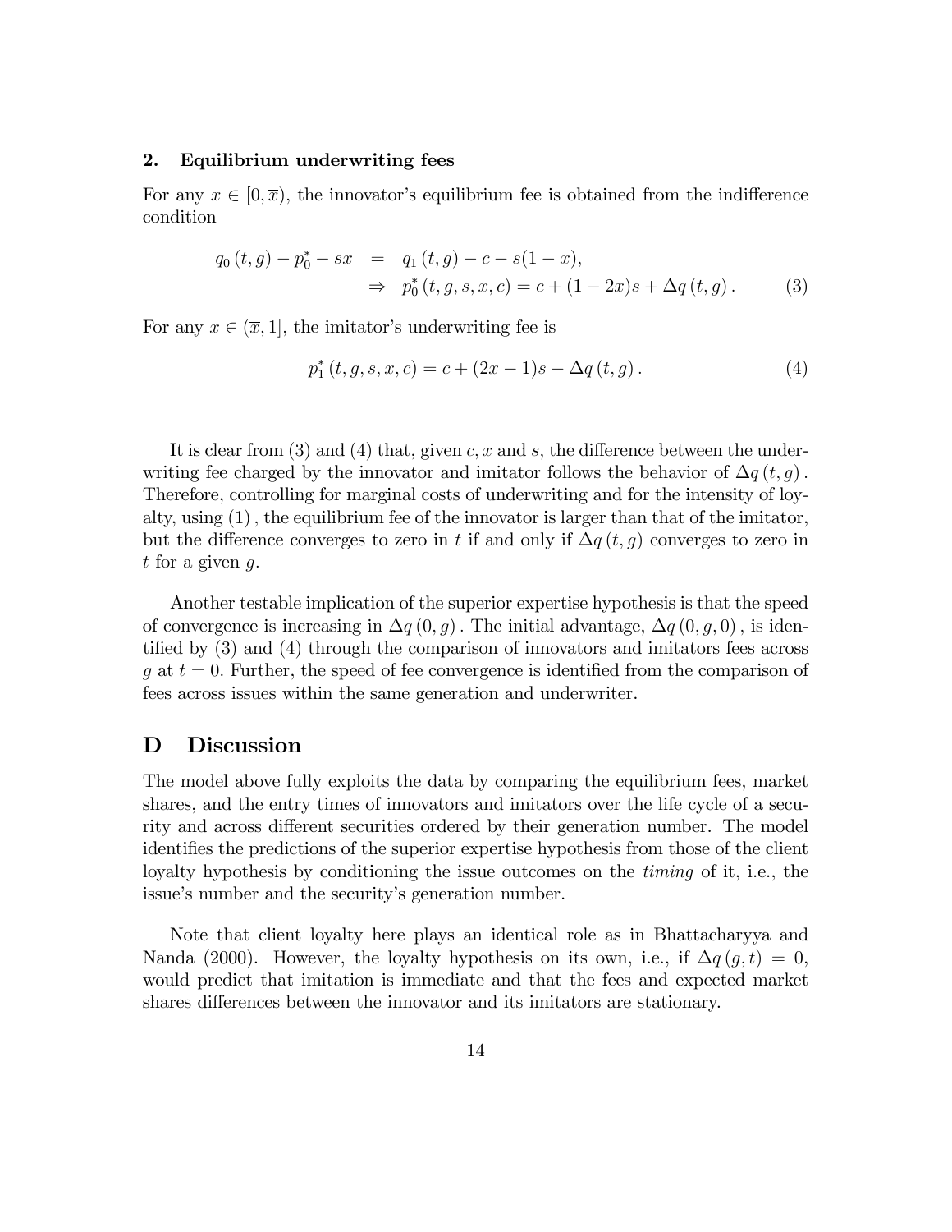### 2. Equilibrium underwriting fees

For any $x \in [0, \overline{x})$, the innovator's equilibrium fee is obtained from the indifference condition

$$
\begin{aligned}
q_0(t,g) - p_0^* - sx &= q_1(t,g) - c - s(1-x), \\
&\Rightarrow \; p_0^*(t,g,s,x,c) = c + (1-2x)s + \Delta q(t,g). \qquad (3)
\end{aligned}
$$

For any $x \in (\overline{x}, 1]$, the imitator's underwriting fee is

$$
p_1^*(t,g,s,x,c) = c + (2x-1)s - \Delta q(t,g). \qquad (4)
$$

It is clear from (3) and (4) that, given $c, x$ and $s$, the difference between the underwriting fee charged by the innovator and imitator follows the behavior of $\Delta q(t,g)$. Therefore, controlling for marginal costs of underwriting and for the intensity of loyalty, using (1), the equilibrium fee of the innovator is larger than that of the imitator, but the difference converges to zero in $t$ if and only if $\Delta q(t,g)$ converges to zero in $t$ for a given $g$.

Another testable implication of the superior expertise hypothesis is that the speed of convergence is increasing in $\Delta q(0,g)$. The initial advantage, $\Delta q(0,g,0)$, is identified by (3) and (4) through the comparison of innovators and imitators fees across $g$ at $t=0$. Further, the speed of fee convergence is identified from the comparison of fees across issues within the same generation and underwriter.

## D Discussion

The model above fully exploits the data by comparing the equilibrium fees, market shares, and the entry times of innovators and imitators over the life cycle of a security and across different securities ordered by their generation number. The model identifies the predictions of the superior expertise hypothesis from those of the client loyalty hypothesis by conditioning the issue outcomes on the *timing* of it, i.e., the issue's number and the security's generation number.

Note that client loyalty here plays an identical role as in Bhattacharyya and Nanda (2000). However, the loyalty hypothesis on its own, i.e., if $\Delta q(g,t) = 0$, would predict that imitation is immediate and that the fees and expected market shares differences between the innovator and its imitators are stationary.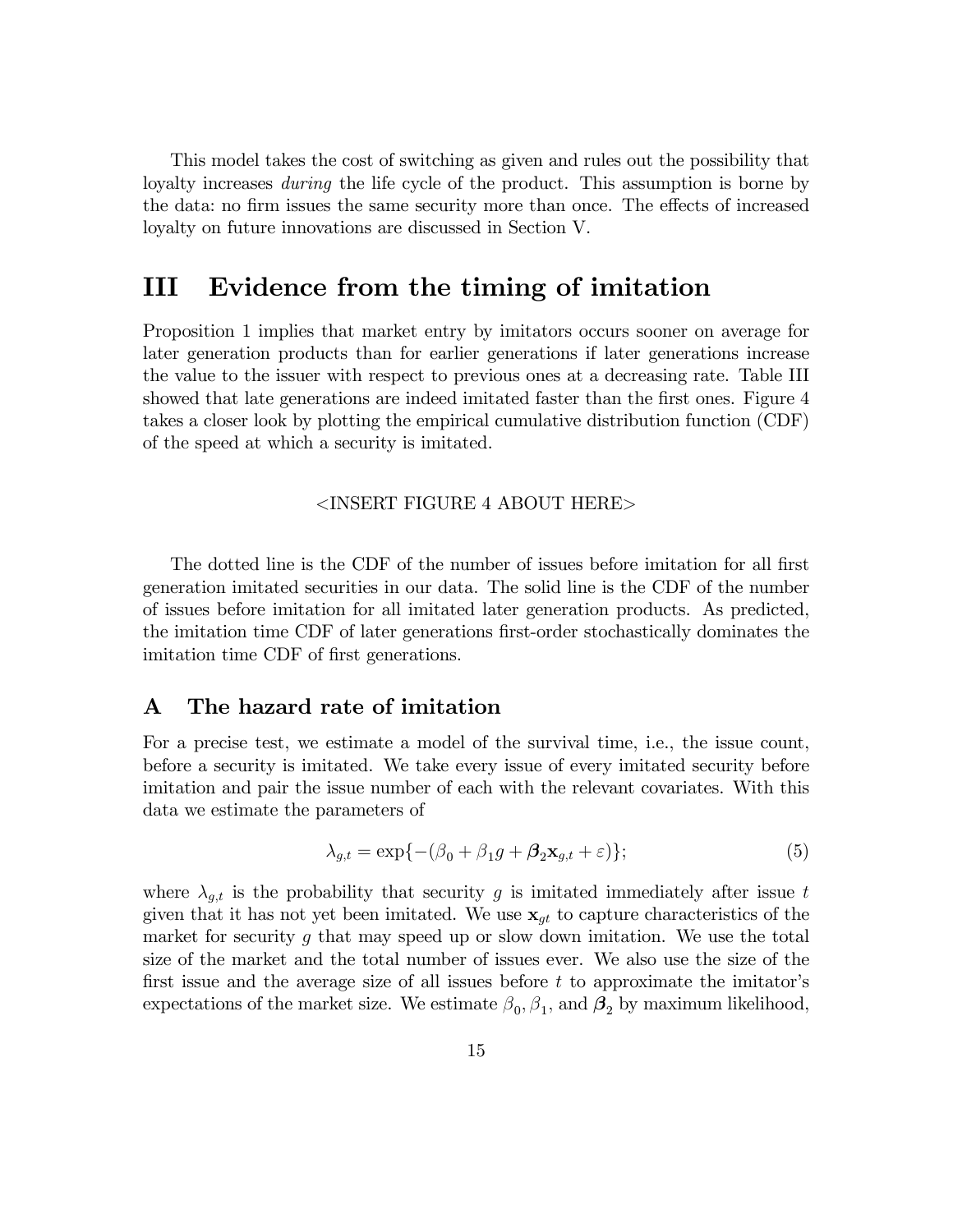This model takes the cost of switching as given and rules out the possibility that loyalty increases *during* the life cycle of the product. This assumption is borne by the data: no firm issues the same security more than once. The effects of increased loyalty on future innovations are discussed in Section V.

# III Evidence from the timing of imitation

Proposition 1 implies that market entry by imitators occurs sooner on average for later generation products than for earlier generations if later generations increase the value to the issuer with respect to previous ones at a decreasing rate. Table III showed that late generations are indeed imitated faster than the first ones. Figure 4 takes a closer look by plotting the empirical cumulative distribution function (CDF) of the speed at which a security is imitated.

<INSERT FIGURE 4 ABOUT HERE>

The dotted line is the CDF of the number of issues before imitation for all first generation imitated securities in our data. The solid line is the CDF of the number of issues before imitation for all imitated later generation products. As predicted, the imitation time CDF of later generations first-order stochastically dominates the imitation time CDF of first generations.

## A The hazard rate of imitation

For a precise test, we estimate a model of the survival time, i.e., the issue count, before a security is imitated. We take every issue of every imitated security before imitation and pair the issue number of each with the relevant covariates. With this data we estimate the parameters of

$$\lambda_{g,t} = \exp\{-(\beta_0 + \beta_1 g + \boldsymbol{\beta}_2 \mathbf{x}_{g,t} + \varepsilon)\};\tag{5}$$

where $\lambda_{g,t}$ is the probability that security $g$ is imitated immediately after issue $t$ given that it has not yet been imitated. We use $\mathbf{x}_{gt}$ to capture characteristics of the market for security $g$ that may speed up or slow down imitation. We use the total size of the market and the total number of issues ever. We also use the size of the first issue and the average size of all issues before $t$ to approximate the imitator's expectations of the market size. We estimate $\beta_0, \beta_1$, and $\boldsymbol{\beta}_2$ by maximum likelihood,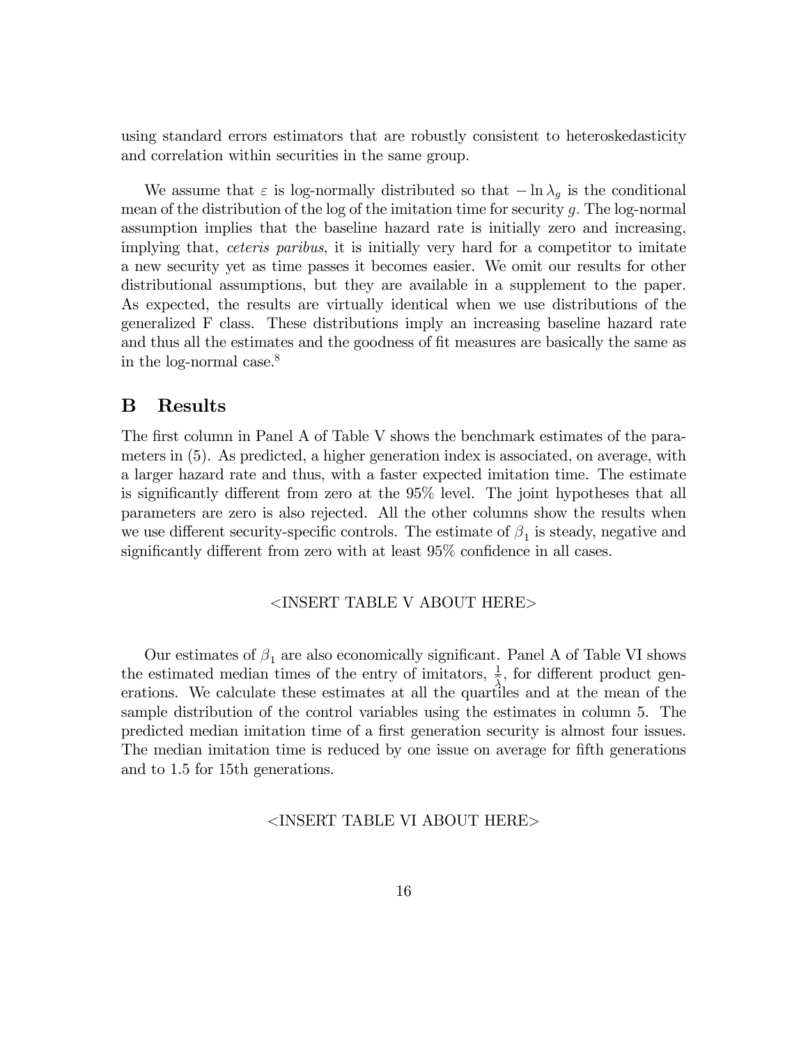using standard errors estimators that are robustly consistent to heteroskedasticity and correlation within securities in the same group.

We assume that $\varepsilon$ is log-normally distributed so that $-\ln \lambda_g$ is the conditional mean of the distribution of the log of the imitation time for security $g$. The log-normal assumption implies that the baseline hazard rate is initially zero and increasing, implying that, *ceteris paribus*, it is initially very hard for a competitor to imitate a new security yet as time passes it becomes easier. We omit our results for other distributional assumptions, but they are available in a supplement to the paper. As expected, the results are virtually identical when we use distributions of the generalized F class. These distributions imply an increasing baseline hazard rate and thus all the estimates and the goodness of fit measures are basically the same as in the log-normal case.[8]

## B Results

The first column in Panel A of Table V shows the benchmark estimates of the parameters in (5). As predicted, a higher generation index is associated, on average, with a larger hazard rate and thus, with a faster expected imitation time. The estimate is significantly different from zero at the 95% level. The joint hypotheses that all parameters are zero is also rejected. All the other columns show the results when we use different security-specific controls. The estimate of $\beta_1$ is steady, negative and significantly different from zero with at least 95% confidence in all cases.

<INSERT TABLE V ABOUT HERE>

Our estimates of $\beta_1$ are also economically significant. Panel A of Table VI shows the estimated median times of the entry of imitators, $\frac{1}{\hat{\lambda}}$, for different product generations. We calculate these estimates at all the quartiles and at the mean of the sample distribution of the control variables using the estimates in column 5. The predicted median imitation time of a first generation security is almost four issues. The median imitation time is reduced by one issue on average for fifth generations and to 1.5 for 15th generations.

<INSERT TABLE VI ABOUT HERE>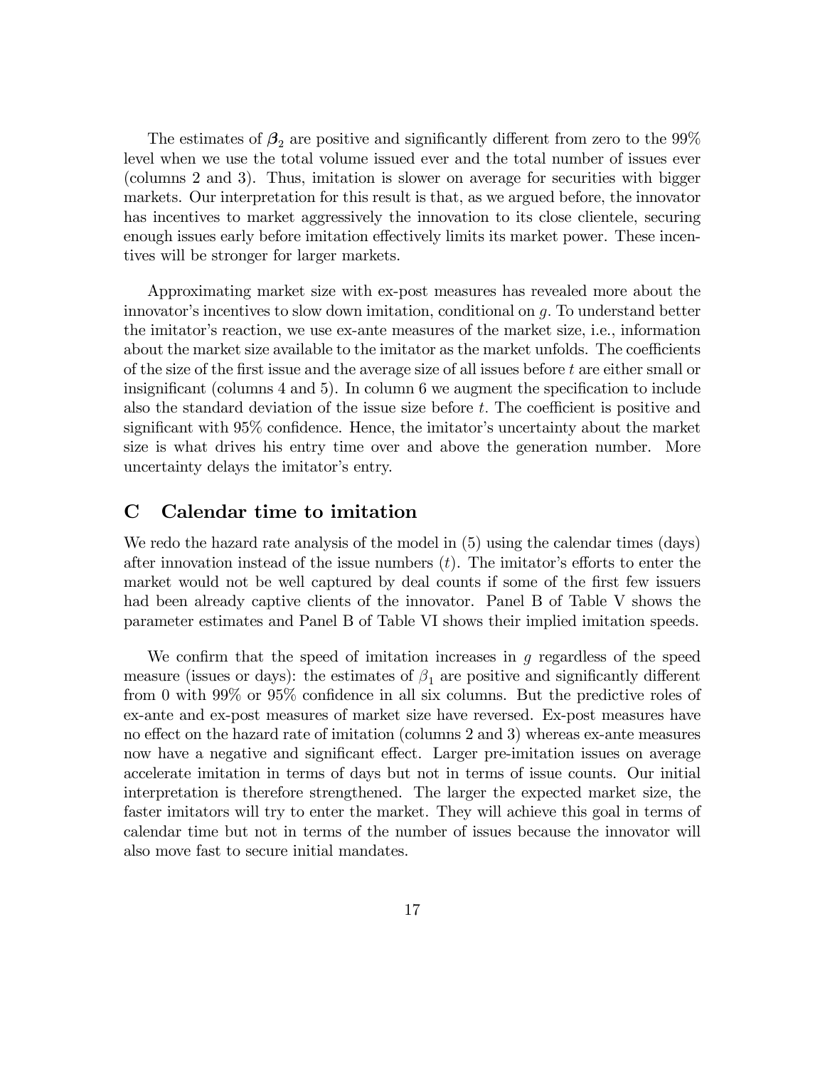The estimates of $\boldsymbol{\beta}_2$ are positive and significantly different from zero to the 99% level when we use the total volume issued ever and the total number of issues ever (columns 2 and 3). Thus, imitation is slower on average for securities with bigger markets. Our interpretation for this result is that, as we argued before, the innovator has incentives to market aggressively the innovation to its close clientele, securing enough issues early before imitation effectively limits its market power. These incentives will be stronger for larger markets.

Approximating market size with ex-post measures has revealed more about the innovator's incentives to slow down imitation, conditional on $g$. To understand better the imitator's reaction, we use ex-ante measures of the market size, i.e., information about the market size available to the imitator as the market unfolds. The coefficients of the size of the first issue and the average size of all issues before $t$ are either small or insignificant (columns 4 and 5). In column 6 we augment the specification to include also the standard deviation of the issue size before $t$. The coefficient is positive and significant with 95% confidence. Hence, the imitator's uncertainty about the market size is what drives his entry time over and above the generation number. More uncertainty delays the imitator's entry.

## C Calendar time to imitation

We redo the hazard rate analysis of the model in (5) using the calendar times (days) after innovation instead of the issue numbers ($t$). The imitator's efforts to enter the market would not be well captured by deal counts if some of the first few issuers had been already captive clients of the innovator. Panel B of Table V shows the parameter estimates and Panel B of Table VI shows their implied imitation speeds.

We confirm that the speed of imitation increases in $g$ regardless of the speed measure (issues or days): the estimates of $\beta_1$ are positive and significantly different from 0 with 99% or 95% confidence in all six columns. But the predictive roles of ex-ante and ex-post measures of market size have reversed. Ex-post measures have no effect on the hazard rate of imitation (columns 2 and 3) whereas ex-ante measures now have a negative and significant effect. Larger pre-imitation issues on average accelerate imitation in terms of days but not in terms of issue counts. Our initial interpretation is therefore strengthened. The larger the expected market size, the faster imitators will try to enter the market. They will achieve this goal in terms of calendar time but not in terms of the number of issues because the innovator will also move fast to secure initial mandates.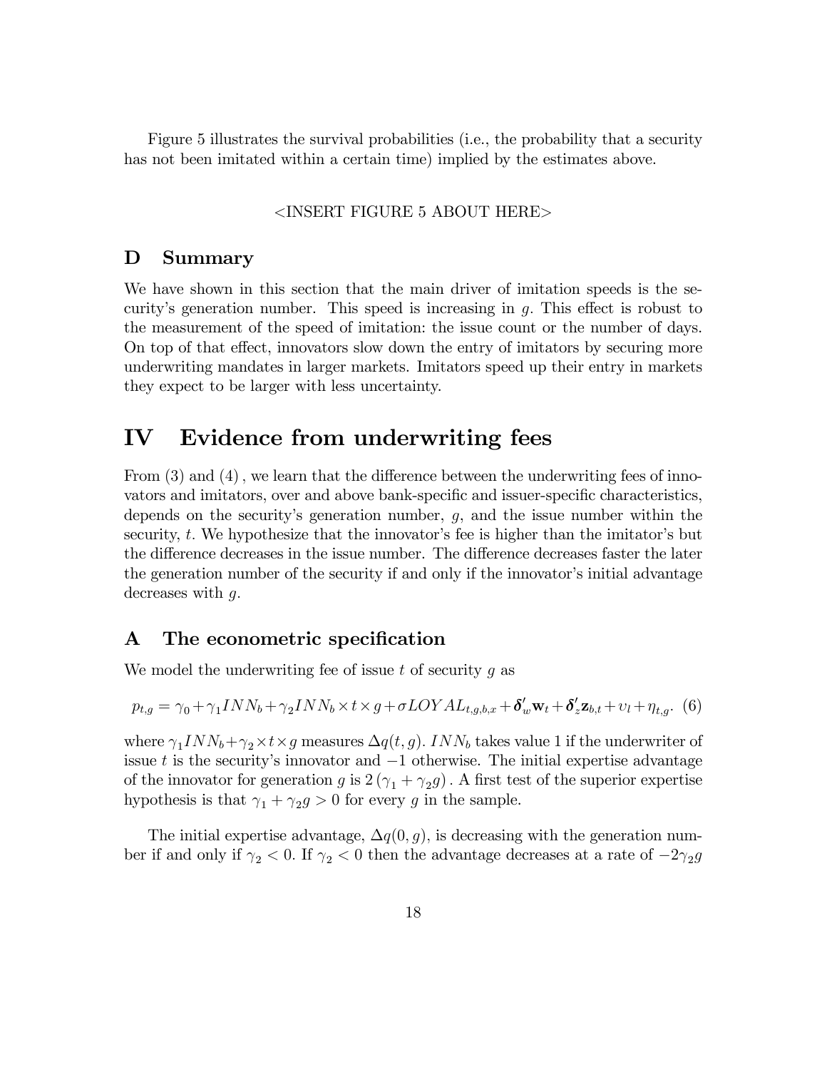Figure 5 illustrates the survival probabilities (i.e., the probability that a security has not been imitated within a certain time) implied by the estimates above.

<INSERT FIGURE 5 ABOUT HERE>

## D Summary

We have shown in this section that the main driver of imitation speeds is the security's generation number. This speed is increasing in $g$. This effect is robust to the measurement of the speed of imitation: the issue count or the number of days. On top of that effect, innovators slow down the entry of imitators by securing more underwriting mandates in larger markets. Imitators speed up their entry in markets they expect to be larger with less uncertainty.

# IV Evidence from underwriting fees

From (3) and (4), we learn that the difference between the underwriting fees of innovators and imitators, over and above bank-specific and issuer-specific characteristics, depends on the security's generation number, $g$, and the issue number within the security, $t$. We hypothesize that the innovator's fee is higher than the imitator's but the difference decreases in the issue number. The difference decreases faster the later the generation number of the security if and only if the innovator's initial advantage decreases with $g$.

## A The econometric specification

We model the underwriting fee of issue $t$ of security $g$ as

$$p_{t,g} = \gamma_0 + \gamma_1 INN_b + \gamma_2 INN_b \times t \times g + \sigma LOYAL_{t,g,b,x} + \boldsymbol{\delta}_w' \mathbf{w}_t + \boldsymbol{\delta}_z' \mathbf{z}_{b,t} + \upsilon_l + \eta_{t,g}. \quad (6)$$

where $\gamma_1 INN_b + \gamma_2 \times t \times g$ measures $\Delta q(t, g)$. $INN_b$ takes value 1 if the underwriter of issue $t$ is the security's innovator and $-1$ otherwise. The initial expertise advantage of the innovator for generation $g$ is $2(\gamma_1 + \gamma_2 g)$. A first test of the superior expertise hypothesis is that $\gamma_1 + \gamma_2 g > 0$ for every $g$ in the sample.

The initial expertise advantage, $\Delta q(0, g)$, is decreasing with the generation number if and only if $\gamma_2 < 0$. If $\gamma_2 < 0$ then the advantage decreases at a rate of $-2\gamma_2 g$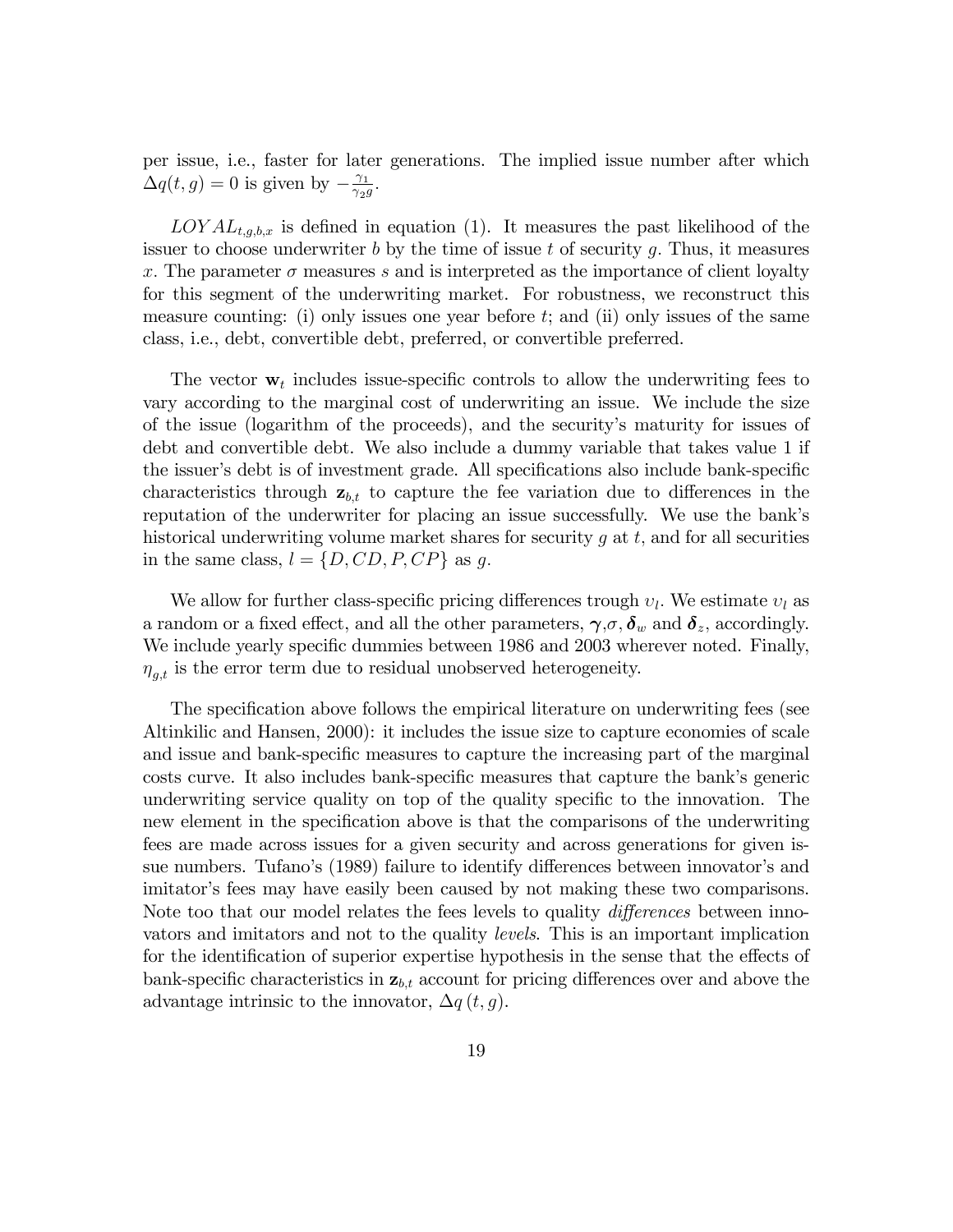per issue, i.e., faster for later generations. The implied issue number after which $\Delta q(t,g) = 0$ is given by $-\frac{\gamma_1}{\gamma_2 g}$.

$LOYAL_{t,g,b,x}$ is defined in equation (1). It measures the past likelihood of the issuer to choose underwriter $b$ by the time of issue $t$ of security $g$. Thus, it measures $x$. The parameter $\sigma$ measures $s$ and is interpreted as the importance of client loyalty for this segment of the underwriting market. For robustness, we reconstruct this measure counting: (i) only issues one year before $t$; and (ii) only issues of the same class, i.e., debt, convertible debt, preferred, or convertible preferred.

The vector $\mathbf{w}_t$ includes issue-specific controls to allow the underwriting fees to vary according to the marginal cost of underwriting an issue. We include the size of the issue (logarithm of the proceeds), and the security's maturity for issues of debt and convertible debt. We also include a dummy variable that takes value 1 if the issuer's debt is of investment grade. All specifications also include bank-specific characteristics through $\mathbf{z}_{b,t}$ to capture the fee variation due to differences in the reputation of the underwriter for placing an issue successfully. We use the bank's historical underwriting volume market shares for security $g$ at $t$, and for all securities in the same class, $l = \{D, CD, P, CP\}$ as $g$.

We allow for further class-specific pricing differences trough $\upsilon_l$. We estimate $\upsilon_l$ as a random or a fixed effect, and all the other parameters, $\boldsymbol{\gamma}$,$\sigma$, $\boldsymbol{\delta}_w$ and $\boldsymbol{\delta}_z$, accordingly. We include yearly specific dummies between 1986 and 2003 wherever noted. Finally, $\eta_{g,t}$ is the error term due to residual unobserved heterogeneity.

The specification above follows the empirical literature on underwriting fees (see Altinkilic and Hansen, 2000): it includes the issue size to capture economies of scale and issue and bank-specific measures to capture the increasing part of the marginal costs curve. It also includes bank-specific measures that capture the bank's generic underwriting service quality on top of the quality specific to the innovation. The new element in the specification above is that the comparisons of the underwriting fees are made across issues for a given security and across generations for given issue numbers. Tufano's (1989) failure to identify differences between innovator's and imitator's fees may have easily been caused by not making these two comparisons. Note too that our model relates the fees levels to quality *differences* between innovators and imitators and not to the quality *levels*. This is an important implication for the identification of superior expertise hypothesis in the sense that the effects of bank-specific characteristics in $\mathbf{z}_{b,t}$ account for pricing differences over and above the advantage intrinsic to the innovator, $\Delta q\,(t,g)$.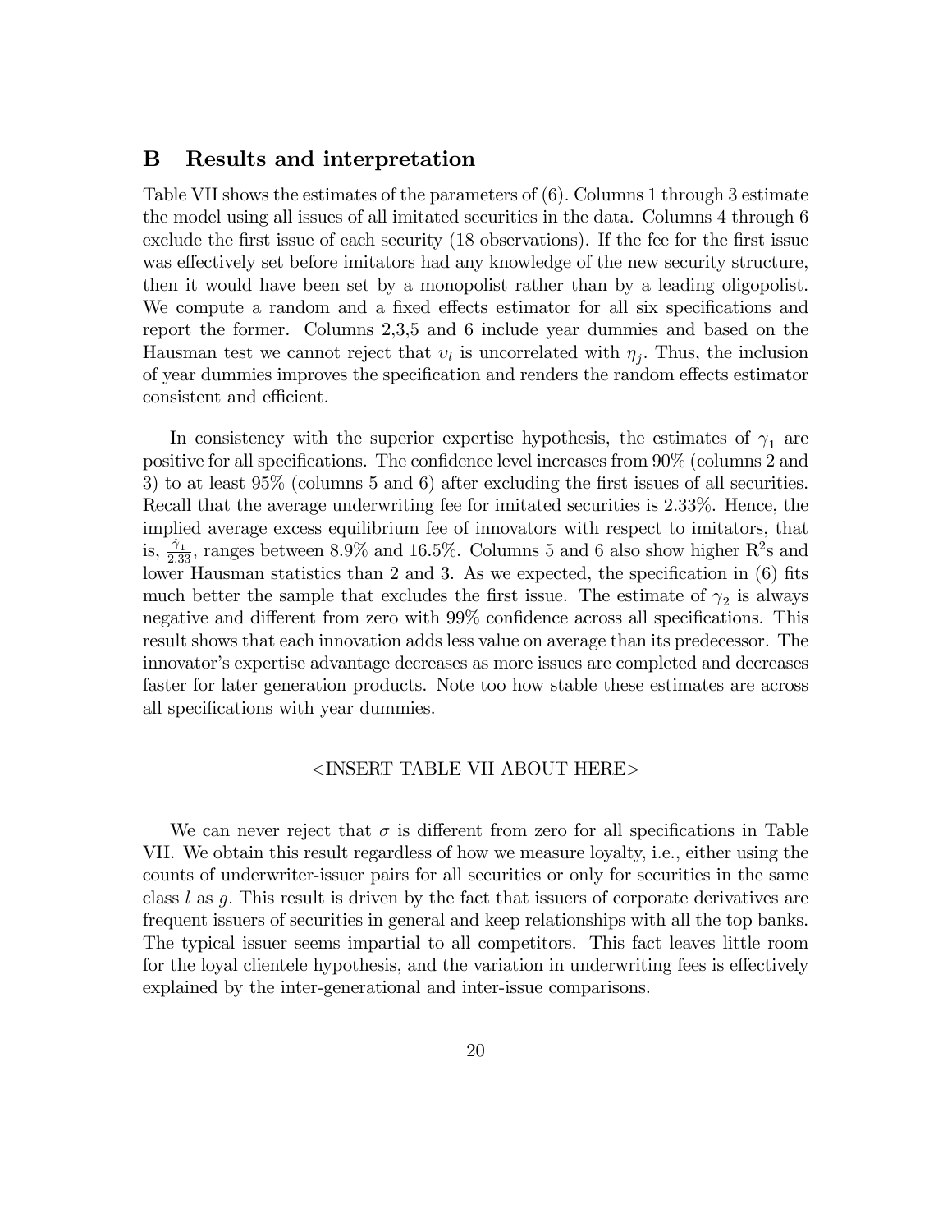## B Results and interpretation

Table VII shows the estimates of the parameters of (6). Columns 1 through 3 estimate the model using all issues of all imitated securities in the data. Columns 4 through 6 exclude the first issue of each security (18 observations). If the fee for the first issue was effectively set before imitators had any knowledge of the new security structure, then it would have been set by a monopolist rather than by a leading oligopolist. We compute a random and a fixed effects estimator for all six specifications and report the former. Columns 2,3,5 and 6 include year dummies and based on the Hausman test we cannot reject that $\upsilon_l$ is uncorrelated with $\eta_j$. Thus, the inclusion of year dummies improves the specification and renders the random effects estimator consistent and efficient.

In consistency with the superior expertise hypothesis, the estimates of $\gamma_1$ are positive for all specifications. The confidence level increases from 90% (columns 2 and 3) to at least 95% (columns 5 and 6) after excluding the first issues of all securities. Recall that the average underwriting fee for imitated securities is 2.33%. Hence, the implied average excess equilibrium fee of innovators with respect to imitators, that is, $\frac{\hat{\gamma}_1}{2.33}$, ranges between 8.9% and 16.5%. Columns 5 and 6 also show higher $R^2$s and lower Hausman statistics than 2 and 3. As we expected, the specification in (6) fits much better the sample that excludes the first issue. The estimate of $\gamma_2$ is always negative and different from zero with 99% confidence across all specifications. This result shows that each innovation adds less value on average than its predecessor. The innovator's expertise advantage decreases as more issues are completed and decreases faster for later generation products. Note too how stable these estimates are across all specifications with year dummies.

<INSERT TABLE VII ABOUT HERE>

We can never reject that $\sigma$ is different from zero for all specifications in Table VII. We obtain this result regardless of how we measure loyalty, i.e., either using the counts of underwriter-issuer pairs for all securities or only for securities in the same class $l$ as $g$. This result is driven by the fact that issuers of corporate derivatives are frequent issuers of securities in general and keep relationships with all the top banks. The typical issuer seems impartial to all competitors. This fact leaves little room for the loyal clientele hypothesis, and the variation in underwriting fees is effectively explained by the inter-generational and inter-issue comparisons.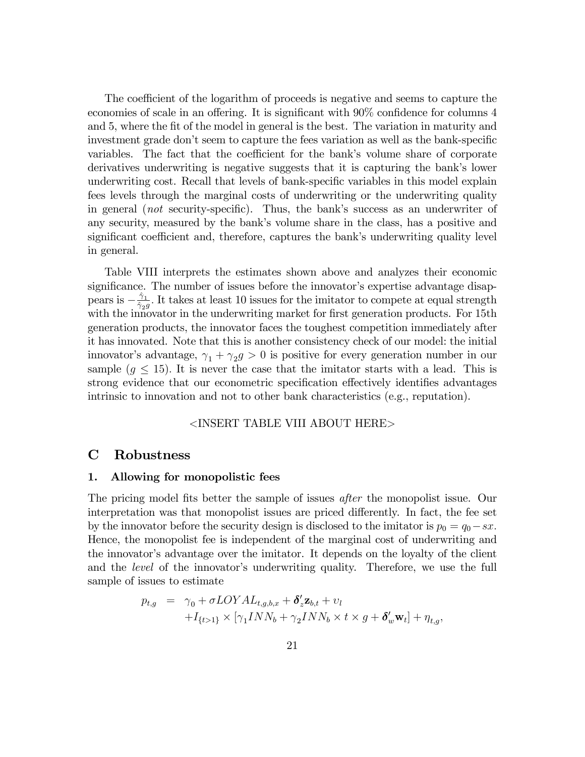The coefficient of the logarithm of proceeds is negative and seems to capture the economies of scale in an offering. It is significant with 90% confidence for columns 4 and 5, where the fit of the model in general is the best. The variation in maturity and investment grade don't seem to capture the fees variation as well as the bank-specific variables. The fact that the coefficient for the bank's volume share of corporate derivatives underwriting is negative suggests that it is capturing the bank's lower underwriting cost. Recall that levels of bank-specific variables in this model explain fees levels through the marginal costs of underwriting or the underwriting quality in general (*not* security-specific). Thus, the bank's success as an underwriter of any security, measured by the bank's volume share in the class, has a positive and significant coefficient and, therefore, captures the bank's underwriting quality level in general.

Table VIII interprets the estimates shown above and analyzes their economic significance. The number of issues before the innovator's expertise advantage disappears is $-\frac{\hat{\gamma}_1}{\hat{\gamma}_2 g}$. It takes at least 10 issues for the imitator to compete at equal strength with the innovator in the underwriting market for first generation products. For 15th generation products, the innovator faces the toughest competition immediately after it has innovated. Note that this is another consistency check of our model: the initial innovator's advantage, $\gamma_1 + \gamma_2 g > 0$ is positive for every generation number in our sample ($g \leq 15$). It is never the case that the imitator starts with a lead. This is strong evidence that our econometric specification effectively identifies advantages intrinsic to innovation and not to other bank characteristics (e.g., reputation).

<INSERT TABLE VIII ABOUT HERE>

## C Robustness

### 1. Allowing for monopolistic fees

The pricing model fits better the sample of issues *after* the monopolist issue. Our interpretation was that monopolist issues are priced differently. In fact, the fee set by the innovator before the security design is disclosed to the imitator is $p_0 = q_0 - sx$. Hence, the monopolist fee is independent of the marginal cost of underwriting and the innovator's advantage over the imitator. It depends on the loyalty of the client and the *level* of the innovator's underwriting quality. Therefore, we use the full sample of issues to estimate

$$
\begin{aligned}
p_{t,g} &= \gamma_0 + \sigma LOYAL_{t,g,b,x} + \boldsymbol{\delta}_z' \mathbf{z}_{b,t} + \upsilon_l \\
&\quad + I_{\{t>1\}} \times [\gamma_1 INN_b + \gamma_2 INN_b \times t \times g + \boldsymbol{\delta}_w' \mathbf{w}_t] + \eta_{t,g},
\end{aligned}
$$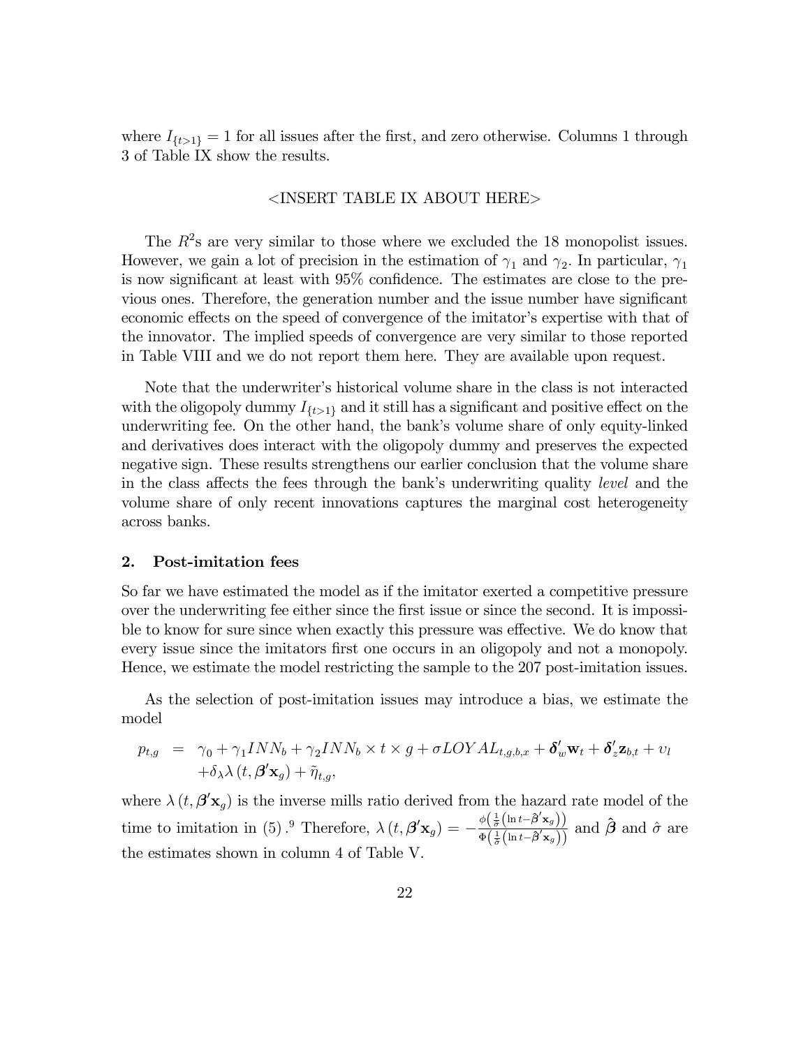where $I_{\{t>1\}} = 1$ for all issues after the first, and zero otherwise. Columns 1 through 3 of Table IX show the results.

<INSERT TABLE IX ABOUT HERE>

The $R^2$s are very similar to those where we excluded the 18 monopolist issues. However, we gain a lot of precision in the estimation of $\gamma_1$ and $\gamma_2$. In particular, $\gamma_1$ is now significant at least with 95% confidence. The estimates are close to the previous ones. Therefore, the generation number and the issue number have significant economic effects on the speed of convergence of the imitator's expertise with that of the innovator. The implied speeds of convergence are very similar to those reported in Table VIII and we do not report them here. They are available upon request.

Note that the underwriter's historical volume share in the class is not interacted with the oligopoly dummy $I_{\{t>1\}}$ and it still has a significant and positive effect on the underwriting fee. On the other hand, the bank's volume share of only equity-linked and derivatives does interact with the oligopoly dummy and preserves the expected negative sign. These results strengthens our earlier conclusion that the volume share in the class affects the fees through the bank's underwriting quality *level* and the volume share of only recent innovations captures the marginal cost heterogeneity across banks.

## 2. Post-imitation fees

So far we have estimated the model as if the imitator exerted a competitive pressure over the underwriting fee either since the first issue or since the second. It is impossible to know for sure since when exactly this pressure was effective. We do know that every issue since the imitators first one occurs in an oligopoly and not a monopoly. Hence, we estimate the model restricting the sample to the 207 post-imitation issues.

As the selection of post-imitation issues may introduce a bias, we estimate the model

$$
\begin{aligned}
p_{t,g} &= \gamma_0 + \gamma_1 INN_b + \gamma_2 INN_b \times t \times g + \sigma LOYAL_{t,g,b,x} + \boldsymbol{\delta}_w' \mathbf{w}_t + \boldsymbol{\delta}_z' \mathbf{z}_{b,t} + \upsilon_l \\
&\quad + \delta_\lambda \lambda \left(t, \boldsymbol{\beta}' \mathbf{x}_g\right) + \tilde{\eta}_{t,g},
\end{aligned}
$$

where $\lambda\left(t, \boldsymbol{\beta}'\mathbf{x}_g\right)$ is the inverse mills ratio derived from the hazard rate model of the time to imitation in (5).[9] Therefore, $\lambda\left(t, \boldsymbol{\beta}'\mathbf{x}_g\right) = -\frac{\phi\left(\frac{1}{\hat{\sigma}}\left(\ln t - \hat{\boldsymbol{\beta}}'\mathbf{x}_g\right)\right)}{\Phi\left(\frac{1}{\hat{\sigma}}\left(\ln t - \hat{\boldsymbol{\beta}}'\mathbf{x}_g\right)\right)}$ and $\hat{\boldsymbol{\beta}}$ and $\hat{\sigma}$ are the estimates shown in column 4 of Table V.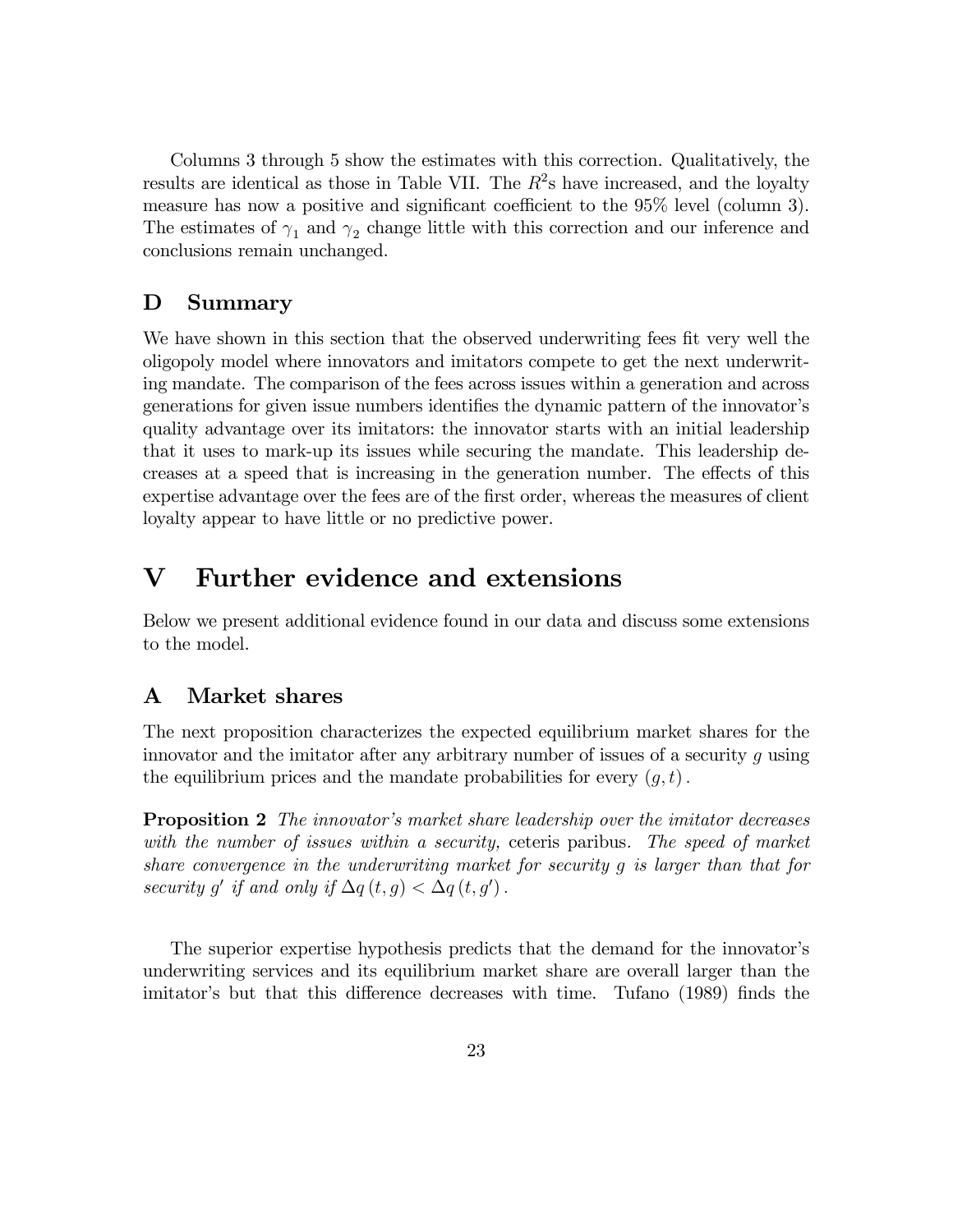Columns 3 through 5 show the estimates with this correction. Qualitatively, the results are identical as those in Table VII. The $R^2$s have increased, and the loyalty measure has now a positive and significant coefficient to the 95% level (column 3). The estimates of $\gamma_1$ and $\gamma_2$ change little with this correction and our inference and conclusions remain unchanged.

## D Summary

We have shown in this section that the observed underwriting fees fit very well the oligopoly model where innovators and imitators compete to get the next underwriting mandate. The comparison of the fees across issues within a generation and across generations for given issue numbers identifies the dynamic pattern of the innovator's quality advantage over its imitators: the innovator starts with an initial leadership that it uses to mark-up its issues while securing the mandate. This leadership decreases at a speed that is increasing in the generation number. The effects of this expertise advantage over the fees are of the first order, whereas the measures of client loyalty appear to have little or no predictive power.

# V Further evidence and extensions

Below we present additional evidence found in our data and discuss some extensions to the model.

## A Market shares

The next proposition characterizes the expected equilibrium market shares for the innovator and the imitator after any arbitrary number of issues of a security $g$ using the equilibrium prices and the mandate probabilities for every $(g, t)$.

**Proposition 2** *The innovator's market share leadership over the imitator decreases with the number of issues within a security,* ceteris paribus*. The speed of market share convergence in the underwriting market for security $g$ is larger than that for security $g'$ if and only if $\Delta q(t, g) < \Delta q(t, g')$.*

The superior expertise hypothesis predicts that the demand for the innovator's underwriting services and its equilibrium market share are overall larger than the imitator's but that this difference decreases with time. Tufano (1989) finds the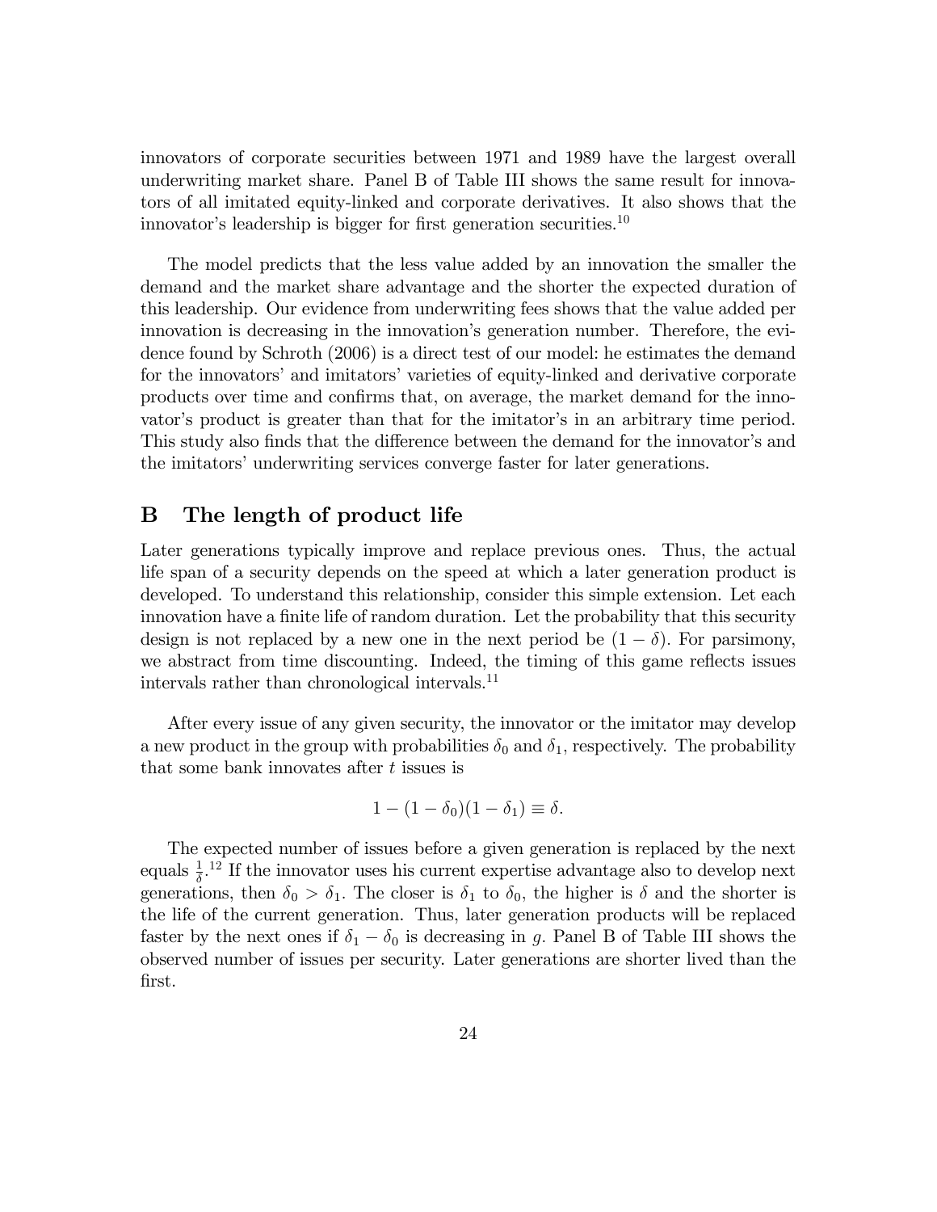innovators of corporate securities between 1971 and 1989 have the largest overall underwriting market share. Panel B of Table III shows the same result for innovators of all imitated equity-linked and corporate derivatives. It also shows that the innovator's leadership is bigger for first generation securities.[10]

The model predicts that the less value added by an innovation the smaller the demand and the market share advantage and the shorter the expected duration of this leadership. Our evidence from underwriting fees shows that the value added per innovation is decreasing in the innovation's generation number. Therefore, the evidence found by Schroth (2006) is a direct test of our model: he estimates the demand for the innovators' and imitators' varieties of equity-linked and derivative corporate products over time and confirms that, on average, the market demand for the innovator's product is greater than that for the imitator's in an arbitrary time period. This study also finds that the difference between the demand for the innovator's and the imitators' underwriting services converge faster for later generations.

## B The length of product life

Later generations typically improve and replace previous ones. Thus, the actual life span of a security depends on the speed at which a later generation product is developed. To understand this relationship, consider this simple extension. Let each innovation have a finite life of random duration. Let the probability that this security design is not replaced by a new one in the next period be $(1 - \delta)$. For parsimony, we abstract from time discounting. Indeed, the timing of this game reflects issues intervals rather than chronological intervals.[11]

After every issue of any given security, the innovator or the imitator may develop a new product in the group with probabilities $\delta_0$ and $\delta_1$, respectively. The probability that some bank innovates after $t$ issues is

$$1 - (1 - \delta_0)(1 - \delta_1) \equiv \delta.$$

The expected number of issues before a given generation is replaced by the next equals $\frac{1}{\delta}$.[12] If the innovator uses his current expertise advantage also to develop next generations, then $\delta_0 > \delta_1$. The closer is $\delta_1$ to $\delta_0$, the higher is $\delta$ and the shorter is the life of the current generation. Thus, later generation products will be replaced faster by the next ones if $\delta_1 - \delta_0$ is decreasing in $g$. Panel B of Table III shows the observed number of issues per security. Later generations are shorter lived than the first.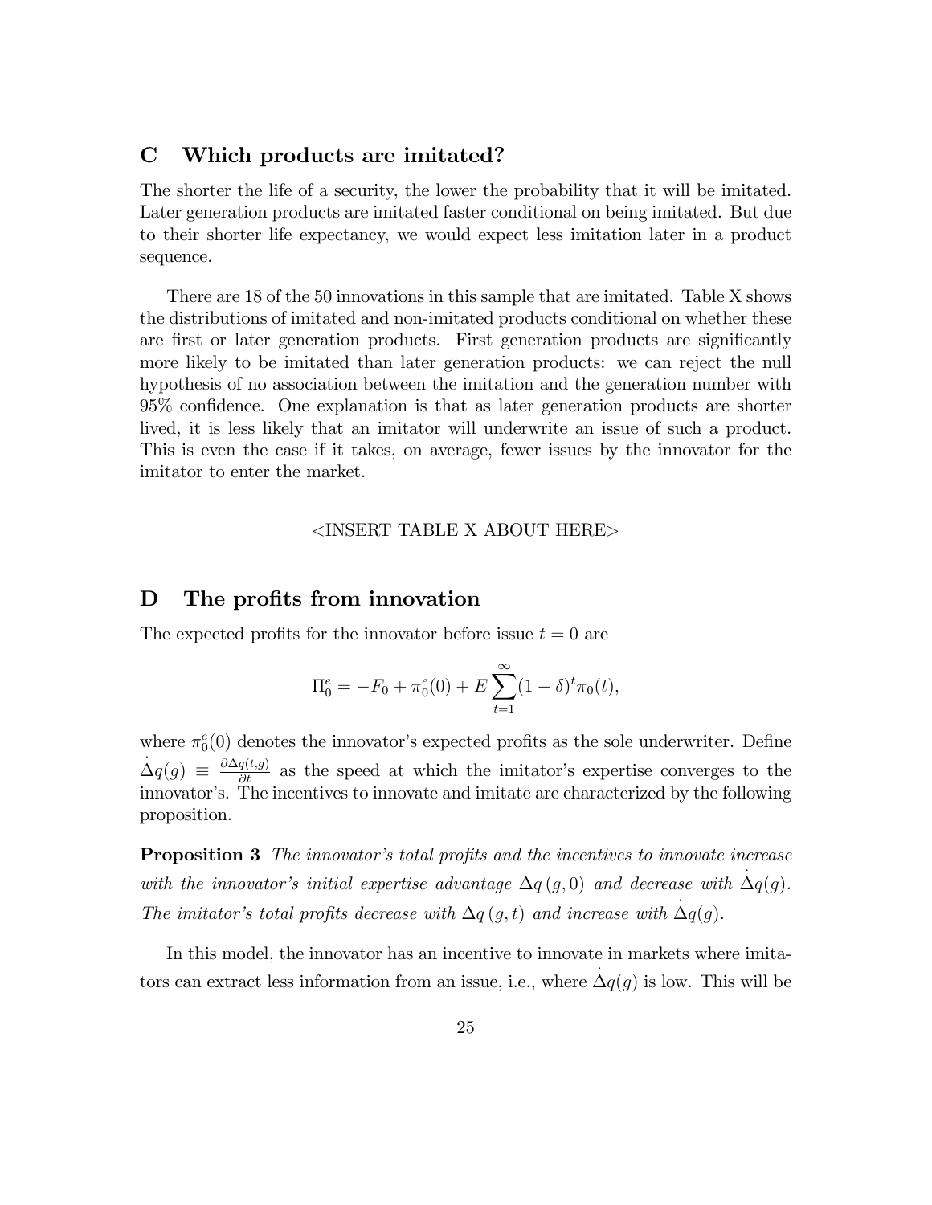## C Which products are imitated?

The shorter the life of a security, the lower the probability that it will be imitated. Later generation products are imitated faster conditional on being imitated. But due to their shorter life expectancy, we would expect less imitation later in a product sequence.

There are 18 of the 50 innovations in this sample that are imitated. Table X shows the distributions of imitated and non-imitated products conditional on whether these are first or later generation products. First generation products are significantly more likely to be imitated than later generation products: we can reject the null hypothesis of no association between the imitation and the generation number with 95% confidence. One explanation is that as later generation products are shorter lived, it is less likely that an imitator will underwrite an issue of such a product. This is even the case if it takes, on average, fewer issues by the innovator for the imitator to enter the market.

<INSERT TABLE X ABOUT HERE>

## D The profits from innovation

The expected profits for the innovator before issue $t = 0$ are

$$\Pi_0^e = -F_0 + \pi_0^e(0) + E\sum_{t=1}^{\infty}(1-\delta)^t \pi_0(t),$$

where $\pi_0^e(0)$ denotes the innovator's expected profits as the sole underwriter. Define $\dot{\Delta q}(g) \equiv \frac{\partial \Delta q(t,g)}{\partial t}$ as the speed at which the imitator's expertise converges to the innovator's. The incentives to innovate and imitate are characterized by the following proposition.

**Proposition 3** *The innovator's total profits and the incentives to innovate increase with the innovator's initial expertise advantage $\Delta q\,(g, 0)$ and decrease with $\dot{\Delta q}(g)$. The imitator's total profits decrease with $\Delta q\,(g, t)$ and increase with $\dot{\Delta q}(g)$.*

In this model, the innovator has an incentive to innovate in markets where imitators can extract less information from an issue, i.e., where $\dot{\Delta q}(g)$ is low. This will be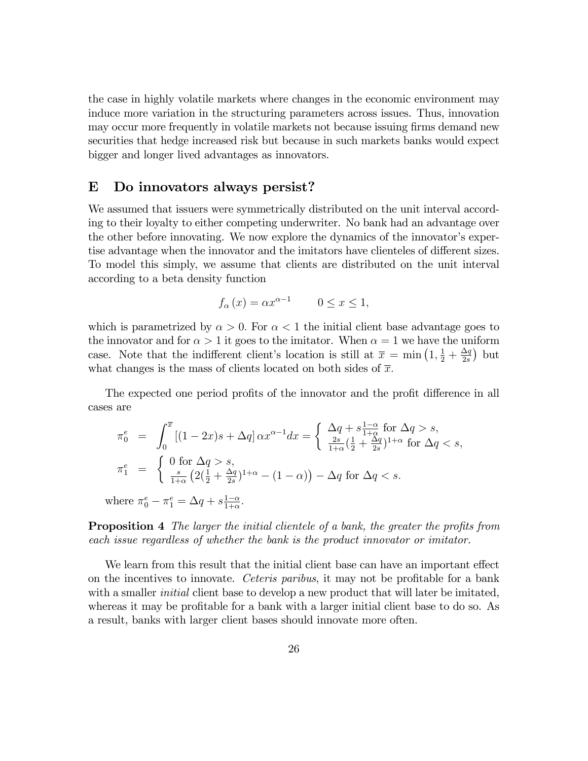the case in highly volatile markets where changes in the economic environment may induce more variation in the structuring parameters across issues. Thus, innovation may occur more frequently in volatile markets not because issuing firms demand new securities that hedge increased risk but because in such markets banks would expect bigger and longer lived advantages as innovators.

## E Do innovators always persist?

We assumed that issuers were symmetrically distributed on the unit interval according to their loyalty to either competing underwriter. No bank had an advantage over the other before innovating. We now explore the dynamics of the innovator's expertise advantage when the innovator and the imitators have clienteles of different sizes. To model this simply, we assume that clients are distributed on the unit interval according to a beta density function

$$f_{\alpha}(x) = \alpha x^{\alpha - 1} \qquad 0 \leq x \leq 1,$$

which is parametrized by $\alpha > 0$. For $\alpha < 1$ the initial client base advantage goes to the innovator and for $\alpha > 1$ it goes to the imitator. When $\alpha = 1$ we have the uniform case. Note that the indifferent client's location is still at $\overline{x} = \min\left(1, \frac{1}{2} + \frac{\Delta q}{2s}\right)$ but what changes is the mass of clients located on both sides of $\overline{x}$.

The expected one period profits of the innovator and the profit difference in all cases are

$$\pi_0^e = \int_0^{\overline{x}} \left[(1-2x)s + \Delta q\right] \alpha x^{\alpha-1} dx = \begin{cases} \Delta q + s\frac{1-\alpha}{1+\alpha} \text{ for } \Delta q > s, \\ \frac{2s}{1+\alpha}\left(\frac{1}{2} + \frac{\Delta q}{2s}\right)^{1+\alpha} \text{ for } \Delta q < s, \end{cases}$$

$$\pi_1^e = \begin{cases} 0 \text{ for } \Delta q > s, \\ \frac{s}{1+\alpha}\left(2\left(\frac{1}{2} + \frac{\Delta q}{2s}\right)^{1+\alpha} - (1-\alpha)\right) - \Delta q \text{ for } \Delta q < s. \end{cases}$$

where $\pi_0^e - \pi_1^e = \Delta q + s\frac{1-\alpha}{1+\alpha}$.

**Proposition 4** *The larger the initial clientele of a bank, the greater the profits from each issue regardless of whether the bank is the product innovator or imitator.*

We learn from this result that the initial client base can have an important effect on the incentives to innovate. *Ceteris paribus*, it may not be profitable for a bank with a smaller *initial* client base to develop a new product that will later be imitated, whereas it may be profitable for a bank with a larger initial client base to do so. As a result, banks with larger client bases should innovate more often.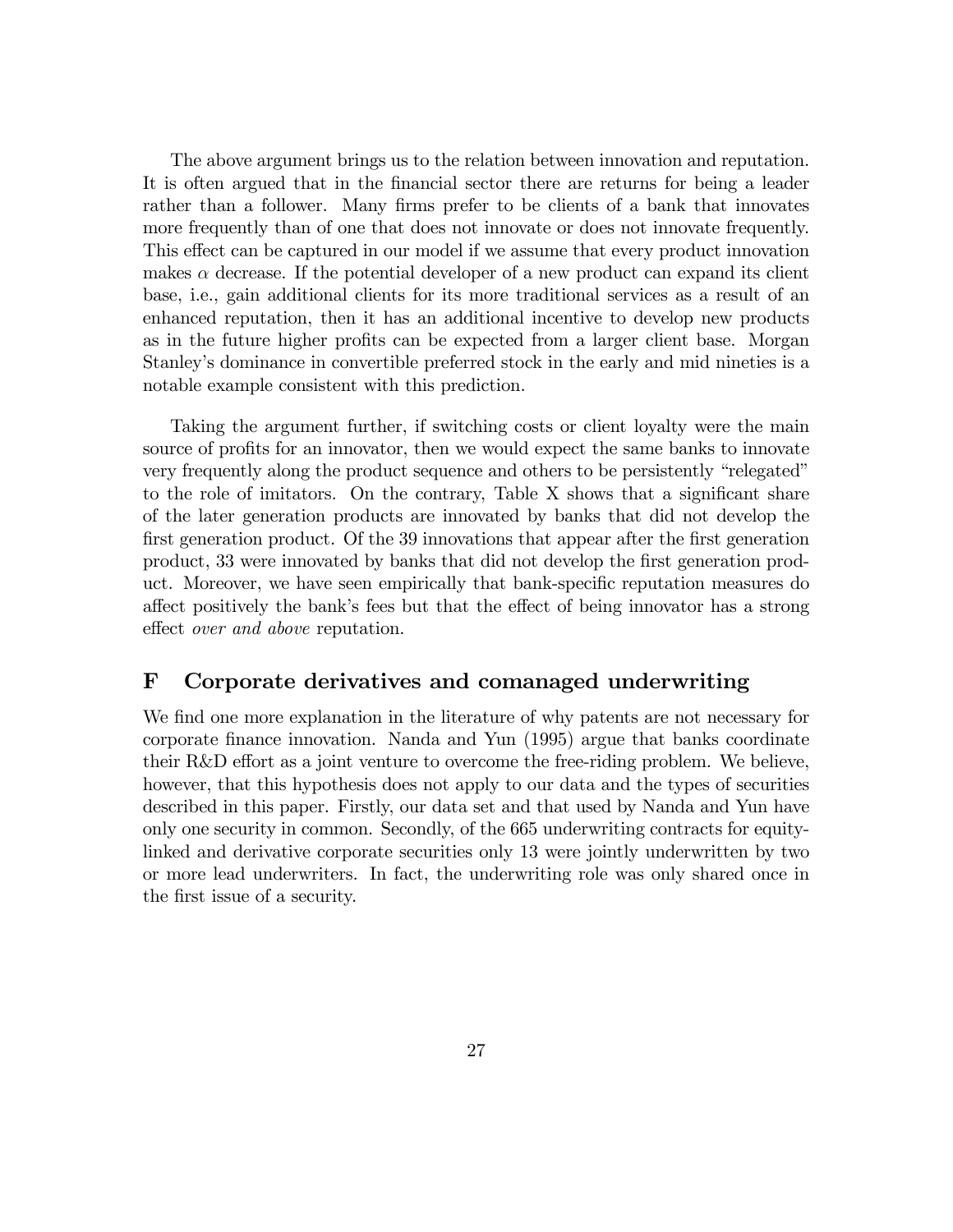The above argument brings us to the relation between innovation and reputation. It is often argued that in the financial sector there are returns for being a leader rather than a follower. Many firms prefer to be clients of a bank that innovates more frequently than of one that does not innovate or does not innovate frequently. This effect can be captured in our model if we assume that every product innovation makes $\alpha$ decrease. If the potential developer of a new product can expand its client base, i.e., gain additional clients for its more traditional services as a result of an enhanced reputation, then it has an additional incentive to develop new products as in the future higher profits can be expected from a larger client base. Morgan Stanley's dominance in convertible preferred stock in the early and mid nineties is a notable example consistent with this prediction.

Taking the argument further, if switching costs or client loyalty were the main source of profits for an innovator, then we would expect the same banks to innovate very frequently along the product sequence and others to be persistently "relegated" to the role of imitators. On the contrary, Table X shows that a significant share of the later generation products are innovated by banks that did not develop the first generation product. Of the 39 innovations that appear after the first generation product, 33 were innovated by banks that did not develop the first generation product. Moreover, we have seen empirically that bank-specific reputation measures do affect positively the bank's fees but that the effect of being innovator has a strong effect *over and above* reputation.

## F Corporate derivatives and comanaged underwriting

We find one more explanation in the literature of why patents are not necessary for corporate finance innovation. Nanda and Yun (1995) argue that banks coordinate their R&D effort as a joint venture to overcome the free-riding problem. We believe, however, that this hypothesis does not apply to our data and the types of securities described in this paper. Firstly, our data set and that used by Nanda and Yun have only one security in common. Secondly, of the 665 underwriting contracts for equity-linked and derivative corporate securities only 13 were jointly underwritten by two or more lead underwriters. In fact, the underwriting role was only shared once in the first issue of a security.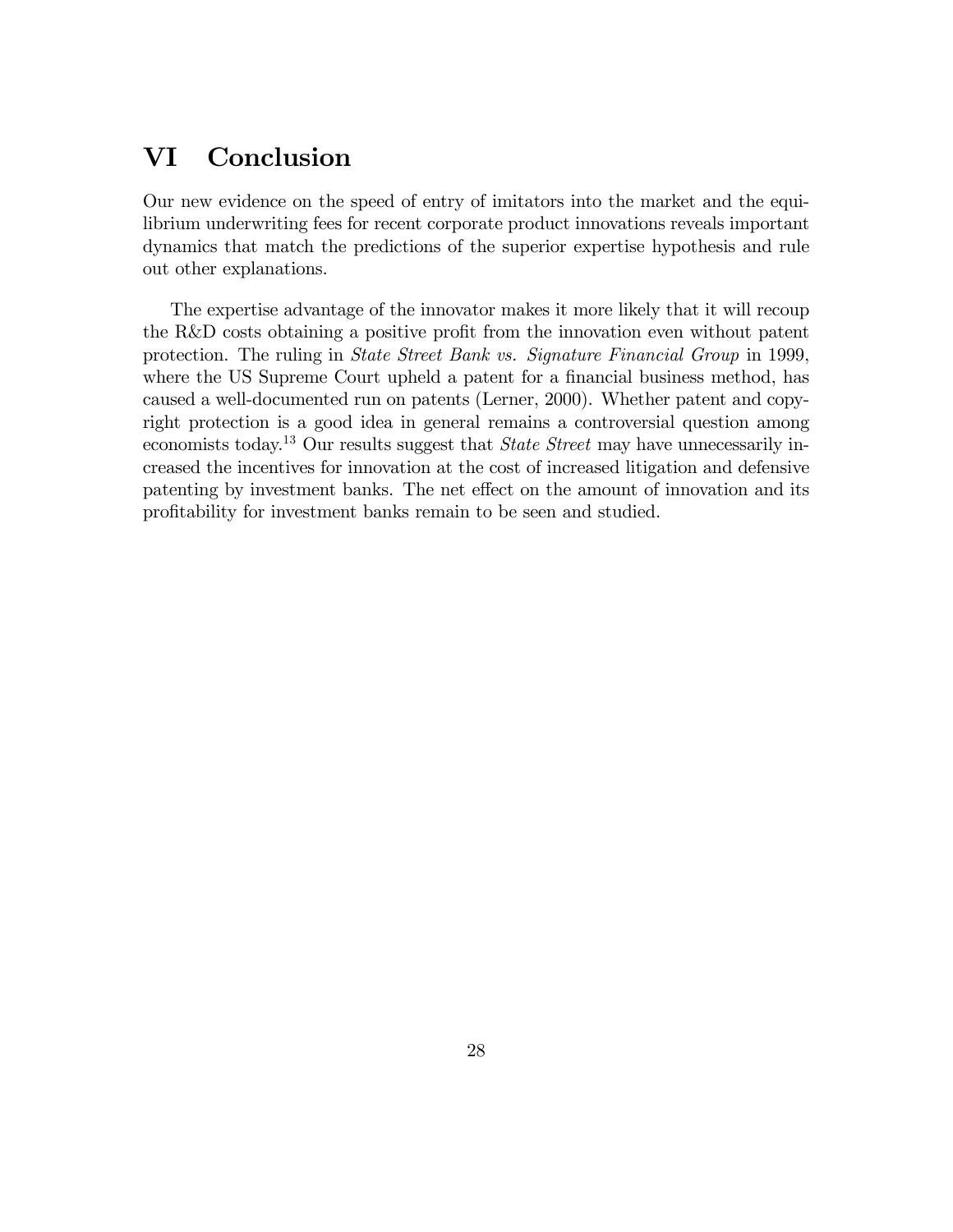# VI Conclusion

Our new evidence on the speed of entry of imitators into the market and the equilibrium underwriting fees for recent corporate product innovations reveals important dynamics that match the predictions of the superior expertise hypothesis and rule out other explanations.

The expertise advantage of the innovator makes it more likely that it will recoup the R&D costs obtaining a positive profit from the innovation even without patent protection. The ruling in *State Street Bank vs. Signature Financial Group* in 1999, where the US Supreme Court upheld a patent for a financial business method, has caused a well-documented run on patents (Lerner, 2000). Whether patent and copyright protection is a good idea in general remains a controversial question among economists today.[13] Our results suggest that *State Street* may have unnecessarily increased the incentives for innovation at the cost of increased litigation and defensive patenting by investment banks. The net effect on the amount of innovation and its profitability for investment banks remain to be seen and studied.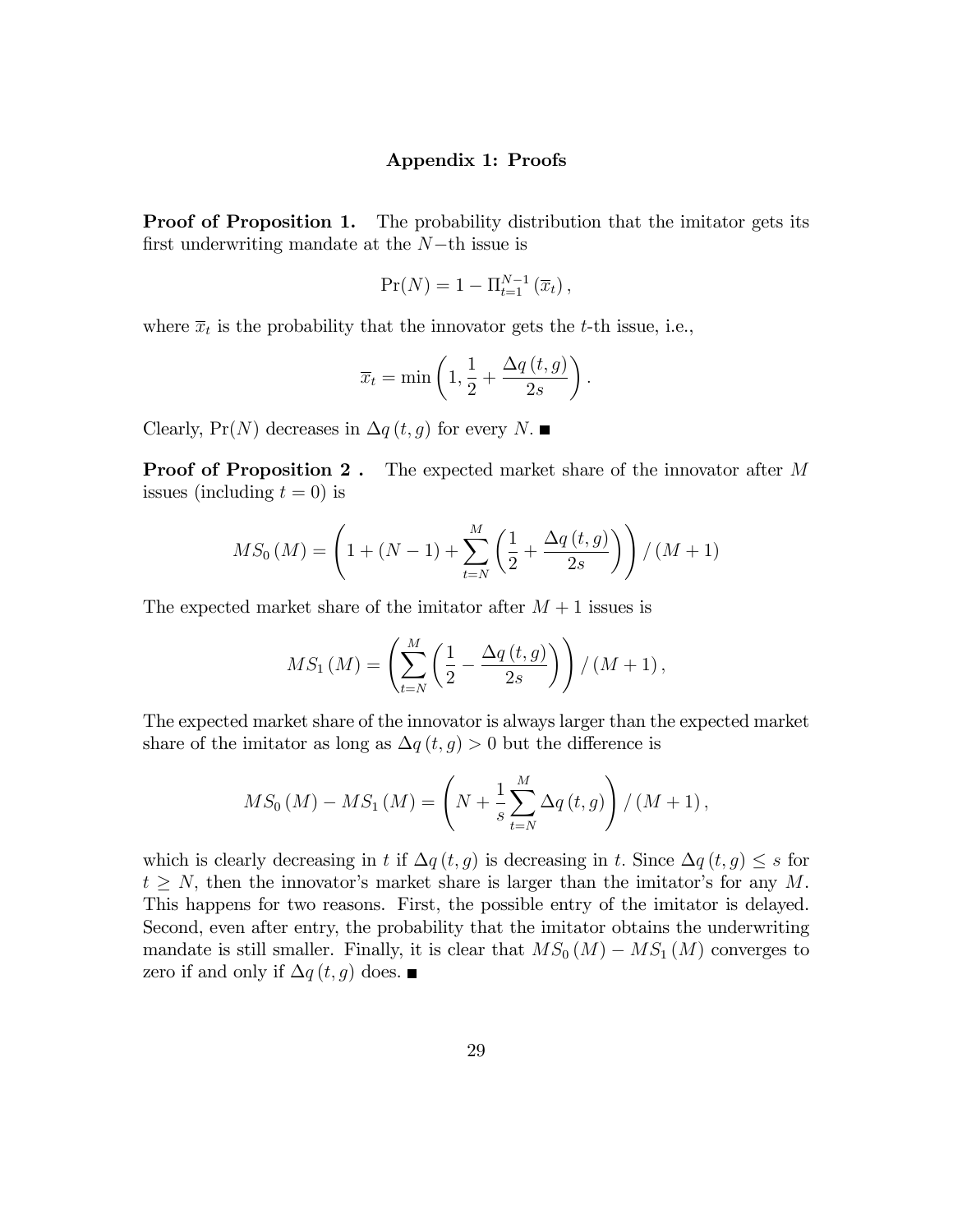## Appendix 1: Proofs

**Proof of Proposition 1.** The probability distribution that the imitator gets its first underwriting mandate at the $N-$th issue is

$$\Pr(N) = 1 - \Pi_{t=1}^{N-1} \left(\overline{x}_t\right),$$

where $\overline{x}_t$ is the probability that the innovator gets the $t$-th issue, i.e.,

$$\overline{x}_t = \min\left(1, \frac{1}{2} + \frac{\Delta q\left(t,g\right)}{2s}\right).$$

Clearly, $\Pr(N)$ decreases in $\Delta q\left(t,g\right)$ for every $N$. ■

**Proof of Proposition 2 .** The expected market share of the innovator after $M$ issues (including $t=0$) is

$$MS_0\left(M\right) = \left(1 + \left(N-1\right) + \sum_{t=N}^{M}\left(\frac{1}{2} + \frac{\Delta q\left(t,g\right)}{2s}\right)\right) / \left(M+1\right)$$

The expected market share of the imitator after $M+1$ issues is

$$MS_1\left(M\right) = \left(\sum_{t=N}^{M}\left(\frac{1}{2} - \frac{\Delta q\left(t,g\right)}{2s}\right)\right) / \left(M+1\right),$$

The expected market share of the innovator is always larger than the expected market share of the imitator as long as $\Delta q\left(t,g\right) > 0$ but the difference is

$$MS_0\left(M\right) - MS_1\left(M\right) = \left(N + \frac{1}{s}\sum_{t=N}^{M}\Delta q\left(t,g\right)\right) / \left(M+1\right),$$

which is clearly decreasing in $t$ if $\Delta q\left(t,g\right)$ is decreasing in $t$. Since $\Delta q\left(t,g\right) \leq s$ for $t \geq N$, then the innovator's market share is larger than the imitator's for any $M$. This happens for two reasons. First, the possible entry of the imitator is delayed. Second, even after entry, the probability that the imitator obtains the underwriting mandate is still smaller. Finally, it is clear that $MS_0\left(M\right) - MS_1\left(M\right)$ converges to zero if and only if $\Delta q\left(t,g\right)$ does. ■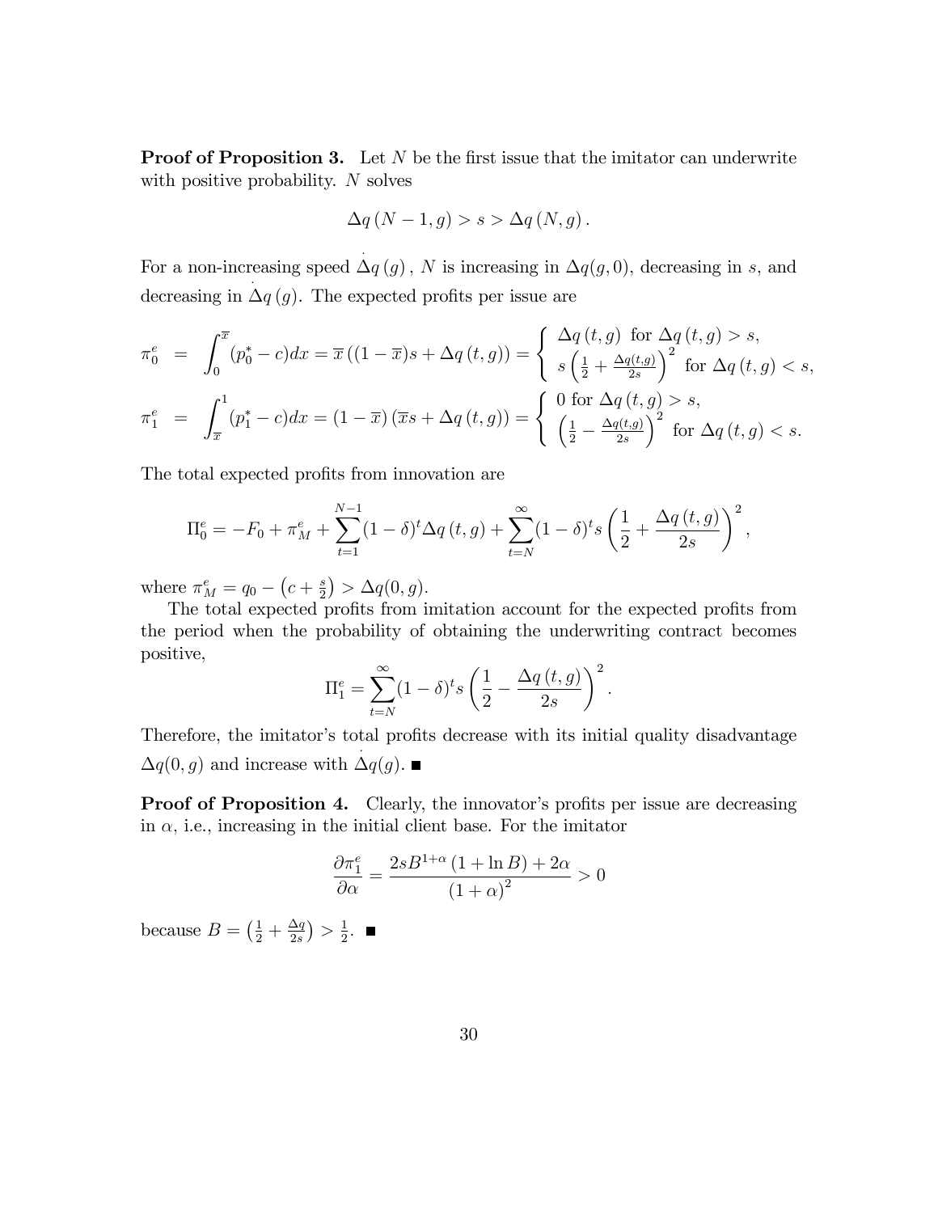**Proof of Proposition 3.** Let $N$ be the first issue that the imitator can underwrite with positive probability. $N$ solves

$$\Delta q(N-1, g) > s > \Delta q(N, g).$$

For a non-increasing speed $\dot{\Delta q}(g)$, $N$ is increasing in $\Delta q(g, 0)$, decreasing in $s$, and decreasing in $\dot{\Delta q}(g)$. The expected profits per issue are

$$\pi_0^e = \int_0^{\overline{x}} (p_0^* - c)dx = \overline{x}\left((1-\overline{x})s + \Delta q(t, g)\right) = \begin{cases} \Delta q(t, g) \text{ for } \Delta q(t, g) > s, \\ s\left(\frac{1}{2} + \frac{\Delta q(t,g)}{2s}\right)^2 \text{ for } \Delta q(t, g) < s, \end{cases}$$

$$\pi_1^e = \int_{\overline{x}}^1 (p_1^* - c)dx = (1-\overline{x})\left(\overline{x}s + \Delta q(t, g)\right) = \begin{cases} 0 \text{ for } \Delta q(t, g) > s, \\ \left(\frac{1}{2} - \frac{\Delta q(t,g)}{2s}\right)^2 \text{ for } \Delta q(t, g) < s. \end{cases}$$

The total expected profits from innovation are

$$\Pi_0^e = -F_0 + \pi_M^e + \sum_{t=1}^{N-1}(1-\delta)^t \Delta q(t, g) + \sum_{t=N}^{\infty}(1-\delta)^t s\left(\frac{1}{2} + \frac{\Delta q(t, g)}{2s}\right)^2,$$

where $\pi_M^e = q_0 - \left(c + \frac{s}{2}\right) > \Delta q(0, g)$.

The total expected profits from imitation account for the expected profits from the period when the probability of obtaining the underwriting contract becomes positive,

$$\Pi_1^e = \sum_{t=N}^{\infty}(1-\delta)^t s\left(\frac{1}{2} - \frac{\Delta q(t, g)}{2s}\right)^2.$$

Therefore, the imitator's total profits decrease with its initial quality disadvantage $\Delta q(0, g)$ and increase with $\dot{\Delta q}(g)$. ■

**Proof of Proposition 4.** Clearly, the innovator's profits per issue are decreasing in $\alpha$, i.e., increasing in the initial client base. For the imitator

$$\frac{\partial \pi_1^e}{\partial \alpha} = \frac{2sB^{1+\alpha}(1 + \ln B) + 2\alpha}{(1+\alpha)^2} > 0$$

because $B = \left(\frac{1}{2} + \frac{\Delta q}{2s}\right) > \frac{1}{2}$. ■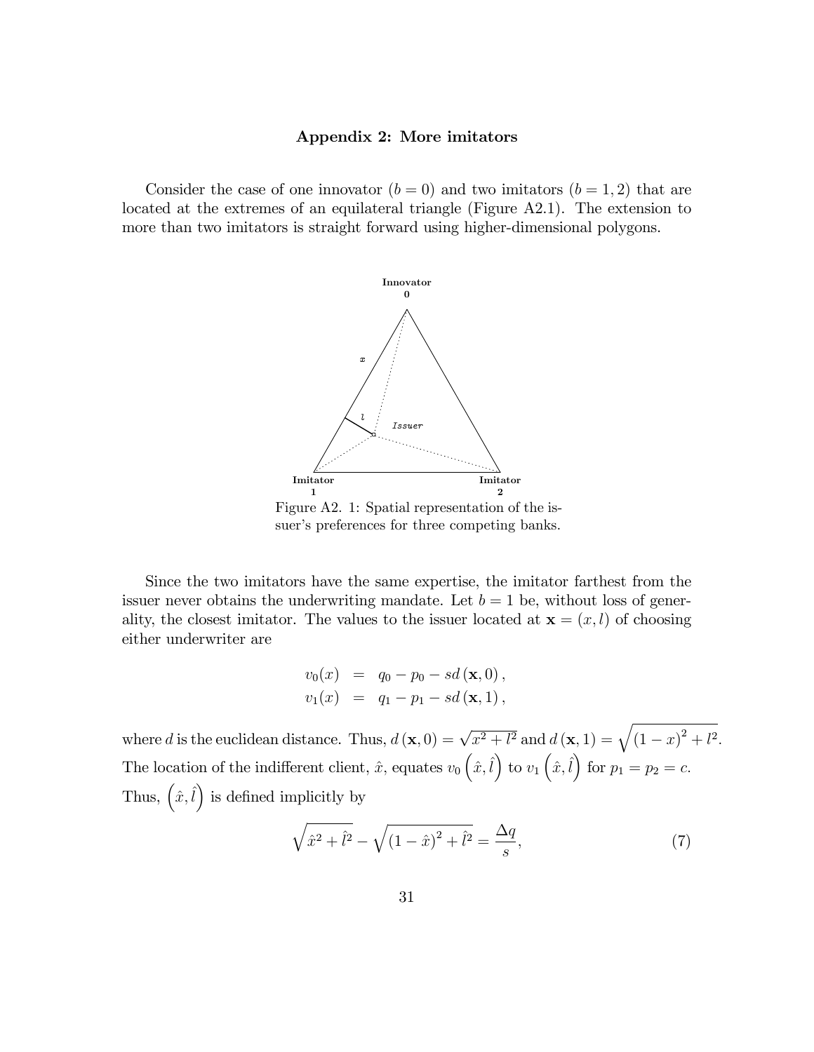## Appendix 2: More imitators

Consider the case of one innovator ($b = 0$) and two imitators ($b = 1, 2$) that are located at the extremes of an equilateral triangle (Figure A2.1). The extension to more than two imitators is straight forward using higher-dimensional polygons.

Figure A2. 1: Spatial representation of the issuer's preferences for three competing banks.

Since the two imitators have the same expertise, the imitator farthest from the issuer never obtains the underwriting mandate. Let $b = 1$ be, without loss of generality, the closest imitator. The values to the issuer located at $\mathbf{x} = (x, l)$ of choosing either underwriter are

$$
\begin{aligned}
v_0(x) &= q_0 - p_0 - sd(\mathbf{x}, 0), \\
v_1(x) &= q_1 - p_1 - sd(\mathbf{x}, 1),
\end{aligned}
$$

where $d$ is the euclidean distance. Thus, $d(\mathbf{x}, 0) = \sqrt{x^2 + l^2}$ and $d(\mathbf{x}, 1) = \sqrt{(1-x)^2 + l^2}$. The location of the indifferent client, $\hat{x}$, equates $v_0\left(\hat{x}, \hat{l}\right)$ to $v_1\left(\hat{x}, \hat{l}\right)$ for $p_1 = p_2 = c$. Thus, $\left(\hat{x}, \hat{l}\right)$ is defined implicitly by

$$
\sqrt{\hat{x}^2 + \hat{l}^2} - \sqrt{(1-\hat{x})^2 + \hat{l}^2} = \frac{\Delta q}{s}, \tag{7}
$$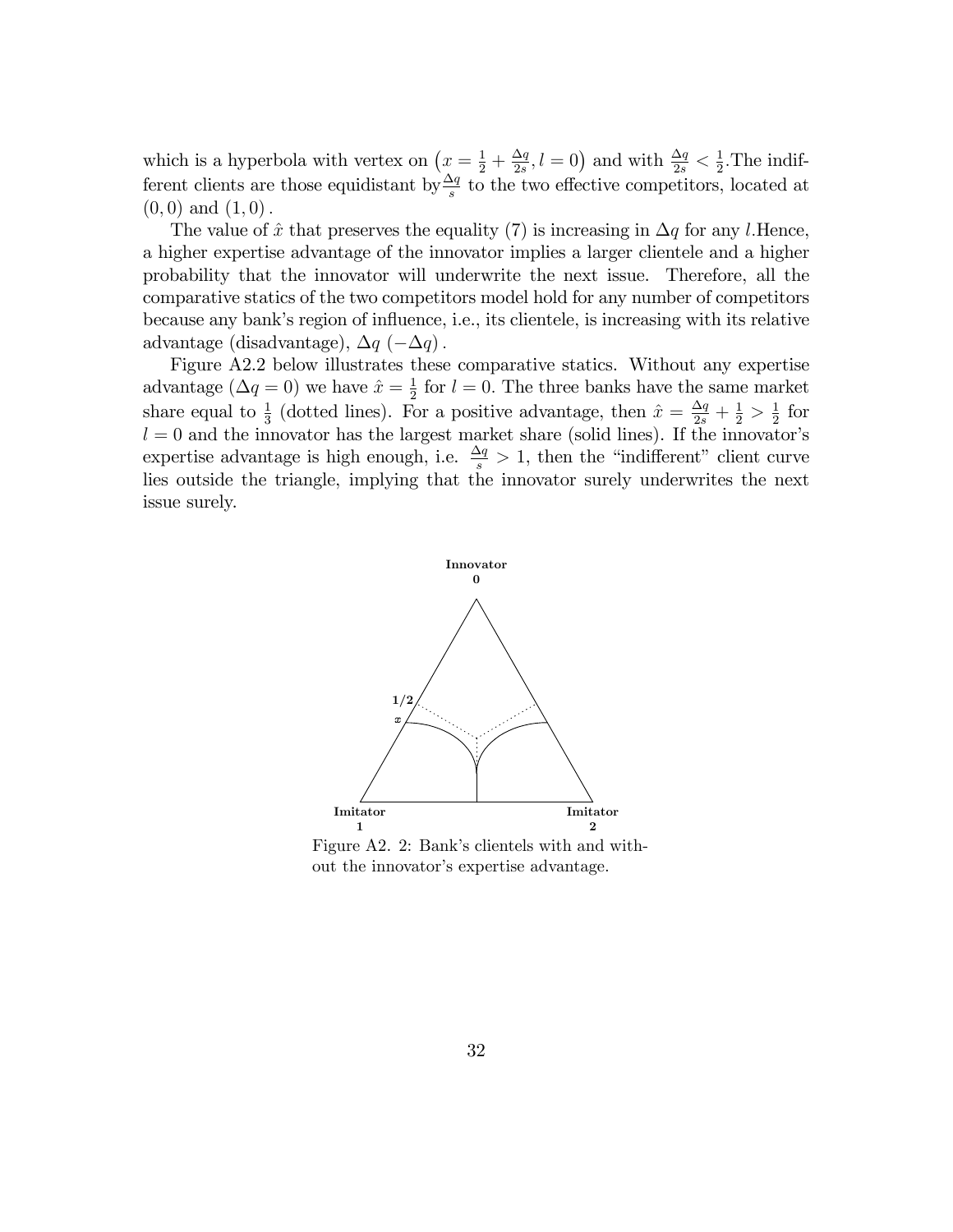which is a hyperbola with vertex on $\left(x = \frac{1}{2} + \frac{\Delta q}{2s}, l = 0\right)$ and with $\frac{\Delta q}{2s} < \frac{1}{2}$.The indifferent clients are those equidistant by $\frac{\Delta q}{s}$ to the two effective competitors, located at $(0, 0)$ and $(1, 0)$.

The value of $\hat{x}$ that preserves the equality (7) is increasing in $\Delta q$ for any $l$.Hence, a higher expertise advantage of the innovator implies a larger clientele and a higher probability that the innovator will underwrite the next issue. Therefore, all the comparative statics of the two competitors model hold for any number of competitors because any bank's region of influence, i.e., its clientele, is increasing with its relative advantage (disadvantage), $\Delta q$ $(-\Delta q)$.

Figure A2.2 below illustrates these comparative statics. Without any expertise advantage ($\Delta q = 0$) we have $\hat{x} = \frac{1}{2}$ for $l = 0$. The three banks have the same market share equal to $\frac{1}{3}$ (dotted lines). For a positive advantage, then $\hat{x} = \frac{\Delta q}{2s} + \frac{1}{2} > \frac{1}{2}$ for $l = 0$ and the innovator has the largest market share (solid lines). If the innovator's expertise advantage is high enough, i.e. $\frac{\Delta q}{s} > 1$, then the "indifferent" client curve lies outside the triangle, implying that the innovator surely underwrites the next issue surely.

Figure A2. 2: Bank's clientels with and without the innovator's expertise advantage.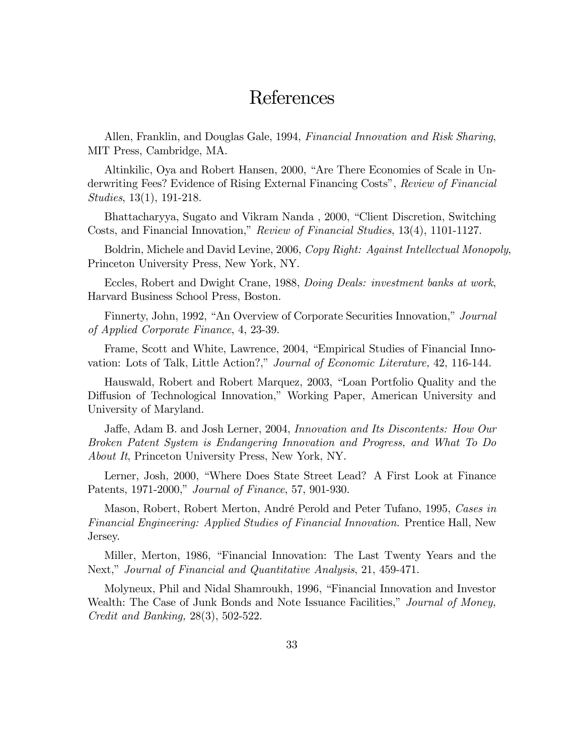# References

Allen, Franklin, and Douglas Gale, 1994, *Financial Innovation and Risk Sharing*, MIT Press, Cambridge, MA.

Altinkilic, Oya and Robert Hansen, 2000, "Are There Economies of Scale in Underwriting Fees? Evidence of Rising External Financing Costs", *Review of Financial Studies*, 13(1), 191-218.

Bhattacharyya, Sugato and Vikram Nanda , 2000, "Client Discretion, Switching Costs, and Financial Innovation," *Review of Financial Studies*, 13(4), 1101-1127.

Boldrin, Michele and David Levine, 2006, *Copy Right: Against Intellectual Monopoly*, Princeton University Press, New York, NY.

Eccles, Robert and Dwight Crane, 1988, *Doing Deals: investment banks at work*, Harvard Business School Press, Boston.

Finnerty, John, 1992, "An Overview of Corporate Securities Innovation," *Journal of Applied Corporate Finance*, 4, 23-39.

Frame, Scott and White, Lawrence, 2004, "Empirical Studies of Financial Innovation: Lots of Talk, Little Action?," *Journal of Economic Literature*, 42, 116-144.

Hauswald, Robert and Robert Marquez, 2003, "Loan Portfolio Quality and the Diffusion of Technological Innovation," Working Paper, American University and University of Maryland.

Jaffe, Adam B. and Josh Lerner, 2004, *Innovation and Its Discontents: How Our Broken Patent System is Endangering Innovation and Progress, and What To Do About It*, Princeton University Press, New York, NY.

Lerner, Josh, 2000, "Where Does State Street Lead? A First Look at Finance Patents, 1971-2000," *Journal of Finance*, 57, 901-930.

Mason, Robert, Robert Merton, André Perold and Peter Tufano, 1995, *Cases in Financial Engineering: Applied Studies of Financial Innovation.* Prentice Hall, New Jersey.

Miller, Merton, 1986, "Financial Innovation: The Last Twenty Years and the Next," *Journal of Financial and Quantitative Analysis*, 21, 459-471.

Molyneux, Phil and Nidal Shamroukh, 1996, "Financial Innovation and Investor Wealth: The Case of Junk Bonds and Note Issuance Facilities," *Journal of Money, Credit and Banking,* 28(3), 502-522.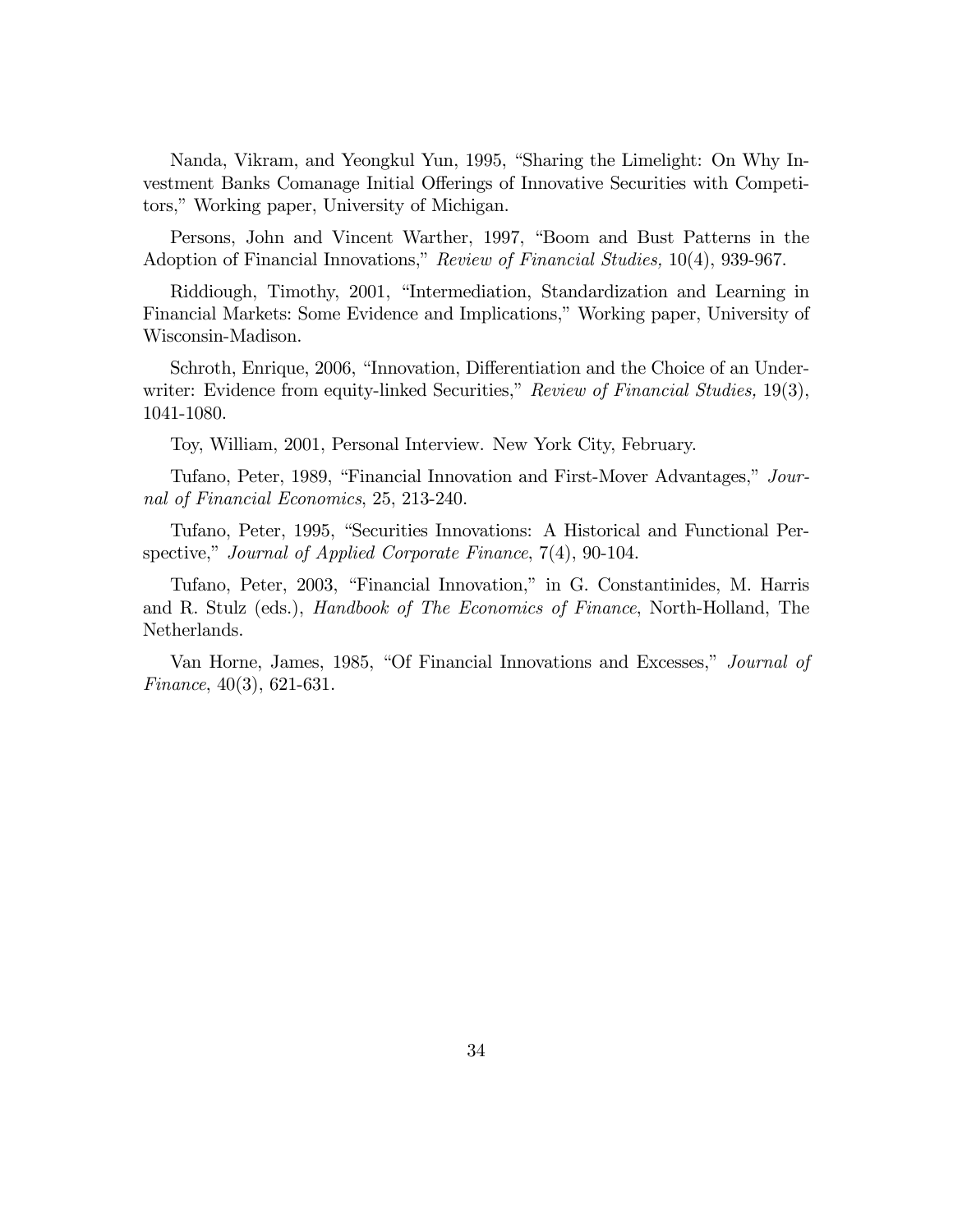Nanda, Vikram, and Yeongkul Yun, 1995, "Sharing the Limelight: On Why Investment Banks Comanage Initial Offerings of Innovative Securities with Competitors," Working paper, University of Michigan.

Persons, John and Vincent Warther, 1997, "Boom and Bust Patterns in the Adoption of Financial Innovations," *Review of Financial Studies,* 10(4), 939-967.

Riddiough, Timothy, 2001, "Intermediation, Standardization and Learning in Financial Markets: Some Evidence and Implications," Working paper, University of Wisconsin-Madison.

Schroth, Enrique, 2006, "Innovation, Differentiation and the Choice of an Underwriter: Evidence from equity-linked Securities," *Review of Financial Studies,* 19(3), 1041-1080.

Toy, William, 2001, Personal Interview. New York City, February.

Tufano, Peter, 1989, "Financial Innovation and First-Mover Advantages," *Journal of Financial Economics*, 25, 213-240.

Tufano, Peter, 1995, "Securities Innovations: A Historical and Functional Perspective," *Journal of Applied Corporate Finance*, 7(4), 90-104.

Tufano, Peter, 2003, "Financial Innovation," in G. Constantinides, M. Harris and R. Stulz (eds.), *Handbook of The Economics of Finance*, North-Holland, The Netherlands.

Van Horne, James, 1985, "Of Financial Innovations and Excesses," *Journal of Finance*, 40(3), 621-631.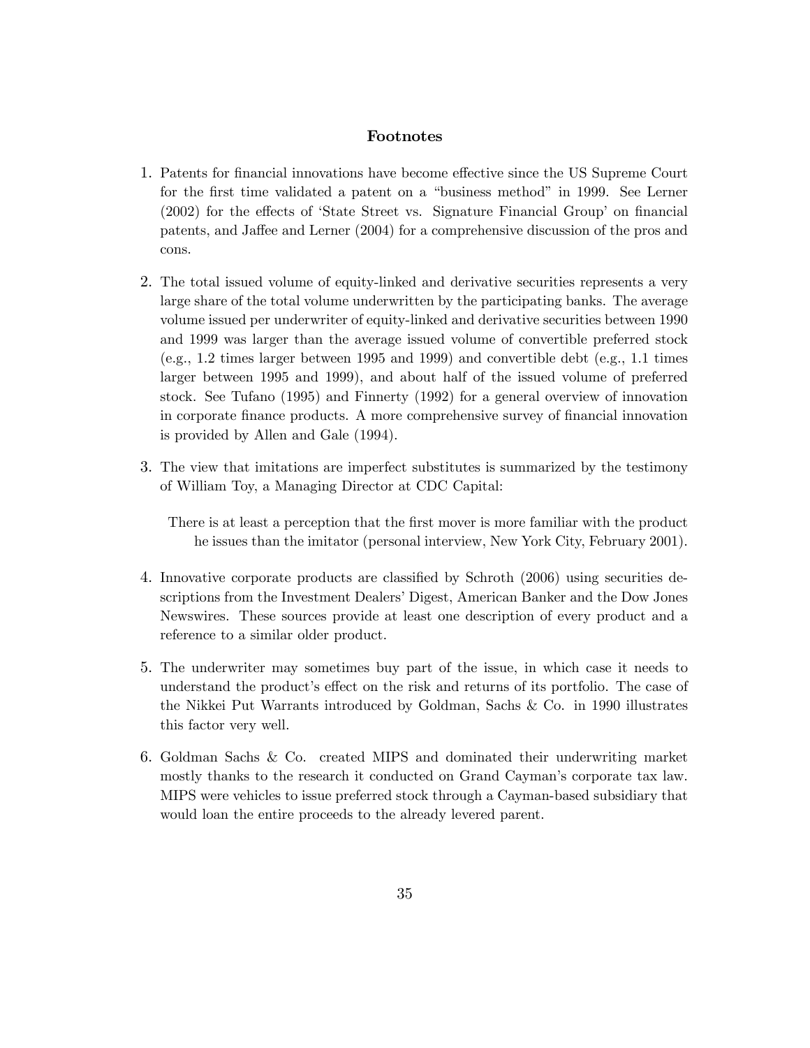## Footnotes

1. Patents for financial innovations have become effective since the US Supreme Court for the first time validated a patent on a "business method" in 1999. See Lerner (2002) for the effects of 'State Street vs. Signature Financial Group' on financial patents, and Jaffee and Lerner (2004) for a comprehensive discussion of the pros and cons.

2. The total issued volume of equity-linked and derivative securities represents a very large share of the total volume underwritten by the participating banks. The average volume issued per underwriter of equity-linked and derivative securities between 1990 and 1999 was larger than the average issued volume of convertible preferred stock (e.g., 1.2 times larger between 1995 and 1999) and convertible debt (e.g., 1.1 times larger between 1995 and 1999), and about half of the issued volume of preferred stock. See Tufano (1995) and Finnerty (1992) for a general overview of innovation in corporate finance products. A more comprehensive survey of financial innovation is provided by Allen and Gale (1994).

3. The view that imitations are imperfect substitutes is summarized by the testimony of William Toy, a Managing Director at CDC Capital:

   > There is at least a perception that the first mover is more familiar with the product he issues than the imitator (personal interview, New York City, February 2001).

4. Innovative corporate products are classified by Schroth (2006) using securities descriptions from the Investment Dealers' Digest, American Banker and the Dow Jones Newswires. These sources provide at least one description of every product and a reference to a similar older product.

5. The underwriter may sometimes buy part of the issue, in which case it needs to understand the product's effect on the risk and returns of its portfolio. The case of the Nikkei Put Warrants introduced by Goldman, Sachs & Co. in 1990 illustrates this factor very well.

6. Goldman Sachs & Co. created MIPS and dominated their underwriting market mostly thanks to the research it conducted on Grand Cayman's corporate tax law. MIPS were vehicles to issue preferred stock through a Cayman-based subsidiary that would loan the entire proceeds to the already levered parent.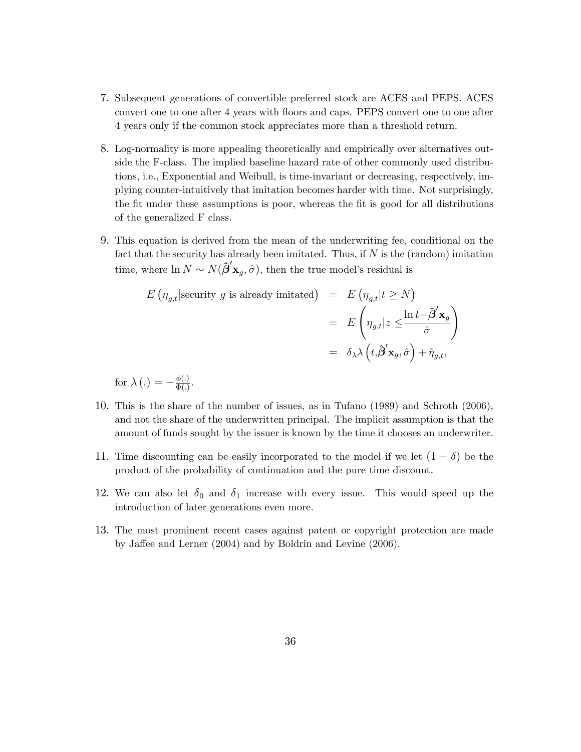7. Subsequent generations of convertible preferred stock are ACES and PEPS. ACES convert one to one after 4 years with floors and caps. PEPS convert one to one after 4 years only if the common stock appreciates more than a threshold return.

8. Log-normality is more appealing theoretically and empirically over alternatives outside the F-class. The implied baseline hazard rate of other commonly used distributions, i.e., Exponential and Weibull, is time-invariant or decreasing, respectively, implying counter-intuitively that imitation becomes harder with time. Not surprisingly, the fit under these assumptions is poor, whereas the fit is good for all distributions of the generalized F class.

9. This equation is derived from the mean of the underwriting fee, conditional on the fact that the security has already been imitated. Thus, if $N$ is the (random) imitation time, where $\ln N \sim N(\hat{\boldsymbol{\beta}}'\mathbf{x}_g, \hat{\sigma})$, then the true model's residual is

$$
\begin{aligned}
E\left(\eta_{g,t} | \text{security } g \text{ is already imitated}\right) &= E\left(\eta_{g,t} | t \geq N\right) \\
&= E\left(\eta_{g,t} | z \leq \frac{\ln t - \hat{\boldsymbol{\beta}}'\mathbf{x}_g}{\hat{\sigma}}\right) \\
&= \delta_\lambda \lambda\left(t, \hat{\boldsymbol{\beta}}'\mathbf{x}_g, \hat{\sigma}\right) + \tilde{\eta}_{g,t},
\end{aligned}
$$

for $\lambda(.) = -\frac{\phi(.)}{\Phi(.)}$.

10. This is the share of the number of issues, as in Tufano (1989) and Schroth (2006), and not the share of the underwritten principal. The implicit assumption is that the amount of funds sought by the issuer is known by the time it chooses an underwriter.

11. Time discounting can be easily incorporated to the model if we let $(1 - \delta)$ be the product of the probability of continuation and the pure time discount.

12. We can also let $\delta_0$ and $\delta_1$ increase with every issue. This would speed up the introduction of later generations even more.

13. The most prominent recent cases against patent or copyright protection are made by Jaffee and Lerner (2004) and by Boldrin and Levine (2006).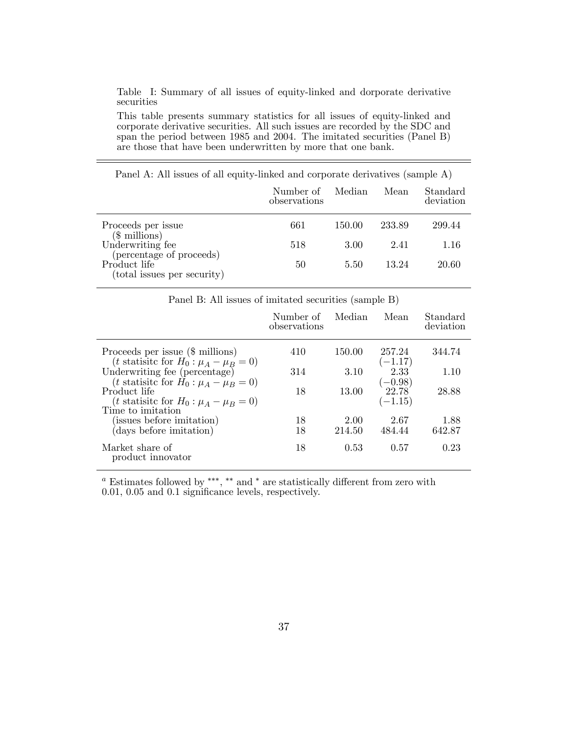Table I: Summary of all issues of equity-linked and dorporate derivative securities

This table presents summary statistics for all issues of equity-linked and corporate derivative securities. All such issues are recorded by the SDC and span the period between 1985 and 2004. The imitated securities (Panel B) are those that have been underwritten by more that one bank.

Panel A: All issues of all equity-linked and corporate derivatives (sample A)

| | Number of observations | Median | Mean | Standard deviation |
|---|---|---|---|---|
| Proceeds per issue ($ millions) | 661 | 150.00 | 233.89 | 299.44 |
| Underwriting fee (percentage of proceeds) | 518 | 3.00 | 2.41 | 1.16 |
| Product life (total issues per security) | 50 | 5.50 | 13.24 | 20.60 |

Panel B: All issues of imitated securities (sample B)

| | Number of observations | Median | Mean | Standard deviation |
|---|---|---|---|---|
| Proceeds per issue ($ millions) | 410 | 150.00 | 257.24 | 344.74 |
| ($t$ statisitc for $H_0 : \mu_A - \mu_B = 0$) | | | (−1.17) | |
| Underwriting fee (percentage) | 314 | 3.10 | 2.33 | 1.10 |
| ($t$ statisitc for $H_0 : \mu_A - \mu_B = 0$) | | | (−0.98) | |
| Product life | 18 | 13.00 | 22.78 | 28.88 |
| ($t$ statisitc for $H_0 : \mu_A - \mu_B = 0$) | | | (−1.15) | |
| Time to imitation | | | | |
| (issues before imitation) | 18 | 2.00 | 2.67 | 1.88 |
| (days before imitation) | 18 | 214.50 | 484.44 | 642.87 |
| Market share of product innovator | 18 | 0.53 | 0.57 | 0.23 |

[a] Estimates followed by ***, ** and * are statistically different from zero with 0.01, 0.05 and 0.1 significance levels, respectively.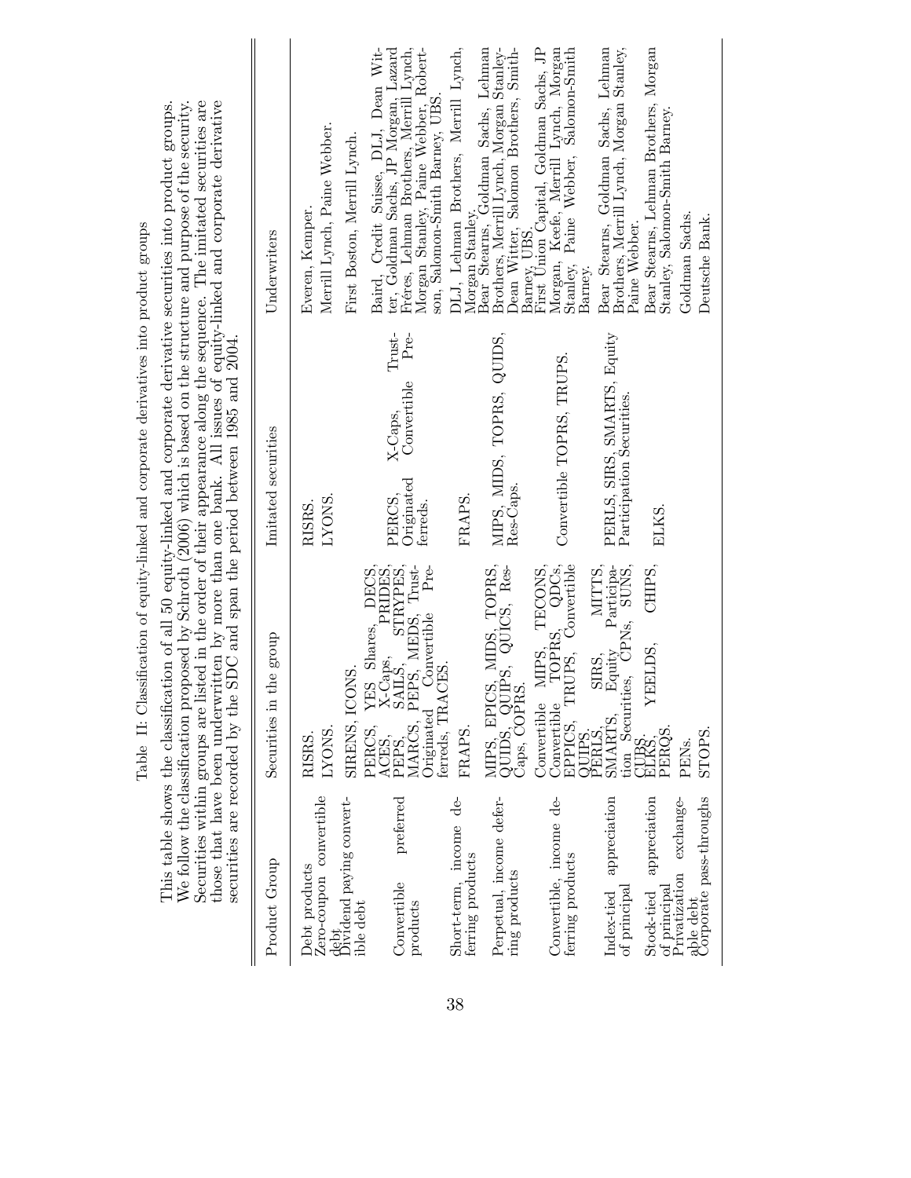Table II: Classification of equity-linked and corporate derivatives into product groups

This table shows the classification of all 50 equity-linked and corporate derivative securities into product groups. We follow the classification proposed by Schroth (2006) which is based on the structure and purpose of the security. Securities within groups are listed in the order of their appearance along the sequence. The imitated securities are those that have been underwritten by more than one bank. All issues of equity-linked and corporate derivative securities are recorded by the SDC and span the period between 1985 and 2004.

| Product Group | Securities in the group | Imitated securities | Underwriters |
|---|---|---|---|
| Debt products | | | |
| Zero-coupon convertible debt | RISRS. | RISRS. | Everen, Kemper. |
| Dividend paying convertible debt | LYONS. | LYONS. | Merrill Lynch, Paine Webber. |
| | SIRENS, ICONS. | | First Boston, Merrill Lynch. |
| Convertible preferred products | PERCS, YES Shares, DECS, ACES, X-Caps, PRIDES, PEPS, SAILS, STRYPES, MARCS, PEPS, MEDS, Trust-Originated Convertible Preferreds, TRACES. | PERCS, X-Caps, Trust-Originated Convertible Preferreds. | Baird, Credit Suisse, DLJ, Dean Witter, Goldman Sachs, JP Morgan, Lazard Frères, Lehman Brothers, Merrill Lynch, Morgan Stanley, Paine Webber, Robertson, Salomon-Smith Barney, UBS. |
| Short-term, income deferring products | FRAPS. | FRAPS. | DLJ, Lehman Brothers, Merrill Lynch, Morgan Stanley. |
| Perpetual, income deferring products | MIPS, EPICS, MIDS, TOPRS, QUIDS, QUIPS, QUICS, Res-Caps, COPRS. | MIPS, MIDS, TOPRS, QUIDS, Res-Caps. | Bear Stearns, Goldman Sachs, Lehman Brothers, Merrill Lynch, Morgan Stanley-Dean Witter, Salomon Brothers, Smith-Barney, UBS. |
| Convertible, income deferring products | Convertible MIPS, TECONS, Convertible TOPRS, QDCs, EPPICS, TRUPS, Convertible QUIPS. | Convertible TOPRS, TRUPS. | First Union Capital, Goldman Sachs, JP Morgan, Keefe, Merrill Lynch, Morgan Stanley, Paine Webber, Salomon-Smith Barney. |
| Index-tied appreciation of principal | PERLS, SIRS, MITTS, SMARTS, Equity Participation Securities, CPNs, SUNS, CUBS. | PERLS, SIRS, SMARTS, Equity Participation Securities. | Bear Stearns, Goldman Sachs, Lehman Brothers, Merrill Lynch, Morgan Stanley, Paine Webber. |
| Stock-tied appreciation of principal | ELKS, YEELDS, CHIPS, PERQS. | ELKS. | Bear Stearns, Lehman Brothers, Morgan Stanley, Salomon-Smith Barney. |
| Privatization exchangeable debt | PENs. | | Goldman Sachs. |
| Corporate pass-throughs | STOPS. | | Deutsche Bank. |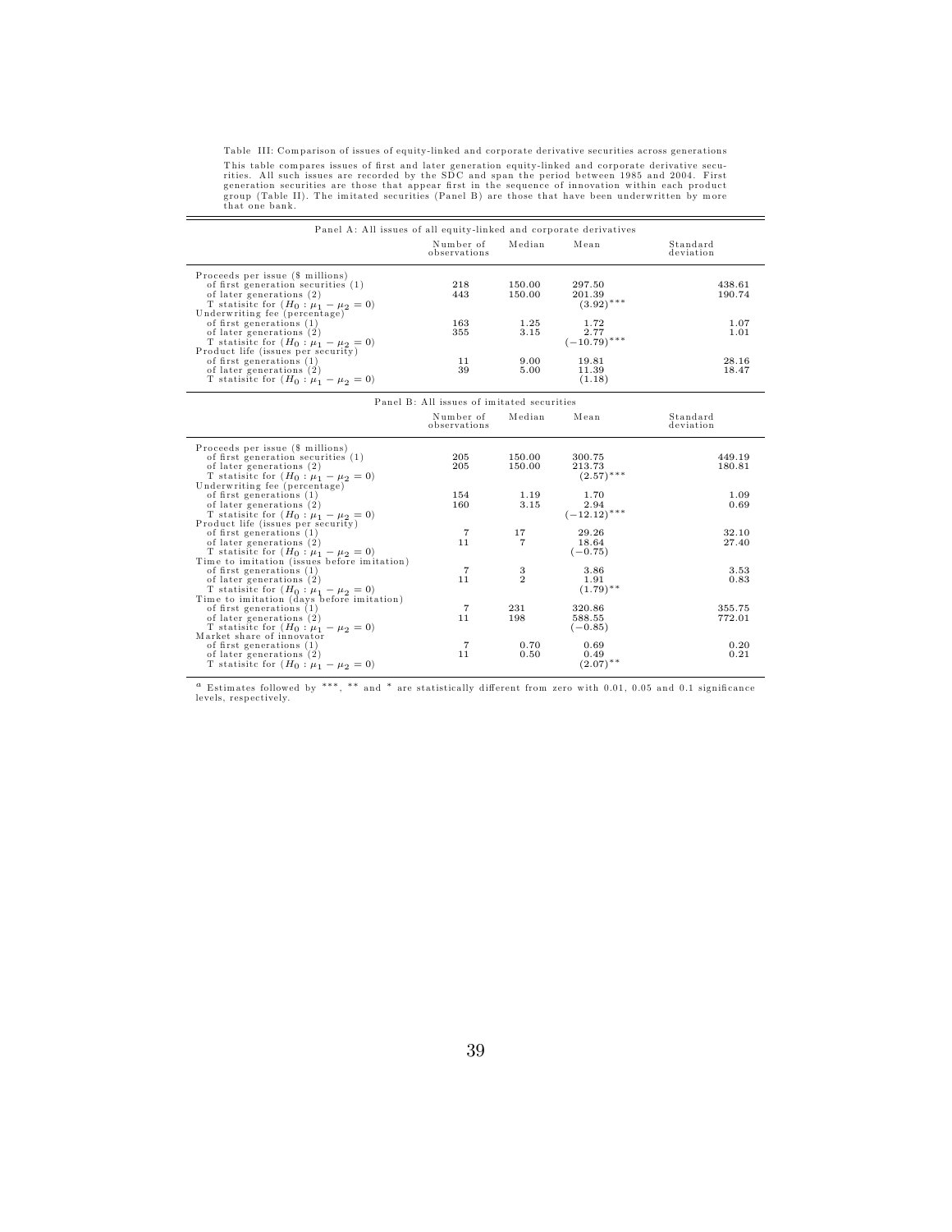Table III: Comparison of issues of equity-linked and corporate derivative securities across generations

This table compares issues of first and later generation equity-linked and corporate derivative securities. All such issues are recorded by the SDC and span the period between 1985 and 2004. First generation securities are those that appear first in the sequence of innovation within each product group (Table II). The imitated securities (Panel B) are those that have been underwritten by more that one bank.

| Panel A: All issues of all equity-linked and corporate derivatives | | | | |
|---|---|---|---|---|
| | Number of observations | Median | Mean | Standard deviation |
| Proceeds per issue ($ millions) | | | | |
| of first generation securities (1) | 218 | 150.00 | 297.50 | 438.61 |
| of later generations (2) | 443 | 150.00 | 201.39 | 190.74 |
| T statisitc for ($H_0 : \mu_1 - \mu_2 = 0$) | | | $(3.92)^{***}$ | |
| Underwriting fee (percentage) | | | | |
| of first generations (1) | 163 | 1.25 | 1.72 | 1.07 |
| of later generations (2) | 355 | 3.15 | 2.77 | 1.01 |
| T statisitc for ($H_0 : \mu_1 - \mu_2 = 0$) | | | $(-10.79)^{***}$ | |
| Product life (issues per security) | | | | |
| of first generations (1) | 11 | 9.00 | 19.81 | 28.16 |
| of later generations (2) | 39 | 5.00 | 11.39 | 18.47 |
| T statisitc for ($H_0 : \mu_1 - \mu_2 = 0$) | | | (1.18) | |

| Panel B: All issues of imitated securities | | | | |
|---|---|---|---|---|
| | Number of observations | Median | Mean | Standard deviation |
| Proceeds per issue ($ millions) | | | | |
| of first generation securities (1) | 205 | 150.00 | 300.75 | 449.19 |
| of later generations (2) | 205 | 150.00 | 213.73 | 180.81 |
| T statisitc for ($H_0 : \mu_1 - \mu_2 = 0$) | | | $(2.57)^{***}$ | |
| Underwriting fee (percentage) | | | | |
| of first generations (1) | 154 | 1.19 | 1.70 | 1.09 |
| of later generations (2) | 160 | 3.15 | 2.94 | 0.69 |
| T statisitc for ($H_0 : \mu_1 - \mu_2 = 0$) | | | $(-12.12)^{***}$ | |
| Product life (issues per security) | | | | |
| of first generations (1) | 7 | 17 | 29.26 | 32.10 |
| of later generations (2) | 11 | 7 | 18.64 | 27.40 |
| T statisitc for ($H_0 : \mu_1 - \mu_2 = 0$) | | | (−0.75) | |
| Time to imitation (issues before imitation) | | | | |
| of first generations (1) | 7 | 3 | 3.86 | 3.53 |
| of later generations (2) | 11 | 2 | 1.91 | 0.83 |
| T statisitc for ($H_0 : \mu_1 - \mu_2 = 0$) | | | $(1.79)^{**}$ | |
| Time to imitation (days before imitation) | | | | |
| of first generations (1) | 7 | 231 | 320.86 | 355.75 |
| of later generations (2) | 11 | 198 | 588.55 | 772.01 |
| T statisitc for ($H_0 : \mu_1 - \mu_2 = 0$) | | | (−0.85) | |
| Market share of innovator | | | | |
| of first generations (1) | 7 | 0.70 | 0.69 | 0.20 |
| of later generations (2) | 11 | 0.50 | 0.49 | 0.21 |
| T statisitc for ($H_0 : \mu_1 - \mu_2 = 0$) | | | $(2.07)^{**}$ | |

[a] Estimates followed by ***, ** and * are statistically different from zero with 0.01, 0.05 and 0.1 significance levels, respectively.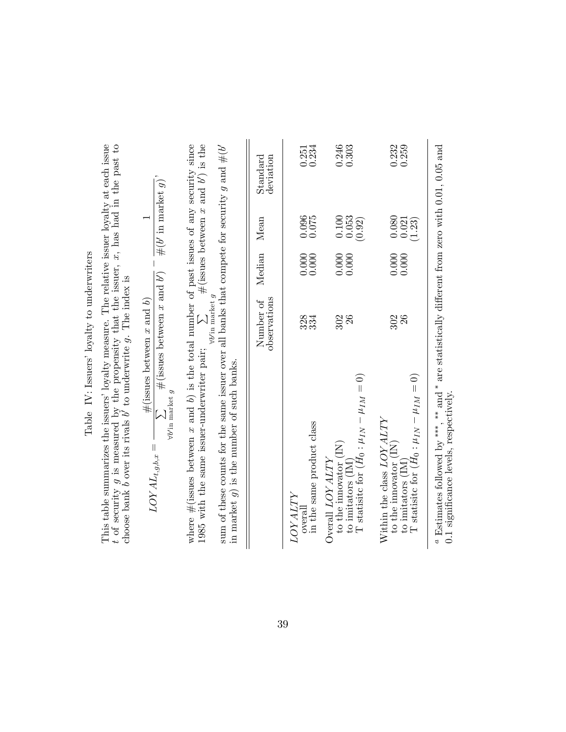Table IV: Issuers' loyalty to underwriters

This table summarizes the issuers' loyalty measure. The relative issuer loyalty at each issue $t$ of security $g$ is measured by the propensity that the issuer, $x$, has had in the past to choose bank $b$ over its rivals $b'$ to underwrite $g$. The index is

$$LOYAL_{t,g,b,x} = \frac{\#(\text{issues between } x \text{ and } b)}{\sum_{\forall b' \text{in market } g} \#(\text{issues between } x \text{ and } b')} - \frac{1}{\#(b' \text{ in market } g)},$$

where #(issues between $x$ and $b$) is the total number of past issues of any security since 1985 with the same issuer-underwriter pair; $\sum_{\forall b' \text{in market } g} \#(\text{issues between } x \text{ and } b')$ is the sum of these counts for the same issuer over all banks that compete for security $g$ and $\#(b'$ in market $g)$ is the number of such banks.

| | Number of observations | Median | Mean | Standard deviation |
|---|---|---|---|---|
| *LOYALTY* | | | | |
| overall | 328 | 0.000 | 0.096 | 0.251 |
| in the same product class | 334 | 0.000 | 0.075 | 0.234 |
| Overall *LOYALTY* | | | | |
| to the innovator (IN) | 302 | 0.000 | 0.100 | 0.246 |
| to imitators (IM) | 26 | 0.000 | 0.053 | 0.303 |
| T statisitc for ($H_0 : \mu_{IN} - \mu_{IM} = 0$) | | | (0.92) | |
| Within the class *LOYALTY* | | | | |
| to the innovator (IN) | 302 | 0.000 | 0.080 | 0.232 |
| to imitators (IM) | 26 | 0.000 | 0.021 | 0.259 |
| T statisitc for ($H_0 : \mu_{IN} - \mu_{IM} = 0$) | | | (1.23) | |

[a] Estimates followed by ***, ** and * are statistically different from zero with 0.01, 0.05 and 0.1 significance levels, respectively.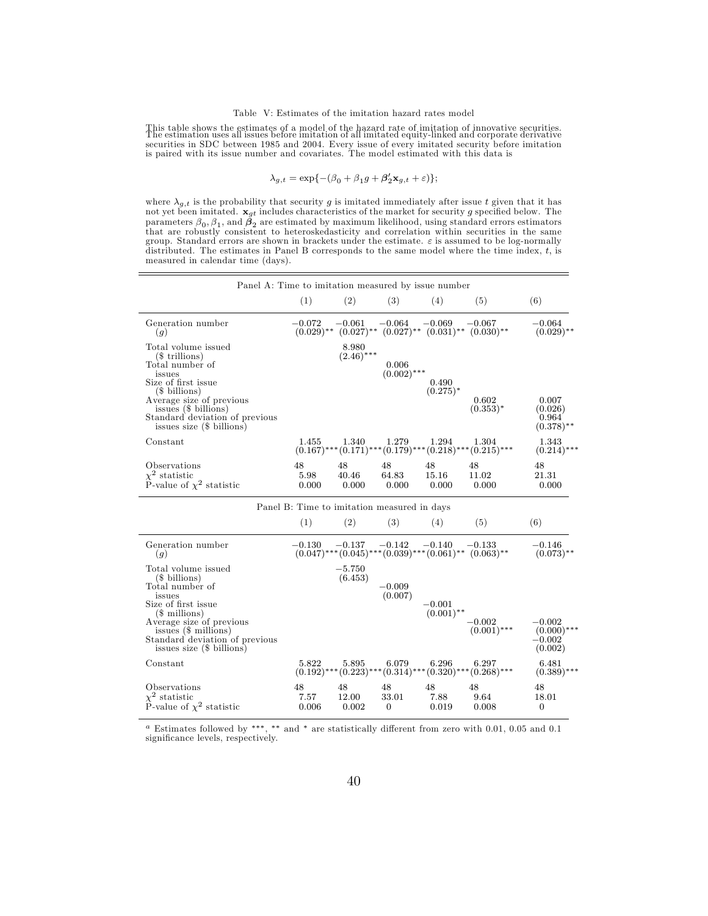Table V: Estimates of the imitation hazard rates model

This table shows the estimates of a model of the hazard rate of imitation of innovative securities. The estimation uses all issues before imitation of all imitated equity-linked and corporate derivative securities in SDC between 1985 and 2004. Every issue of every imitated security before imitation is paired with its issue number and covariates. The model estimated with this data is

$$\lambda_{g,t} = \exp\{-(\beta_0 + \beta_1 g + \boldsymbol{\beta}_2' \mathbf{x}_{g,t} + \varepsilon)\};$$

where $\lambda_{g,t}$ is the probability that security $g$ is imitated immediately after issue $t$ given that it has not yet been imitated. $\mathbf{x}_{gt}$ includes characteristics of the market for security $g$ specified below. The parameters $\beta_0, \beta_1$, and $\boldsymbol{\beta}_2$ are estimated by maximum likelihood, using standard errors estimators that are robustly consistent to heteroskedasticity and correlation within securities in the same group. Standard errors are shown in brackets under the estimate. $\varepsilon$ is assumed to be log-normally distributed. The estimates in Panel B corresponds to the same model where the time index, $t$, is measured in calendar time (days).

| Panel A: Time to imitation measured by issue number | | | | | | |
|---|---|---|---|---|---|---|
| | (1) | (2) | (3) | (4) | (5) | (6) |
| Generation number | −0.072 | −0.061 | −0.064 | −0.069 | −0.067 | −0.064 |
| ($g$) | (0.029)** | (0.027)** | (0.027)** | (0.031)** | (0.030)** | (0.029)** |
| Total volume issued | | 8.980 | | | | |
| ($ trillions) | | (2.46)*** | | | | |
| Total number of | | | 0.006 | | | |
| issues | | | (0.002)*** | | | |
| Size of first issue | | | | 0.490 | | |
| ($ billions) | | | | (0.275)* | | |
| Average size of previous | | | | | 0.602 | 0.007 |
| issues ($ billions) | | | | | (0.353)* | (0.026) |
| Standard deviation of previous | | | | | | 0.964 |
| issues size ($ billions) | | | | | | (0.378)** |
| Constant | 1.455 | 1.340 | 1.279 | 1.294 | 1.304 | 1.343 |
| | (0.167)*** | (0.171)*** | (0.179)*** | (0.218)*** | (0.215)*** | (0.214)*** |
| Observations | 48 | 48 | 48 | 48 | 48 | 48 |
| $\chi^2$ statistic | 5.98 | 40.46 | 64.83 | 15.16 | 11.02 | 21.31 |
| P-value of $\chi^2$ statistic | 0.000 | 0.000 | 0.000 | 0.000 | 0.000 | 0.000 |

| Panel B: Time to imitation measured in days | | | | | | |
|---|---|---|---|---|---|---|
| | (1) | (2) | (3) | (4) | (5) | (6) |
| Generation number | −0.130 | −0.137 | −0.142 | −0.140 | −0.133 | −0.146 |
| ($g$) | (0.047)*** | (0.045)*** | (0.039)*** | (0.061)** | (0.063)** | (0.073)** |
| Total volume issued | | −5.750 | | | | |
| ($ billions) | | (6.453) | | | | |
| Total number of | | | −0.009 | | | |
| issues | | | (0.007) | | | |
| Size of first issue | | | | −0.001 | | |
| ($ millions) | | | | (0.001)** | | |
| Average size of previous | | | | | −0.002 | −0.002 |
| issues ($ millions) | | | | | (0.001)*** | (0.000)*** |
| Standard deviation of previous | | | | | | −0.002 |
| issues size ($ billions) | | | | | | (0.002) |
| Constant | 5.822 | 5.895 | 6.079 | 6.296 | 6.297 | 6.481 |
| | (0.192)*** | (0.223)*** | (0.314)*** | (0.320)*** | (0.268)*** | (0.389)*** |
| Observations | 48 | 48 | 48 | 48 | 48 | 48 |
| $\chi^2$ statistic | 7.57 | 12.00 | 33.01 | 7.88 | 9.64 | 18.01 |
| P-value of $\chi^2$ statistic | 0.006 | 0.002 | 0 | 0.019 | 0.008 | 0 |

[a] Estimates followed by ***, ** and * are statistically different from zero with 0.01, 0.05 and 0.1 significance levels, respectively.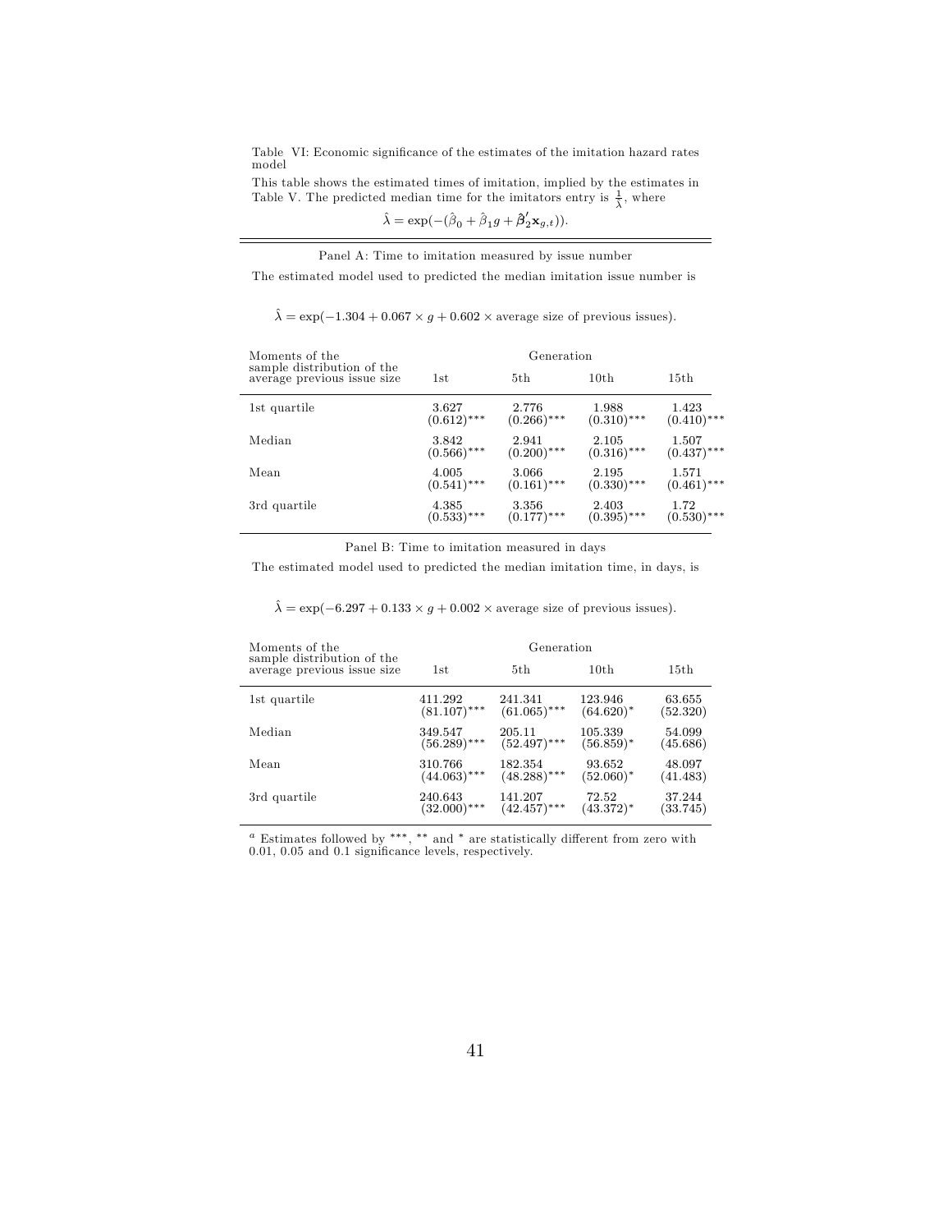Table VI: Economic significance of the estimates of the imitation hazard rates model

This table shows the estimated times of imitation, implied by the estimates in Table V. The predicted median time for the imitators entry is $\frac{1}{\hat{\lambda}}$, where

$$\hat{\lambda} = \exp(-(\hat{\beta}_0 + \hat{\beta}_1 g + \hat{\boldsymbol{\beta}}_2' \mathbf{x}_{g,t})).$$

Panel A: Time to imitation measured by issue number

The estimated model used to predicted the median imitation issue number is

$$\hat{\lambda} = \exp(-1.304 + 0.067 \times g + 0.602 \times \text{average size of previous issues}).$$

| Moments of the sample distribution of the average previous issue size | Generation | | | |
|---|---|---|---|---|
| | 1st | 5th | 10th | 15th |
| 1st quartile | 3.627<br>(0.612)*** | 2.776<br>(0.266)*** | 1.988<br>(0.310)*** | 1.423<br>(0.410)*** |
| Median | 3.842<br>(0.566)*** | 2.941<br>(0.200)*** | 2.105<br>(0.316)*** | 1.507<br>(0.437)*** |
| Mean | 4.005<br>(0.541)*** | 3.066<br>(0.161)*** | 2.195<br>(0.330)*** | 1.571<br>(0.461)*** |
| 3rd quartile | 4.385<br>(0.533)*** | 3.356<br>(0.177)*** | 2.403<br>(0.395)*** | 1.72<br>(0.530)*** |

Panel B: Time to imitation measured in days

The estimated model used to predicted the median imitation time, in days, is

$$\hat{\lambda} = \exp(-6.297 + 0.133 \times g + 0.002 \times \text{average size of previous issues}).$$

| Moments of the sample distribution of the average previous issue size | Generation | | | |
|---|---|---|---|---|
| | 1st | 5th | 10th | 15th |
| 1st quartile | 411.292<br>(81.107)*** | 241.341<br>(61.065)*** | 123.946<br>(64.620)* | 63.655<br>(52.320) |
| Median | 349.547<br>(56.289)*** | 205.11<br>(52.497)*** | 105.339<br>(56.859)* | 54.099<br>(45.686) |
| Mean | 310.766<br>(44.063)*** | 182.354<br>(48.288)*** | 93.652<br>(52.060)* | 48.097<br>(41.483) |
| 3rd quartile | 240.643<br>(32.000)*** | 141.207<br>(42.457)*** | 72.52<br>(43.372)* | 37.244<br>(33.745) |

[a] Estimates followed by ***, ** and * are statistically different from zero with 0.01, 0.05 and 0.1 significance levels, respectively.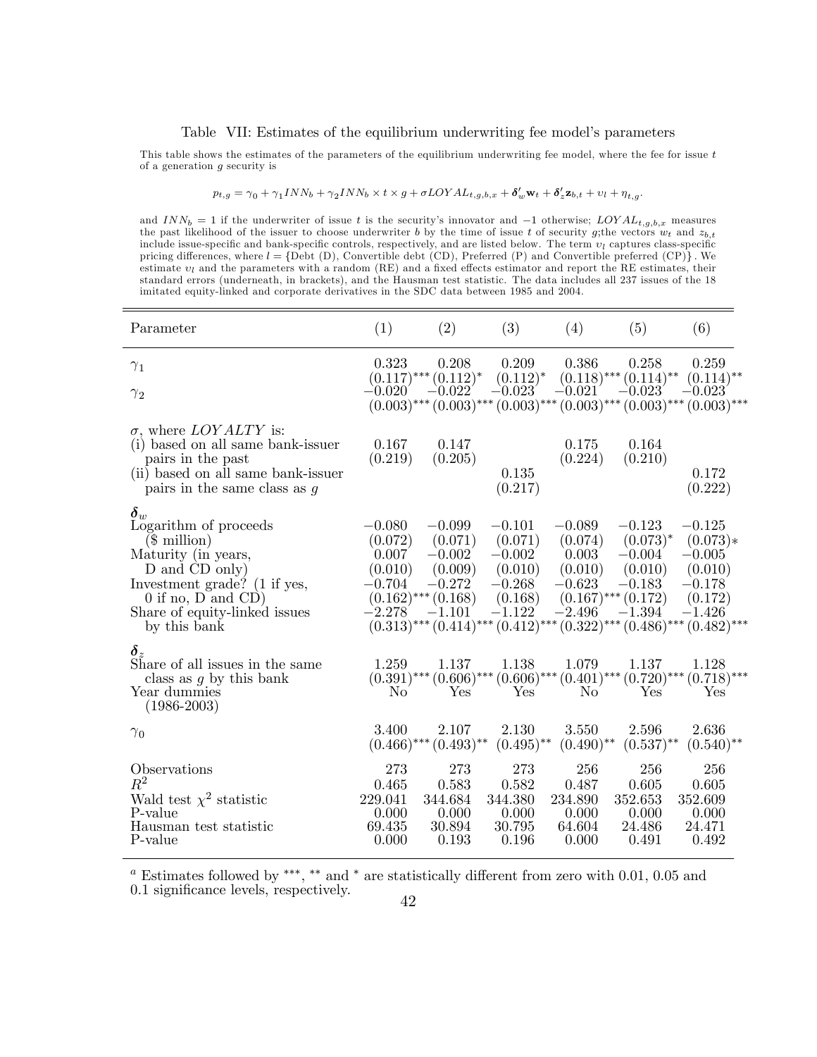Table VII: Estimates of the equilibrium underwriting fee model's parameters

This table shows the estimates of the parameters of the equilibrium underwriting fee model, where the fee for issue $t$ of a generation $g$ security is

$$p_{t,g} = \gamma_0 + \gamma_1 INN_b + \gamma_2 INN_b \times t \times g + \sigma LOYAL_{t,g,b,x} + \boldsymbol{\delta}'_w \mathbf{w}_t + \boldsymbol{\delta}'_z \mathbf{z}_{b,t} + \upsilon_l + \eta_{t,g}.$$

and $INN_b = 1$ if the underwriter of issue $t$ is the security's innovator and $-1$ otherwise; $LOYAL_{t,g,b,x}$ measures the past likelihood of the issuer to choose underwriter $b$ by the time of issue $t$ of security $g$;the vectors $w_t$ and $z_{b,t}$ include issue-specific and bank-specific controls, respectively, and are listed below. The term $\upsilon_l$ captures class-specific pricing differences, where $l = \{$Debt (D), Convertible debt (CD), Preferred (P) and Convertible preferred (CP)$\}$. We estimate $\upsilon_l$ and the parameters with a random (RE) and a fixed effects estimator and report the RE estimates, their standard errors (underneath, in brackets), and the Hausman test statistic. The data includes all 237 issues of the 18 imitated equity-linked and corporate derivatives in the SDC data between 1985 and 2004.

| Parameter | (1) | (2) | (3) | (4) | (5) | (6) |
|---|---|---|---|---|---|---|
| $\gamma_1$ | 0.323 | 0.208 | 0.209 | 0.386 | 0.258 | 0.259 |
| | (0.117)*** | (0.112)* | (0.112)* | (0.118)*** | (0.114)** | (0.114)** |
| $\gamma_2$ | −0.020 | −0.022 | −0.023 | −0.021 | −0.023 | −0.023 |
| | (0.003)*** | (0.003)*** | (0.003)*** | (0.003)*** | (0.003)*** | (0.003)*** |
| $\sigma$, where $LOYALTY$ is: | | | | | | |
| (i) based on all same bank-issuer pairs in the past | 0.167 | 0.147 | | 0.175 | 0.164 | |
| | (0.219) | (0.205) | | (0.224) | (0.210) | |
| (ii) based on all same bank-issuer pairs in the same class as $g$ | | | 0.135 | | | 0.172 |
| | | | (0.217) | | | (0.222) |
| $\boldsymbol{\delta}_w$ | | | | | | |
| Logarithm of proceeds ($ million) | −0.080 | −0.099 | −0.101 | −0.089 | −0.123 | −0.125 |
| | (0.072) | (0.071) | (0.071) | (0.074) | (0.073)* | (0.073)* |
| Maturity (in years, D and CD only) | 0.007 | −0.002 | −0.002 | 0.003 | −0.004 | −0.005 |
| | (0.010) | (0.009) | (0.010) | (0.010) | (0.010) | (0.010) |
| Investment grade? (1 if yes, 0 if no, D and CD) | −0.704 | −0.272 | −0.268 | −0.623 | −0.183 | −0.178 |
| | (0.162)*** | (0.168) | (0.168) | (0.167)*** | (0.172) | (0.172) |
| Share of equity-linked issues by this bank | −2.278 | −1.101 | −1.122 | −2.496 | −1.394 | −1.426 |
| | (0.313)*** | (0.414)*** | (0.412)*** | (0.322)*** | (0.486)*** | (0.482)*** |
| $\boldsymbol{\delta}_z$ | | | | | | |
| Share of all issues in the same class as $g$ by this bank | 1.259 | 1.137 | 1.138 | 1.079 | 1.137 | 1.128 |
| | (0.391)*** | (0.606)*** | (0.606)*** | (0.401)*** | (0.720)*** | (0.718)*** |
| Year dummies (1986-2003) | No | Yes | Yes | No | Yes | Yes |
| $\gamma_0$ | 3.400 | 2.107 | 2.130 | 3.550 | 2.596 | 2.636 |
| | (0.466)*** | (0.493)** | (0.495)** | (0.490)** | (0.537)** | (0.540)** |
| Observations | 273 | 273 | 273 | 256 | 256 | 256 |
| $R^2$ | 0.465 | 0.583 | 0.582 | 0.487 | 0.605 | 0.605 |
| Wald test $\chi^2$ statistic | 229.041 | 344.684 | 344.380 | 234.890 | 352.653 | 352.609 |
| P-value | 0.000 | 0.000 | 0.000 | 0.000 | 0.000 | 0.000 |
| Hausman test statistic | 69.435 | 30.894 | 30.795 | 64.604 | 24.486 | 24.471 |
| P-value | 0.000 | 0.193 | 0.196 | 0.000 | 0.491 | 0.492 |

[a] Estimates followed by ***, ** and * are statistically different from zero with 0.01, 0.05 and 0.1 significance levels, respectively.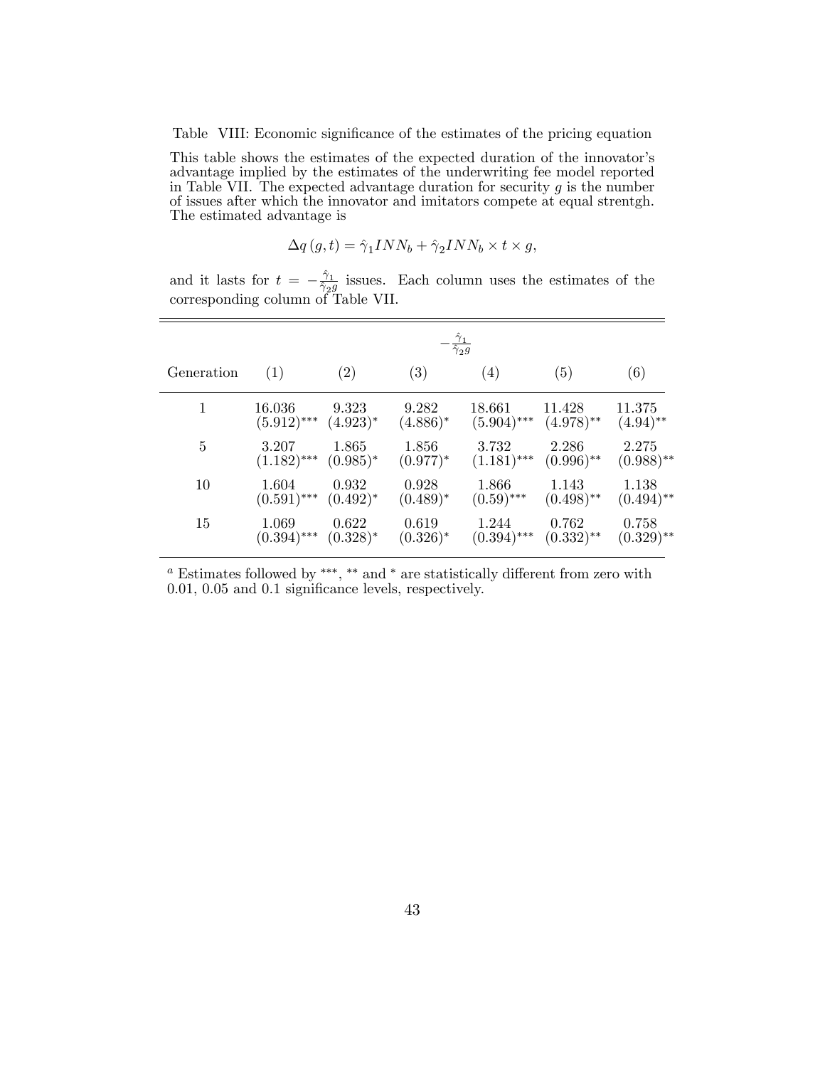Table VIII: Economic significance of the estimates of the pricing equation

This table shows the estimates of the expected duration of the innovator's advantage implied by the estimates of the underwriting fee model reported in Table VII. The expected advantage duration for security $g$ is the number of issues after which the innovator and imitators compete at equal strentgh. The estimated advantage is

$$\Delta q(g,t) = \hat{\gamma}_1 INN_b + \hat{\gamma}_2 INN_b \times t \times g,$$

and it lasts for $t = -\frac{\hat{\gamma}_1}{\hat{\gamma}_2 g}$ issues. Each column uses the estimates of the corresponding column of Table VII.

| | $-\frac{\hat{\gamma}_1}{\hat{\gamma}_2 g}$ | | | | | |
|---|---|---|---|---|---|---|
| Generation | (1) | (2) | (3) | (4) | (5) | (6) |
| 1 | 16.036 | 9.323 | 9.282 | 18.661 | 11.428 | 11.375 |
| | (5.912)*** | (4.923)* | (4.886)* | (5.904)*** | (4.978)** | (4.94)** |
| 5 | 3.207 | 1.865 | 1.856 | 3.732 | 2.286 | 2.275 |
| | (1.182)*** | (0.985)* | (0.977)* | (1.181)*** | (0.996)** | (0.988)** |
| 10 | 1.604 | 0.932 | 0.928 | 1.866 | 1.143 | 1.138 |
| | (0.591)*** | (0.492)* | (0.489)* | (0.59)*** | (0.498)** | (0.494)** |
| 15 | 1.069 | 0.622 | 0.619 | 1.244 | 0.762 | 0.758 |
| | (0.394)*** | (0.328)* | (0.326)* | (0.394)*** | (0.332)** | (0.329)** |

[a] Estimates followed by ***, ** and * are statistically different from zero with 0.01, 0.05 and 0.1 significance levels, respectively.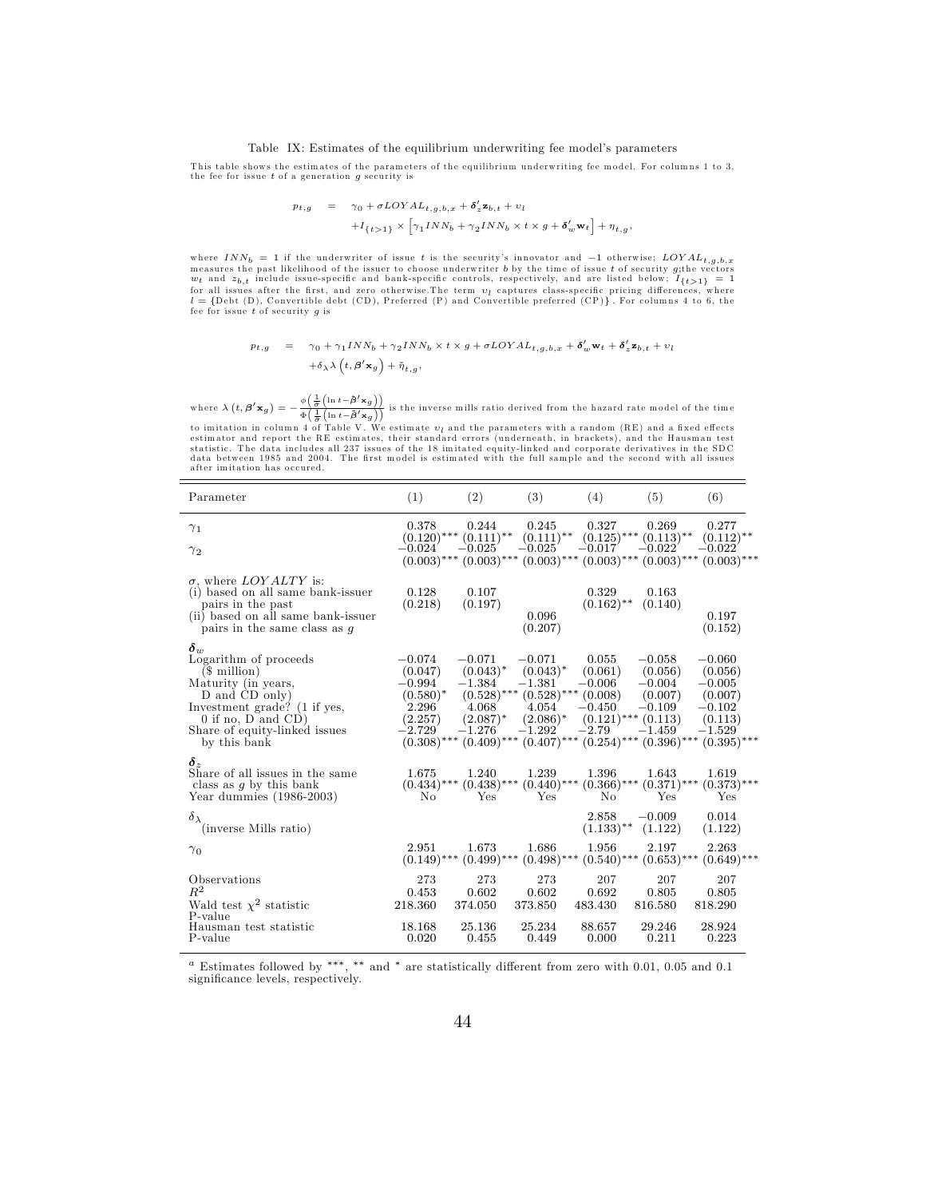Table IX: Estimates of the equilibrium underwriting fee model's parameters

This table shows the estimates of the parameters of the equilibrium underwriting fee model. For columns 1 to 3, the fee for issue $t$ of a generation $g$ security is

$$
\begin{aligned}
p_{t,g} &= \gamma_0 + \sigma LOYAL_{t,g,b,x} + \boldsymbol{\delta}_z' \mathbf{z}_{b,t} + \upsilon_l \\
&\quad + I_{\{t>1\}} \times \left[\gamma_1 INN_b + \gamma_2 INN_b \times t \times g + \boldsymbol{\delta}_w' \mathbf{w}_t\right] + \eta_{t,g},
\end{aligned}
$$

where $INN_b = 1$ if the underwriter of issue $t$ is the security's innovator and $-1$ otherwise; $LOYAL_{t,g,b,x}$ measures the past likelihood of the issuer to choose underwriter $b$ by the time of issue $t$ of security $g$;the vectors $w_t$ and $z_{b,t}$ include issue-specific and bank-specific controls, respectively, and are listed below; $I_{\{t>1\}} = 1$ for all issues after the first, and zero otherwise.The term $\upsilon_l$ captures class-specific pricing differences, where $l = \{$Debt (D), Convertible debt (CD), Preferred (P) and Convertible preferred (CP)$\}$. For columns 4 to 6, the fee for issue $t$ of security $g$ is

$$
\begin{aligned}
p_{t,g} &= \gamma_0 + \gamma_1 INN_b + \gamma_2 INN_b \times t \times g + \sigma LOYAL_{t,g,b,x} + \boldsymbol{\delta}_w' \mathbf{w}_t + \boldsymbol{\delta}_z' \mathbf{z}_{b,t} + \upsilon_l \\
&\quad + \delta_\lambda \lambda\left(t, \boldsymbol{\beta}' \mathbf{x}_g\right) + \tilde{\eta}_{t,g},
\end{aligned}
$$

where $\lambda\left(t, \boldsymbol{\beta}'\mathbf{x}_g\right) = -\frac{\phi\left(\frac{1}{\hat{\sigma}}\left(\ln t - \hat{\boldsymbol{\beta}}'\mathbf{x}_g\right)\right)}{\Phi\left(\frac{1}{\hat{\sigma}}\left(\ln t - \hat{\boldsymbol{\beta}}'\mathbf{x}_g\right)\right)}$ is the inverse mills ratio derived from the hazard rate model of the time to imitation in column 4 of Table V. We estimate $\upsilon_l$ and the parameters with a random (RE) and a fixed effects estimator and report the RE estimates, their standard errors (underneath, in brackets), and the Hausman test statistic. The data includes all 237 issues of the 18 imitated equity-linked and corporate derivatives in the SDC data between 1985 and 2004. The first model is estimated with the full sample and the second with all issues after imitation has occured.

| Parameter | (1) | (2) | (3) | (4) | (5) | (6) |
|---|---|---|---|---|---|---|
| $\gamma_1$ | 0.378 | 0.244 | 0.245 | 0.327 | 0.269 | 0.277 |
| | (0.120)*** | (0.111)** | (0.111)** | (0.125)*** | (0.113)** | (0.112)** |
| $\gamma_2$ | −0.024 | −0.025 | −0.025 | −0.017 | −0.022 | −0.022 |
| | (0.003)*** | (0.003)*** | (0.003)*** | (0.003)*** | (0.003)*** | (0.003)*** |
| $\sigma$, where $LOYALTY$ is: | | | | | | |
| (i) based on all same bank-issuer pairs in the past | 0.128 | 0.107 | | 0.329 | 0.163 | |
| | (0.218) | (0.197) | | (0.162)** | (0.140) | |
| (ii) based on all same bank-issuer pairs in the same class as $g$ | | | 0.096 | | | 0.197 |
| | | | (0.207) | | | (0.152) |
| $\boldsymbol{\delta}_w$ | | | | | | |
| Logarithm of proceeds | −0.074 | −0.071 | −0.071 | 0.055 | −0.058 | −0.060 |
| ($ million) | (0.047) | (0.043)* | (0.043)* | (0.061) | (0.056) | (0.056) |
| Maturity (in years, | −0.994 | −1.384 | −1.381 | −0.006 | −0.004 | −0.005 |
| D and CD only) | (0.580)* | (0.528)*** | (0.528)*** | (0.008) | (0.007) | (0.007) |
| Investment grade? (1 if yes, | 2.296 | 4.068 | 4.054 | −0.450 | −0.109 | −0.102 |
| 0 if no, D and CD) | (2.257) | (2.087)* | (2.086)* | (0.121)*** | (0.113) | (0.113) |
| Share of equity-linked issues | −2.729 | −1.276 | −1.292 | −2.79 | −1.459 | −1.529 |
| by this bank | (0.308)*** | (0.409)*** | (0.407)*** | (0.254)*** | (0.396)*** | (0.395)*** |
| $\boldsymbol{\delta}_z$ | | | | | | |
| Share of all issues in the same | 1.675 | 1.240 | 1.239 | 1.396 | 1.643 | 1.619 |
| class as $g$ by this bank | (0.434)*** | (0.438)*** | (0.440)*** | (0.366)*** | (0.371)*** | (0.373)*** |
| Year dummies (1986-2003) | No | Yes | Yes | No | Yes | Yes |
| $\delta_\lambda$ | | | | 2.858 | −0.009 | 0.014 |
| (inverse Mills ratio) | | | | (1.133)** | (1.122) | (1.122) |
| $\gamma_0$ | 2.951 | 1.673 | 1.686 | 1.956 | 2.197 | 2.263 |
| | (0.149)*** | (0.499)*** | (0.498)*** | (0.540)*** | (0.653)*** | (0.649)*** |
| Observations | 273 | 273 | 273 | 207 | 207 | 207 |
| $R^2$ | 0.453 | 0.602 | 0.602 | 0.692 | 0.805 | 0.805 |
| Wald test $\chi^2$ statistic | 218.360 | 374.050 | 373.850 | 483.430 | 816.580 | 818.290 |
| P-value | | | | | | |
| Hausman test statistic | 18.168 | 25.136 | 25.234 | 88.657 | 29.246 | 28.924 |
| P-value | 0.020 | 0.455 | 0.449 | 0.000 | 0.211 | 0.223 |

[a] Estimates followed by ***, ** and * are statistically different from zero with 0.01, 0.05 and 0.1 significance levels, respectively.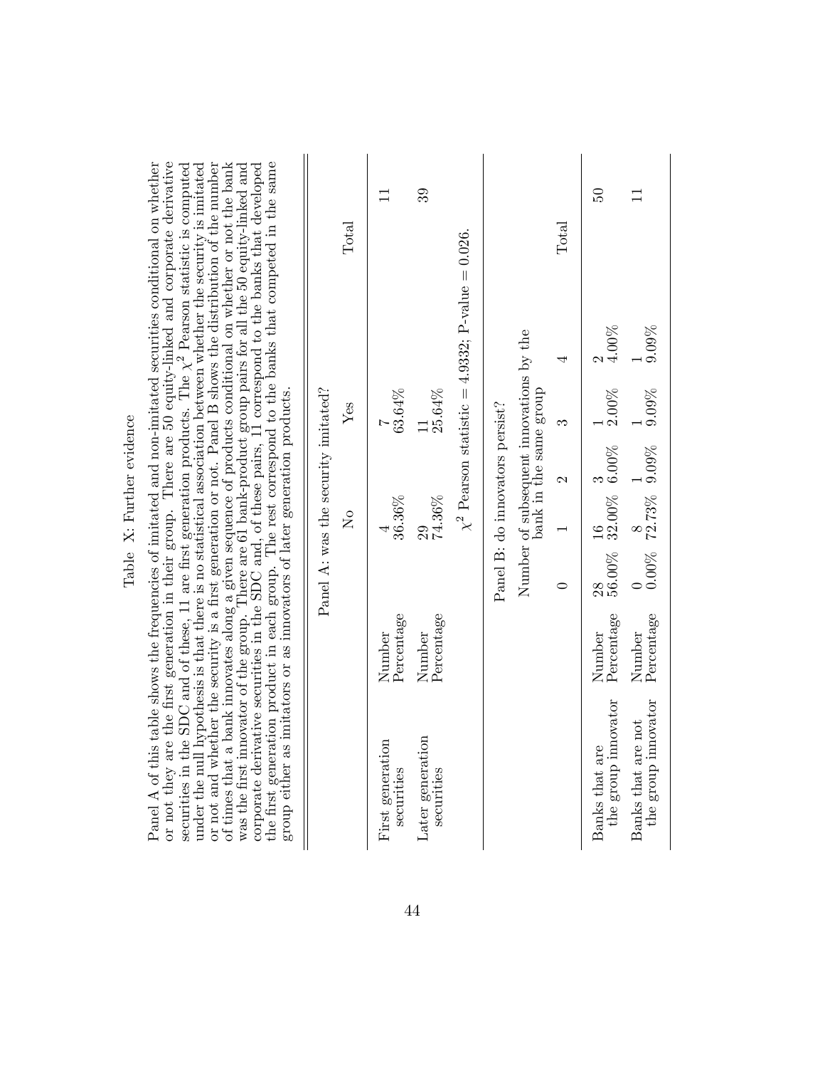# Table X: Further evidence

Panel A of this table shows the frequencies of imitated and non-imitated securities conditional on whether or not they are the first generation in their group. There are 50 equity-linked and corporate derivative securities in the SDC and of these, 11 are first generation products. The $\chi^2$ Pearson statistic is computed under the null hypothesis is that there is no statistical association between whether the security is imitated or not and whether the security is a first generation or not. Panel B shows the distribution of the number of times that a bank innovates along a given sequence of products conditional on whether or not the bank was the first innovator of the group. There are 61 bank-product group pairs for all the 50 equity-linked and corporate derivative securities in the SDC and, of these pairs, 11 correspond to the banks that developed the first generation product in each group. The rest correspond to the banks that competed in the same group either as imitators or as innovators of later generation products.

**Panel A: was the security imitated?**

| | | No | Yes | Total |
|---|---|---|---|---|
| First generation securities | Number | 4 | 7 | 11 |
| | Percentage | 36.36% | 63.64% | |
| Later generation securities | Number | 29 | 11 | 39 |
| | Percentage | 74.36% | 25.64% | |

$\chi^2$ Pearson statistic = 4.9332; P-value = 0.026.

**Panel B: do innovators persist?**

| | | Number of subsequent innovations by the bank in the same group | | | | | Total |
|---|---|---|---|---|---|---|---|
| | | 0 | 1 | 2 | 3 | 4 | |
| Banks that are the group innovator | Number | 28 | 16 | 3 | 1 | 2 | 50 |
| | Percentage | 56.00% | 32.00% | 6.00% | 2.00% | 4.00% | |
| Banks that are not the group innovator | Number | 0 | 8 | 1 | 1 | 1 | 11 |
| | Percentage | 0.00% | 72.73% | 9.09% | 9.09% | 9.09% | |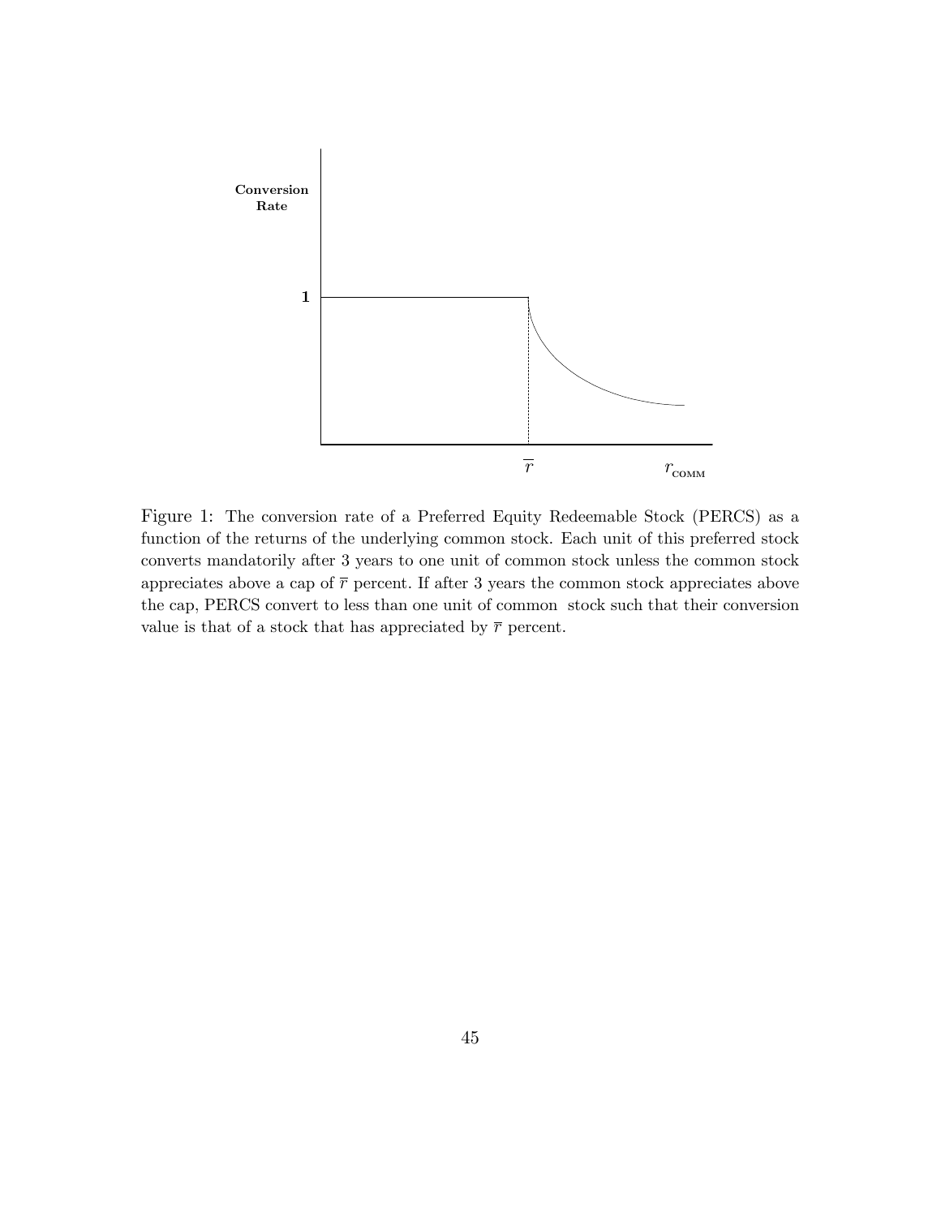Figure 1: The conversion rate of a Preferred Equity Redeemable Stock (PERCS) as a function of the returns of the underlying common stock. Each unit of this preferred stock converts mandatorily after 3 years to one unit of common stock unless the common stock appreciates above a cap of $\overline{r}$ percent. If after 3 years the common stock appreciates above the cap, PERCS convert to less than one unit of common stock such that their conversion value is that of a stock that has appreciated by $\overline{r}$ percent.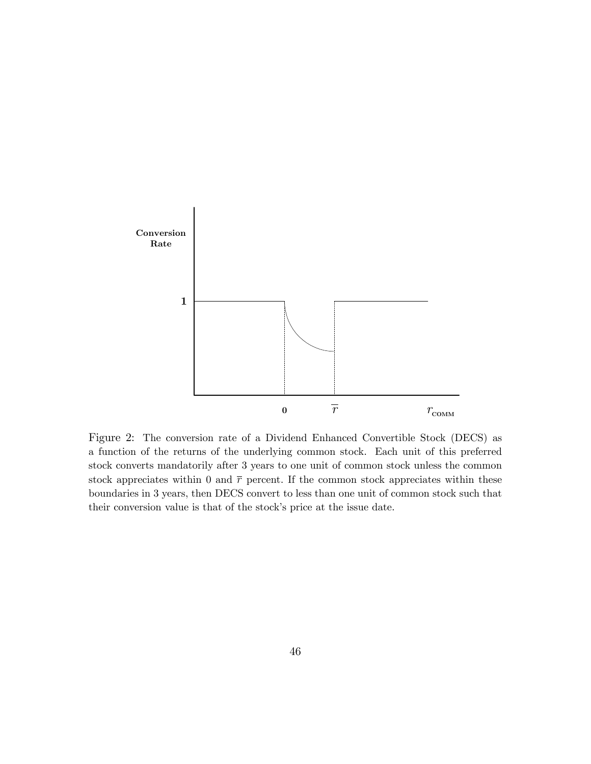Figure 2: The conversion rate of a Dividend Enhanced Convertible Stock (DECS) as a function of the returns of the underlying common stock. Each unit of this preferred stock converts mandatorily after 3 years to one unit of common stock unless the common stock appreciates within 0 and $\overline{r}$ percent. If the common stock appreciates within these boundaries in 3 years, then DECS convert to less than one unit of common stock such that their conversion value is that of the stock's price at the issue date.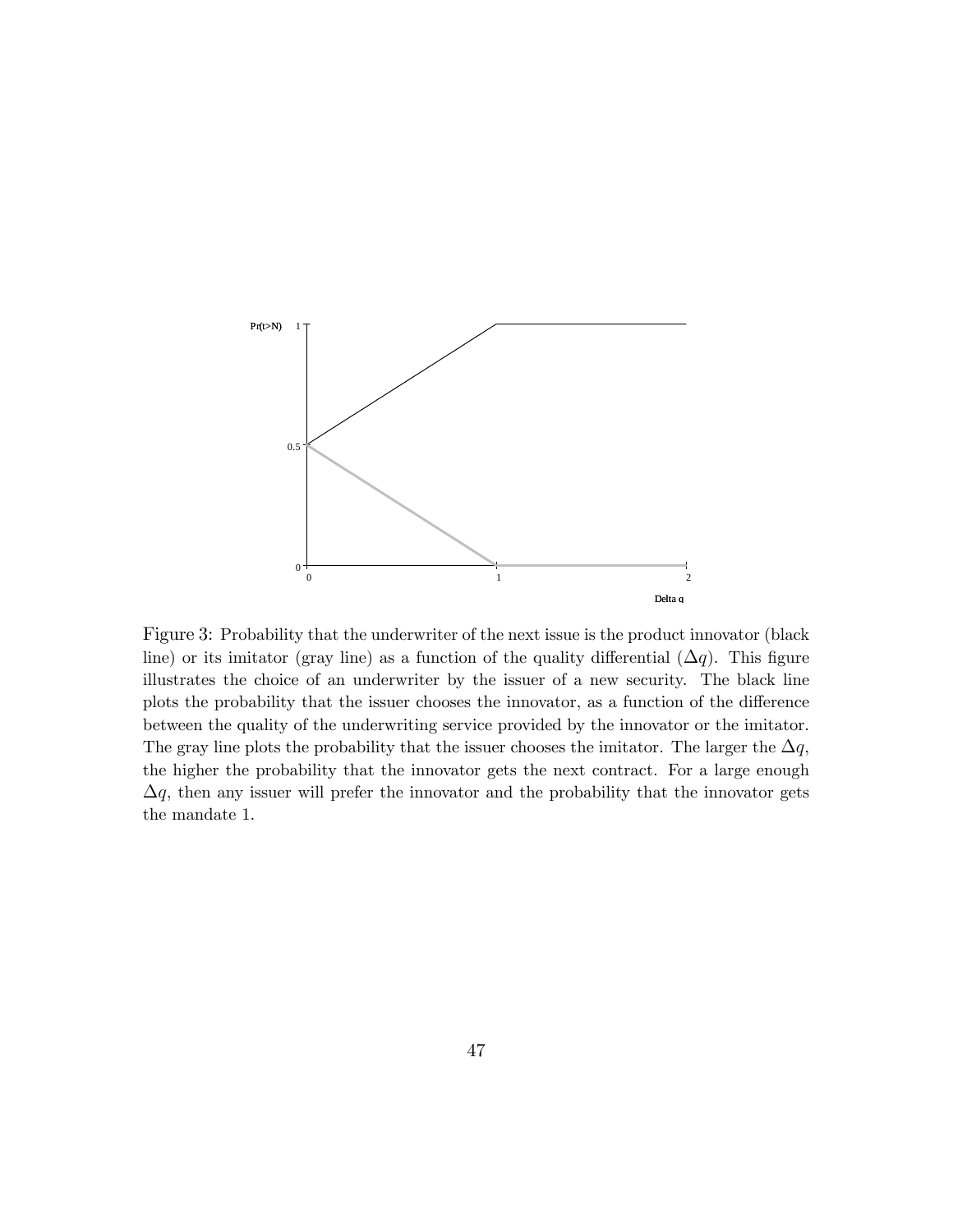Figure 3: Probability that the underwriter of the next issue is the product innovator (black line) or its imitator (gray line) as a function of the quality differential ($\Delta q$). This figure illustrates the choice of an underwriter by the issuer of a new security. The black line plots the probability that the issuer chooses the innovator, as a function of the difference between the quality of the underwriting service provided by the innovator or the imitator. The gray line plots the probability that the issuer chooses the imitator. The larger the $\Delta q$, the higher the probability that the innovator gets the next contract. For a large enough $\Delta q$, then any issuer will prefer the innovator and the probability that the innovator gets the mandate 1.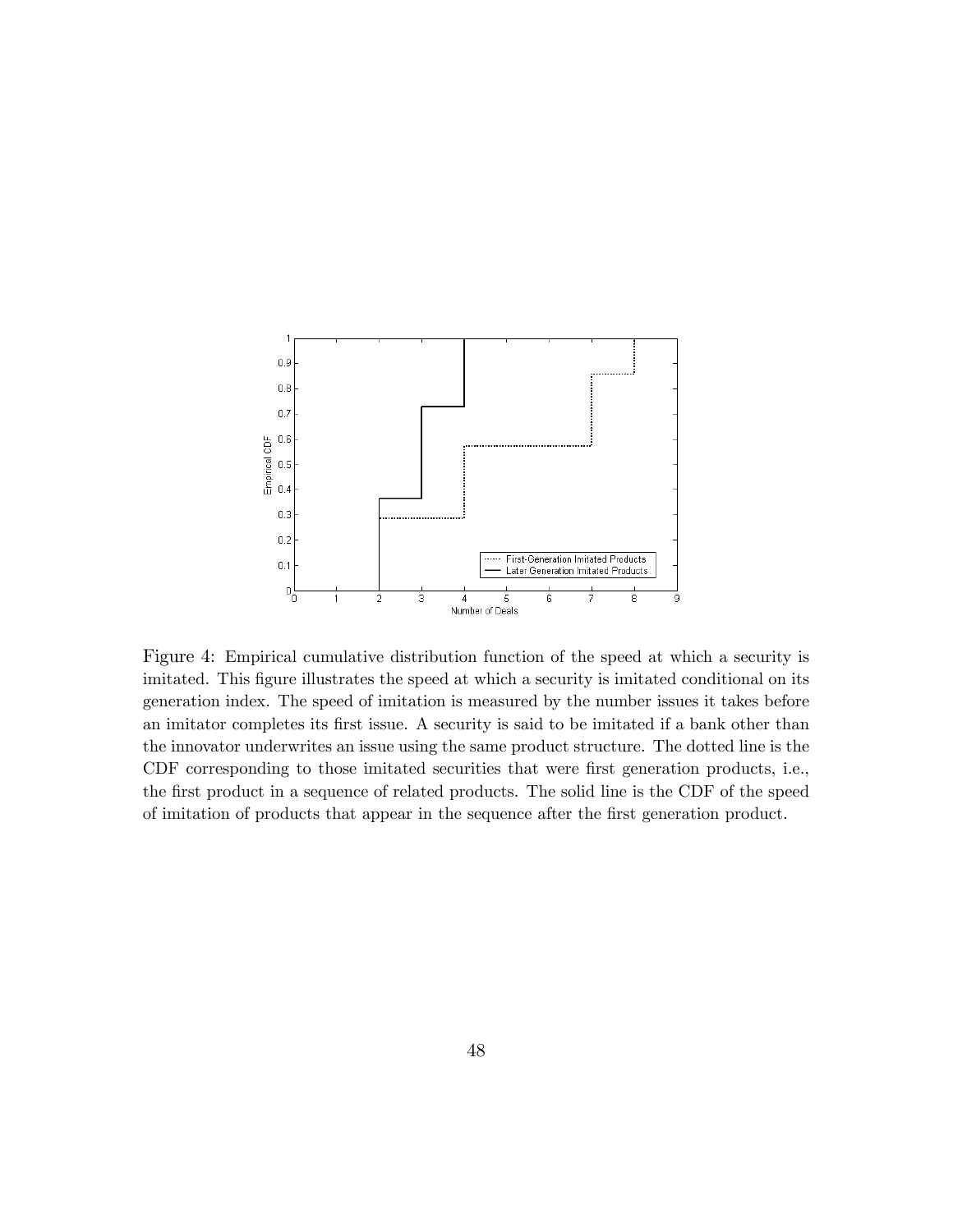Figure 4: Empirical cumulative distribution function of the speed at which a security is imitated. This figure illustrates the speed at which a security is imitated conditional on its generation index. The speed of imitation is measured by the number issues it takes before an imitator completes its first issue. A security is said to be imitated if a bank other than the innovator underwrites an issue using the same product structure. The dotted line is the CDF corresponding to those imitated securities that were first generation products, i.e., the first product in a sequence of related products. The solid line is the CDF of the speed of imitation of products that appear in the sequence after the first generation product.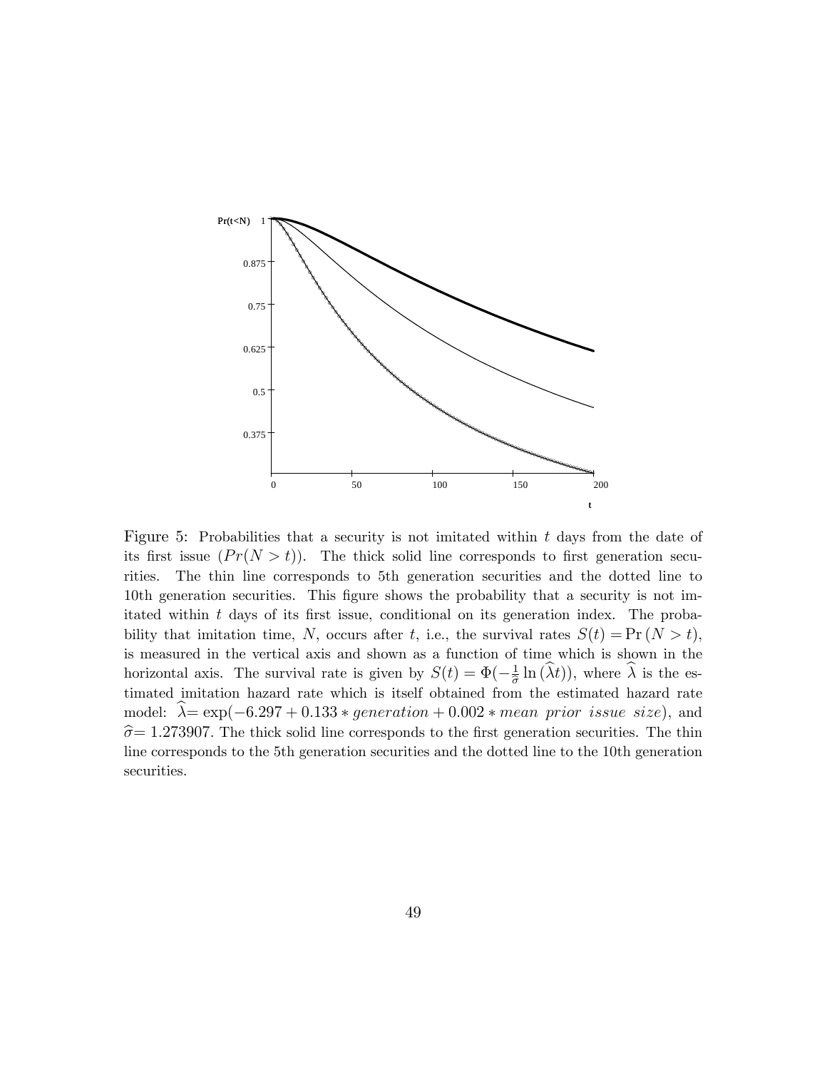Pr(t<N)

1

0.875

0.75

0.625

0.5

0.375

0

50

100

150

200

t

Figure 5: Probabilities that a security is not imitated within $t$ days from the date of its first issue ($Pr(N > t)$). The thick solid line corresponds to first generation securities. The thin line corresponds to 5th generation securities and the dotted line to 10th generation securities. This figure shows the probability that a security is not imitated within $t$ days of its first issue, conditional on its generation index. The probability that imitation time, $N$, occurs after $t$, i.e., the survival rates $S(t) = \Pr(N > t)$, is measured in the vertical axis and shown as a function of time which is shown in the horizontal axis. The survival rate is given by $S(t) = \Phi(-\frac{1}{\widehat{\sigma}} \ln(\widehat{\lambda} t))$, where $\widehat{\lambda}$ is the estimated imitation hazard rate which is itself obtained from the estimated hazard rate model: $\widehat{\lambda} = \exp(-6.297 + 0.133 * generation + 0.002 * mean\ prior\ issue\ size)$, and $\widehat{\sigma} = 1.273907$. The thick solid line corresponds to the first generation securities. The thin line corresponds to the 5th generation securities and the dotted line to the 10th generation securities.